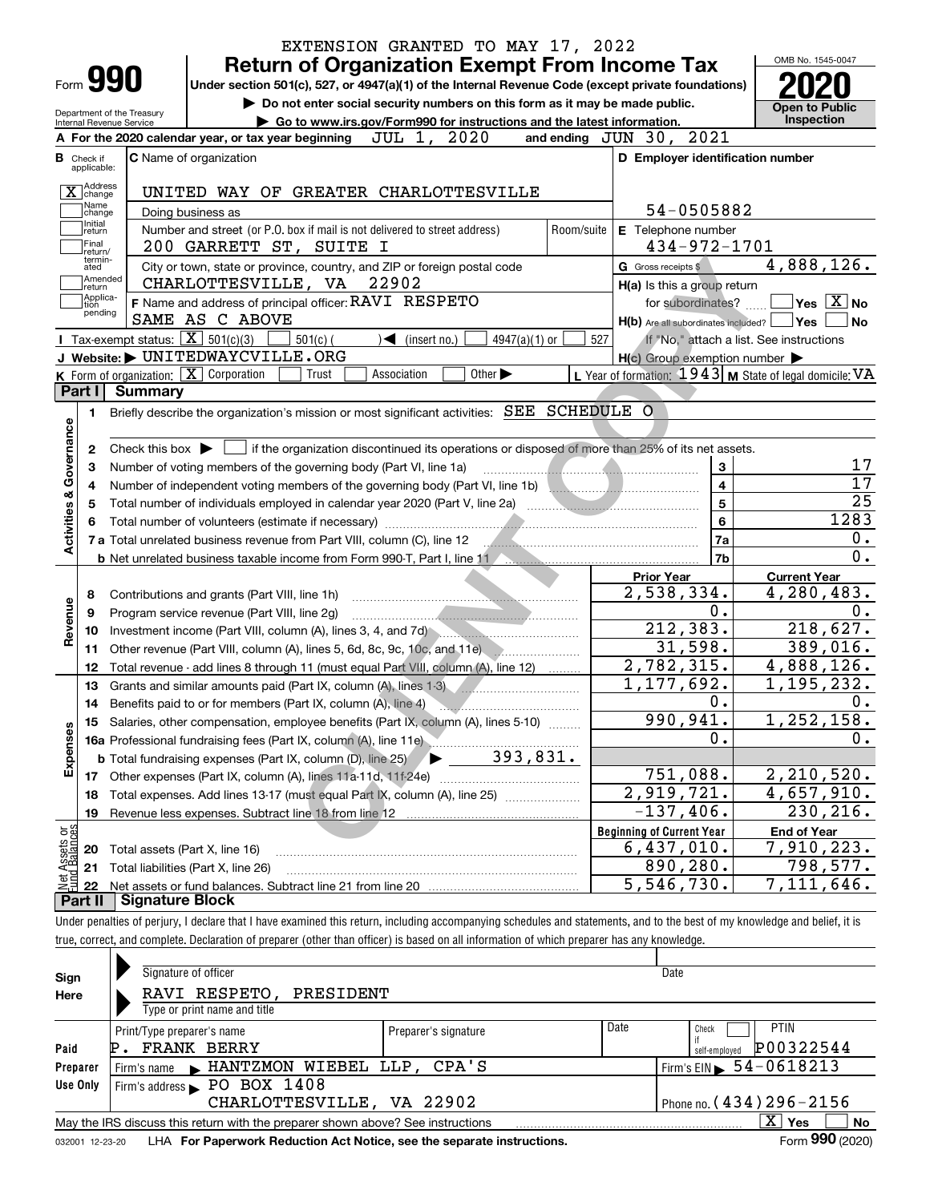EXTENSION GRANTED TO MAY 17, 2022

# Form 990 Return of Organization Exempt From Income Tax

**2020**

OMB No. 1545-0047

Under section 501(c), 527, or 4947(a)(1) of the Internal Revenue Code (except private foundations)

▶ Do not enter social security numbers on this form as it may be made public.

▶ Go to www.irs.gov/Form990 for instructions and the latest information.

Department of the Treasury
Internal Revenue Service

**Open to Public Inspection**

**A** For the 2020 calendar year, or tax year beginning JUL 1, 2020 and ending JUN 30, 2021

**B** Check if applicable:
- [X] Address change
- [ ] Name change
- [ ] Initial return
- [ ] Final return/terminated
- [ ] Amended return
- [ ] Application pending

**C** Name of organization: UNITED WAY OF GREATER CHARLOTTESVILLE

Doing business as

Number and street (or P.O. box if mail is not delivered to street address): 200 GARRETT ST, SUITE I — Room/suite

City or town, state or province, country, and ZIP or foreign postal code: CHARLOTTESVILLE, VA 22902

**F** Name and address of principal officer: RAVI RESPETO, SAME AS C ABOVE

**D** Employer identification number: 54-0505882

**E** Telephone number: 434-972-1701

**G** Gross receipts $ 4,888,126.

**H(a)** Is this a group return for subordinates? [ ] Yes [X] No

**H(b)** Are all subordinates included? [ ] Yes [ ] No — If "No," attach a list. See instructions

**H(c)** Group exemption number ▶

**I** Tax-exempt status: [X] 501(c)(3) [ ] 501(c) ( ) ◀ (insert no.) [ ] 4947(a)(1) or [ ] 527

**J** Website: ▶ UNITEDWAYCVILLE.ORG

**K** Form of organization: [X] Corporation [ ] Trust [ ] Association [ ] Other ▶

**L** Year of formation: 1943 **M** State of legal domicile: VA

## Part I Summary

**Activities & Governance**

1. Briefly describe the organization's mission or most significant activities: SEE SCHEDULE O
2. Check this box ▶ [ ] if the organization discontinued its operations or disposed of more than 25% of its net assets.

| Line | Description | | Value |
|---|---|---|---|
| 3 | Number of voting members of the governing body (Part VI, line 1a) | 3 | 17 |
| 4 | Number of independent voting members of the governing body (Part VI, line 1b) | 4 | 17 |
| 5 | Total number of individuals employed in calendar year 2020 (Part V, line 2a) | 5 | 25 |
| 6 | Total number of volunteers (estimate if necessary) | 6 | 1283 |
| 7a | Total unrelated business revenue from Part VIII, column (C), line 12 | 7a | 0. |
| 7b | Net unrelated business taxable income from Form 990-T, Part I, line 11 | 7b | 0. |

| Line | Description | Prior Year | Current Year |
|---|---|---|---|
| **Revenue** | | | |
| 8 | Contributions and grants (Part VIII, line 1h) | 2,538,334. | 4,280,483. |
| 9 | Program service revenue (Part VIII, line 2g) | 0. | 0. |
| 10 | Investment income (Part VIII, column (A), lines 3, 4, and 7d) | 212,383. | 218,627. |
| 11 | Other revenue (Part VIII, column (A), lines 5, 6d, 8c, 9c, 10c, and 11e) | 31,598. | 389,016. |
| 12 | Total revenue - add lines 8 through 11 (must equal Part VIII, column (A), line 12) | 2,782,315. | 4,888,126. |
| **Expenses** | | | |
| 13 | Grants and similar amounts paid (Part IX, column (A), lines 1-3) | 1,177,692. | 1,195,232. |
| 14 | Benefits paid to or for members (Part IX, column (A), line 4) | 0. | 0. |
| 15 | Salaries, other compensation, employee benefits (Part IX, column (A), lines 5-10) | 990,941. | 1,252,158. |
| 16a | Professional fundraising fees (Part IX, column (A), line 11e) | 0. | 0. |
| b | Total fundraising expenses (Part IX, column (D), line 25) ▶ 393,831. | | |
| 17 | Other expenses (Part IX, column (A), lines 11a-11d, 11f-24e) | 751,088. | 2,210,520. |
| 18 | Total expenses. Add lines 13-17 (must equal Part IX, column (A), line 25) | 2,919,721. | 4,657,910. |
| 19 | Revenue less expenses. Subtract line 18 from line 12 | -137,406. | 230,216. |

| Line | Net Assets or Fund Balances | Beginning of Current Year | End of Year |
|---|---|---|---|
| 20 | Total assets (Part X, line 16) | 6,437,010. | 7,910,223. |
| 21 | Total liabilities (Part X, line 26) | 890,280. | 798,577. |
| 22 | Net assets or fund balances. Subtract line 21 from line 20 | 5,546,730. | 7,111,646. |

## Part II Signature Block

Under penalties of perjury, I declare that I have examined this return, including accompanying schedules and statements, and to the best of my knowledge and belief, it is true, correct, and complete. Declaration of preparer (other than officer) is based on all information of which preparer has any knowledge.

**Sign Here**

Signature of officer — Date

RAVI RESPETO, PRESIDENT
Type or print name and title

**Paid Preparer Use Only**

| Print/Type preparer's name | Preparer's signature | Date | Check [ ] if self-employed | PTIN |
|---|---|---|---|---|
| P. FRANK BERRY | | | | P00322544 |

Firm's name ▶ HANTZMON WIEBEL LLP, CPA'S — Firm's EIN ▶ 54-0618213

Firm's address ▶ PO BOX 1408, CHARLOTTESVILLE, VA 22902 — Phone no. (434)296-2156

May the IRS discuss this return with the preparer shown above? See instructions [X] Yes [ ] No

032001 12-23-20 LHA For Paperwork Reduction Act Notice, see the separate instructions. Form 990 (2020)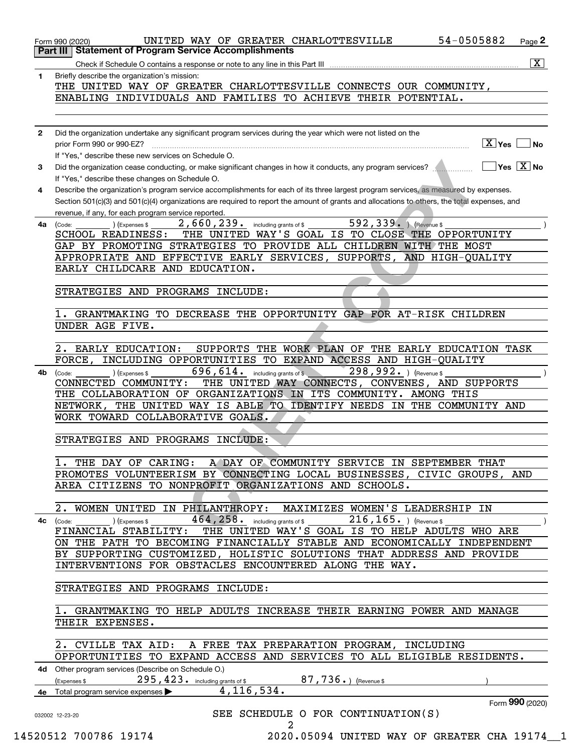Form 990 (2020) UNITED WAY OF GREATER CHARLOTTESVILLE 54-0505882

## Part III Statement of Program Service Accomplishments

Check if Schedule O contains a response or note to any line in this Part III [X]

**1** Briefly describe the organization's mission:

THE UNITED WAY OF GREATER CHARLOTTESVILLE CONNECTS OUR COMMUNITY, ENABLING INDIVIDUALS AND FAMILIES TO ACHIEVE THEIR POTENTIAL.

**2** Did the organization undertake any significant program services during the year which were not listed on the prior Form 990 or 990-EZ? [X] Yes [ ] No

If "Yes," describe these new services on Schedule O.

**3** Did the organization cease conducting, or make significant changes in how it conducts, any program services? [ ] Yes [X] No

If "Yes," describe these changes on Schedule O.

**4** Describe the organization's program service accomplishments for each of its three largest program services, as measured by expenses. Section 501(c)(3) and 501(c)(4) organizations are required to report the amount of grants and allocations to others, the total expenses, and revenue, if any, for each program service reported.

**4a** (Code: ) (Expenses $ 2,660,239. including grants of $ 592,339. ) (Revenue $ )

SCHOOL READINESS: THE UNITED WAY'S GOAL IS TO CLOSE THE OPPORTUNITY GAP BY PROMOTING STRATEGIES TO PROVIDE ALL CHILDREN WITH THE MOST APPROPRIATE AND EFFECTIVE EARLY SERVICES, SUPPORTS, AND HIGH-QUALITY EARLY CHILDCARE AND EDUCATION.

STRATEGIES AND PROGRAMS INCLUDE:

1. GRANTMAKING TO DECREASE THE OPPORTUNITY GAP FOR AT-RISK CHILDREN UNDER AGE FIVE.

2. EARLY EDUCATION: SUPPORTS THE WORK PLAN OF THE EARLY EDUCATION TASK FORCE, INCLUDING OPPORTUNITIES TO EXPAND ACCESS AND HIGH-QUALITY

**4b** (Code: ) (Expenses $ 696,614. including grants of $ 298,992. ) (Revenue $ )

CONNECTED COMMUNITY: THE UNITED WAY CONNECTS, CONVENES, AND SUPPORTS THE COLLABORATION OF ORGANIZATIONS IN ITS COMMUNITY. AMONG THIS NETWORK, THE UNITED WAY IS ABLE TO IDENTIFY NEEDS IN THE COMMUNITY AND WORK TOWARD COLLABORATIVE GOALS.

STRATEGIES AND PROGRAMS INCLUDE:

1. THE DAY OF CARING: A DAY OF COMMUNITY SERVICE IN SEPTEMBER THAT PROMOTES VOLUNTEERISM BY CONNECTING LOCAL BUSINESSES, CIVIC GROUPS, AND AREA CITIZENS TO NONPROFIT ORGANIZATIONS AND SCHOOLS.

2. WOMEN UNITED IN PHILANTHROPY: MAXIMIZES WOMEN'S LEADERSHIP IN

**4c** (Code: ) (Expenses $ 464,258. including grants of $ 216,165. ) (Revenue $ )

FINANCIAL STABILITY: THE UNITED WAY'S GOAL IS TO HELP ADULTS WHO ARE ON THE PATH TO BECOMING FINANCIALLY STABLE AND ECONOMICALLY INDEPENDENT BY SUPPORTING CUSTOMIZED, HOLISTIC SOLUTIONS THAT ADDRESS AND PROVIDE INTERVENTIONS FOR OBSTACLES ENCOUNTERED ALONG THE WAY.

STRATEGIES AND PROGRAMS INCLUDE:

1. GRANTMAKING TO HELP ADULTS INCREASE THEIR EARNING POWER AND MANAGE THEIR EXPENSES.

2. CVILLE TAX AID: A FREE TAX PREPARATION PROGRAM, INCLUDING OPPORTUNITIES TO EXPAND ACCESS AND SERVICES TO ALL ELIGIBLE RESIDENTS.

**4d** Other program services (Describe on Schedule O.)

(Expenses $ 295,423. including grants of $ 87,736. ) (Revenue $ )

**4e** Total program service expenses ▶ 4,116,534.

Form **990** (2020)

032002 12-23-20

SEE SCHEDULE O FOR CONTINUATION(S)

14520512 700786 19174 2020.05094 UNITED WAY OF GREATER CHA 19174__1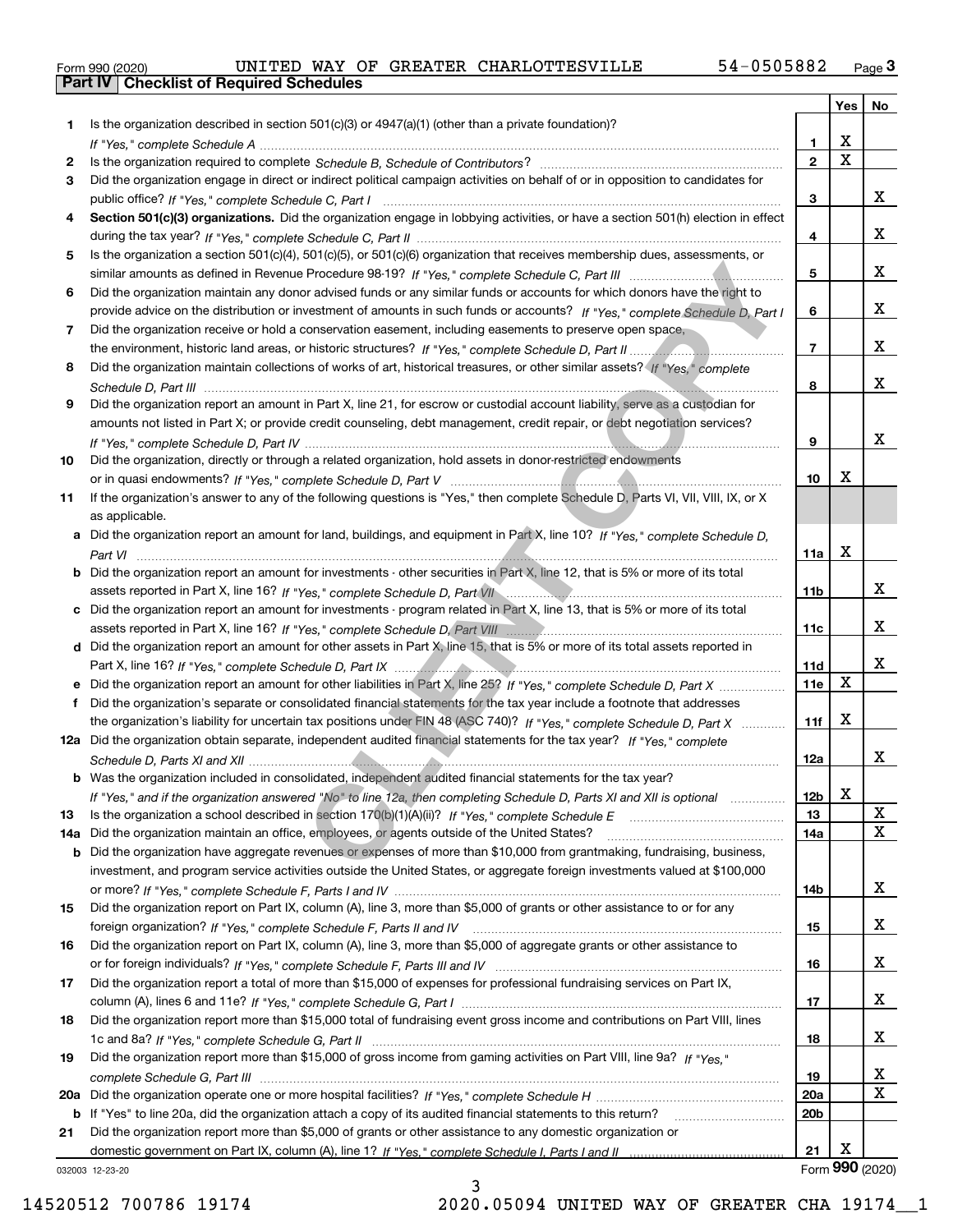Form 990 (2020) UNITED WAY OF GREATER CHARLOTTESVILLE 54-0505882 Page 3

## Part IV Checklist of Required Schedules

| | | | Yes | No |
|---|---|---|---|---|
| 1 | Is the organization described in section 501(c)(3) or 4947(a)(1) (other than a private foundation)? *If "Yes," complete Schedule A* | 1 | X | |
| 2 | Is the organization required to complete *Schedule B, Schedule of Contributors*? | 2 | X | |
| 3 | Did the organization engage in direct or indirect political campaign activities on behalf of or in opposition to candidates for public office? *If "Yes," complete Schedule C, Part I* | 3 | | X |
| 4 | **Section 501(c)(3) organizations.** Did the organization engage in lobbying activities, or have a section 501(h) election in effect during the tax year? *If "Yes," complete Schedule C, Part II* | 4 | | X |
| 5 | Is the organization a section 501(c)(4), 501(c)(5), or 501(c)(6) organization that receives membership dues, assessments, or similar amounts as defined in Revenue Procedure 98-19? *If "Yes," complete Schedule C, Part III* | 5 | | X |
| 6 | Did the organization maintain any donor advised funds or any similar funds or accounts for which donors have the right to provide advice on the distribution or investment of amounts in such funds or accounts? *If "Yes," complete Schedule D, Part I* | 6 | | X |
| 7 | Did the organization receive or hold a conservation easement, including easements to preserve open space, the environment, historic land areas, or historic structures? *If "Yes," complete Schedule D, Part II* | 7 | | X |
| 8 | Did the organization maintain collections of works of art, historical treasures, or other similar assets? *If "Yes," complete Schedule D, Part III* | 8 | | X |
| 9 | Did the organization report an amount in Part X, line 21, for escrow or custodial account liability, serve as a custodian for amounts not listed in Part X; or provide credit counseling, debt management, credit repair, or debt negotiation services? *If "Yes," complete Schedule D, Part IV* | 9 | | X |
| 10 | Did the organization, directly or through a related organization, hold assets in donor-restricted endowments or in quasi endowments? *If "Yes," complete Schedule D, Part V* | 10 | X | |
| 11 | If the organization's answer to any of the following questions is "Yes," then complete Schedule D, Parts VI, VII, VIII, IX, or X as applicable. | | | |
| a | Did the organization report an amount for land, buildings, and equipment in Part X, line 10? *If "Yes," complete Schedule D, Part VI* | 11a | X | |
| b | Did the organization report an amount for investments - other securities in Part X, line 12, that is 5% or more of its total assets reported in Part X, line 16? *If "Yes," complete Schedule D, Part VII* | 11b | | X |
| c | Did the organization report an amount for investments - program related in Part X, line 13, that is 5% or more of its total assets reported in Part X, line 16? *If "Yes," complete Schedule D, Part VIII* | 11c | | X |
| d | Did the organization report an amount for other assets in Part X, line 15, that is 5% or more of its total assets reported in Part X, line 16? *If "Yes," complete Schedule D, Part IX* | 11d | | X |
| e | Did the organization report an amount for other liabilities in Part X, line 25? *If "Yes," complete Schedule D, Part X* | 11e | X | |
| f | Did the organization's separate or consolidated financial statements for the tax year include a footnote that addresses the organization's liability for uncertain tax positions under FIN 48 (ASC 740)? *If "Yes," complete Schedule D, Part X* | 11f | X | |
| 12a | Did the organization obtain separate, independent audited financial statements for the tax year? *If "Yes," complete Schedule D, Parts XI and XII* | 12a | | X |
| b | Was the organization included in consolidated, independent audited financial statements for the tax year? *If "Yes," and if the organization answered "No" to line 12a, then completing Schedule D, Parts XI and XII is optional* | 12b | X | |
| 13 | Is the organization a school described in section 170(b)(1)(A)(ii)? *If "Yes," complete Schedule E* | 13 | | X |
| 14a | Did the organization maintain an office, employees, or agents outside of the United States? | 14a | | X |
| b | Did the organization have aggregate revenues or expenses of more than $10,000 from grantmaking, fundraising, business, investment, and program service activities outside the United States, or aggregate foreign investments valued at $100,000 or more? *If "Yes," complete Schedule F, Parts I and IV* | 14b | | X |
| 15 | Did the organization report on Part IX, column (A), line 3, more than $5,000 of grants or other assistance to or for any foreign organization? *If "Yes," complete Schedule F, Parts II and IV* | 15 | | X |
| 16 | Did the organization report on Part IX, column (A), line 3, more than $5,000 of aggregate grants or other assistance to or for foreign individuals? *If "Yes," complete Schedule F, Parts III and IV* | 16 | | X |
| 17 | Did the organization report a total of more than $15,000 of expenses for professional fundraising services on Part IX, column (A), lines 6 and 11e? *If "Yes," complete Schedule G, Part I* | 17 | | X |
| 18 | Did the organization report more than $15,000 total of fundraising event gross income and contributions on Part VIII, lines 1c and 8a? *If "Yes," complete Schedule G, Part II* | 18 | | X |
| 19 | Did the organization report more than $15,000 of gross income from gaming activities on Part VIII, line 9a? *If "Yes," complete Schedule G, Part III* | 19 | | X |
| 20a | Did the organization operate one or more hospital facilities? *If "Yes," complete Schedule H* | 20a | | X |
| b | If "Yes" to line 20a, did the organization attach a copy of its audited financial statements to this return? | 20b | | |
| 21 | Did the organization report more than $5,000 of grants or other assistance to any domestic organization or domestic government on Part IX, column (A), line 1? *If "Yes," complete Schedule I, Parts I and II* | 21 | X | |

032003 12-23-20

Form **990** (2020)

14520512 700786 19174 2020.05094 UNITED WAY OF GREATER CHA 19174__1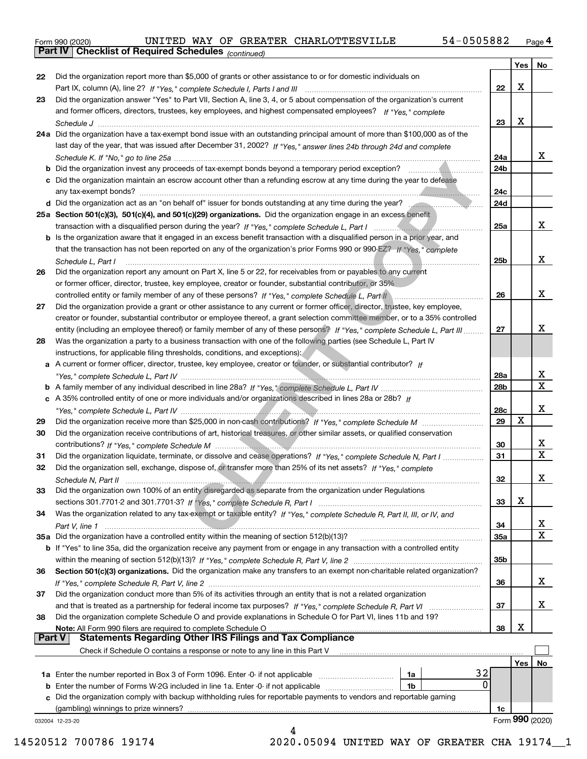Form 990 (2020) UNITED WAY OF GREATER CHARLOTTESVILLE 54-0505882

**Part IV Checklist of Required Schedules** *(continued)*

| | | | Yes | No |
|---|---|---|---|---|
| 22 | Did the organization report more than $5,000 of grants or other assistance to or for domestic individuals on Part IX, column (A), line 2? *If "Yes," complete Schedule I, Parts I and III* | 22 | X | |
| 23 | Did the organization answer "Yes" to Part VII, Section A, line 3, 4, or 5 about compensation of the organization's current and former officers, directors, trustees, key employees, and highest compensated employees? *If "Yes," complete Schedule J* | 23 | X | |
| 24a | Did the organization have a tax-exempt bond issue with an outstanding principal amount of more than $100,000 as of the last day of the year, that was issued after December 31, 2002? *If "Yes," answer lines 24b through 24d and complete Schedule K. If "No," go to line 25a* | 24a | | X |
| b | Did the organization invest any proceeds of tax-exempt bonds beyond a temporary period exception? | 24b | | |
| c | Did the organization maintain an escrow account other than a refunding escrow at any time during the year to defease any tax-exempt bonds? | 24c | | |
| d | Did the organization act as an "on behalf of" issuer for bonds outstanding at any time during the year? | 24d | | |
| 25a | **Section 501(c)(3), 501(c)(4), and 501(c)(29) organizations.** Did the organization engage in an excess benefit transaction with a disqualified person during the year? *If "Yes," complete Schedule L, Part I* | 25a | | X |
| b | Is the organization aware that it engaged in an excess benefit transaction with a disqualified person in a prior year, and that the transaction has not been reported on any of the organization's prior Forms 990 or 990-EZ? *If "Yes," complete Schedule L, Part I* | 25b | | X |
| 26 | Did the organization report any amount on Part X, line 5 or 22, for receivables from or payables to any current or former officer, director, trustee, key employee, creator or founder, substantial contributor, or 35% controlled entity or family member of any of these persons? *If "Yes," complete Schedule L, Part II* | 26 | | X |
| 27 | Did the organization provide a grant or other assistance to any current or former officer, director, trustee, key employee, creator or founder, substantial contributor or employee thereof, a grant selection committee member, or to a 35% controlled entity (including an employee thereof) or family member of any of these persons? *If "Yes," complete Schedule L, Part III* | 27 | | X |
| 28 | Was the organization a party to a business transaction with one of the following parties (see Schedule L, Part IV instructions, for applicable filing thresholds, conditions, and exceptions): | | | |
| a | A current or former officer, director, trustee, key employee, creator or founder, or substantial contributor? *If "Yes," complete Schedule L, Part IV* | 28a | | X |
| b | A family member of any individual described in line 28a? *If "Yes," complete Schedule L, Part IV* | 28b | | X |
| c | A 35% controlled entity of one or more individuals and/or organizations described in lines 28a or 28b? *If "Yes," complete Schedule L, Part IV* | 28c | | X |
| 29 | Did the organization receive more than $25,000 in non-cash contributions? *If "Yes," complete Schedule M* | 29 | X | |
| 30 | Did the organization receive contributions of art, historical treasures, or other similar assets, or qualified conservation contributions? *If "Yes," complete Schedule M* | 30 | | X |
| 31 | Did the organization liquidate, terminate, or dissolve and cease operations? *If "Yes," complete Schedule N, Part I* | 31 | | X |
| 32 | Did the organization sell, exchange, dispose of, or transfer more than 25% of its net assets? *If "Yes," complete Schedule N, Part II* | 32 | | X |
| 33 | Did the organization own 100% of an entity disregarded as separate from the organization under Regulations sections 301.7701-2 and 301.7701-3? *If "Yes," complete Schedule R, Part I* | 33 | X | |
| 34 | Was the organization related to any tax-exempt or taxable entity? *If "Yes," complete Schedule R, Part II, III, or IV, and Part V, line 1* | 34 | | X |
| 35a | Did the organization have a controlled entity within the meaning of section 512(b)(13)? | 35a | | X |
| b | If "Yes" to line 35a, did the organization receive any payment from or engage in any transaction with a controlled entity within the meaning of section 512(b)(13)? *If "Yes," complete Schedule R, Part V, line 2* | 35b | | |
| 36 | **Section 501(c)(3) organizations.** Did the organization make any transfers to an exempt non-charitable related organization? *If "Yes," complete Schedule R, Part V, line 2* | 36 | | X |
| 37 | Did the organization conduct more than 5% of its activities through an entity that is not a related organization and that is treated as a partnership for federal income tax purposes? *If "Yes," complete Schedule R, Part VI* | 37 | | X |
| 38 | Did the organization complete Schedule O and provide explanations in Schedule O for Part VI, lines 11b and 19? **Note:** All Form 990 filers are required to complete Schedule O | 38 | X | |

**Part V Statements Regarding Other IRS Filings and Tax Compliance**

Check if Schedule O contains a response or note to any line in this Part V ☐

| | | | | | Yes | No |
|---|---|---|---|---|---|---|
| 1a | Enter the number reported in Box 3 of Form 1096. Enter -0- if not applicable | 1a | 32 | | | |
| b | Enter the number of Forms W-2G included in line 1a. Enter -0- if not applicable | 1b | 0 | | | |
| c | Did the organization comply with backup withholding rules for reportable payments to vendors and reportable gaming (gambling) winnings to prize winners? | | | 1c | | |

032004 12-23-20

Form **990** (2020)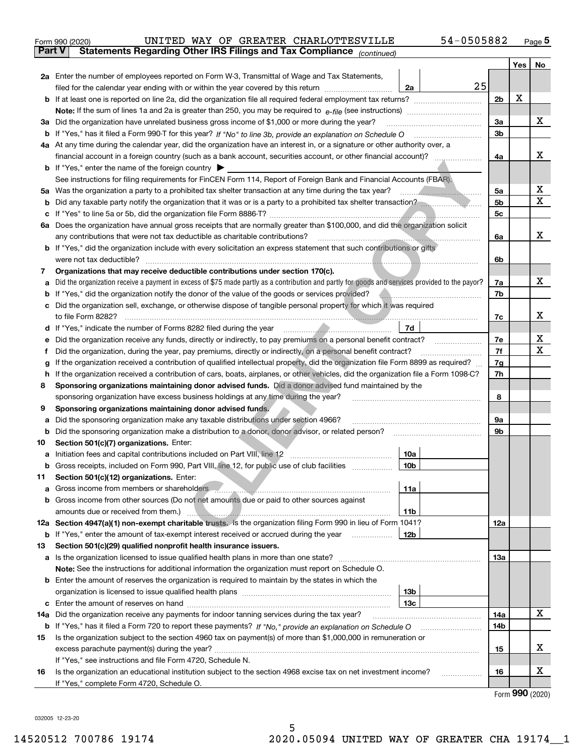Form 990 (2020) UNITED WAY OF GREATER CHARLOTTESVILLE 54-0505882 Page 5

**Part V Statements Regarding Other IRS Filings and Tax Compliance** *(continued)*

| | | | | Yes | No |
|---|---|---|---|---|---|
| **2a** | Enter the number of employees reported on Form W-3, Transmittal of Wage and Tax Statements, filed for the calendar year ending with or within the year covered by this return | 2a | 25 | | |
| **b** | If at least one is reported on line 2a, did the organization file all required federal employment tax returns? | | 2b | X | |
| | **Note:** If the sum of lines 1a and 2a is greater than 250, you may be required to *e-file* (see instructions) | | | | |
| **3a** | Did the organization have unrelated business gross income of $1,000 or more during the year? | | 3a | | X |
| **b** | If "Yes," has it filed a Form 990-T for this year? *If "No" to line 3b, provide an explanation on Schedule O* | | 3b | | |
| **4a** | At any time during the calendar year, did the organization have an interest in, or a signature or other authority over, a financial account in a foreign country (such as a bank account, securities account, or other financial account)? | | 4a | | X |
| **b** | If "Yes," enter the name of the foreign country ▶ See instructions for filing requirements for FinCEN Form 114, Report of Foreign Bank and Financial Accounts (FBAR). | | | | |
| **5a** | Was the organization a party to a prohibited tax shelter transaction at any time during the tax year? | | 5a | | X |
| **b** | Did any taxable party notify the organization that it was or is a party to a prohibited tax shelter transaction? | | 5b | | X |
| **c** | If "Yes" to line 5a or 5b, did the organization file Form 8886-T? | | 5c | | |
| **6a** | Does the organization have annual gross receipts that are normally greater than $100,000, and did the organization solicit any contributions that were not tax deductible as charitable contributions? | | 6a | | X |
| **b** | If "Yes," did the organization include with every solicitation an express statement that such contributions or gifts were not tax deductible? | | 6b | | |
| **7** | **Organizations that may receive deductible contributions under section 170(c).** | | | | |
| **a** | Did the organization receive a payment in excess of $75 made partly as a contribution and partly for goods and services provided to the payor? | | 7a | | X |
| **b** | If "Yes," did the organization notify the donor of the value of the goods or services provided? | | 7b | | |
| **c** | Did the organization sell, exchange, or otherwise dispose of tangible personal property for which it was required to file Form 8282? | | 7c | | X |
| **d** | If "Yes," indicate the number of Forms 8282 filed during the year | 7d | | | |
| **e** | Did the organization receive any funds, directly or indirectly, to pay premiums on a personal benefit contract? | | 7e | | X |
| **f** | Did the organization, during the year, pay premiums, directly or indirectly, on a personal benefit contract? | | 7f | | X |
| **g** | If the organization received a contribution of qualified intellectual property, did the organization file Form 8899 as required? | | 7g | | |
| **h** | If the organization received a contribution of cars, boats, airplanes, or other vehicles, did the organization file a Form 1098-C? | | 7h | | |
| **8** | **Sponsoring organizations maintaining donor advised funds.** Did a donor advised fund maintained by the sponsoring organization have excess business holdings at any time during the year? | | 8 | | |
| **9** | **Sponsoring organizations maintaining donor advised funds.** | | | | |
| **a** | Did the sponsoring organization make any taxable distributions under section 4966? | | 9a | | |
| **b** | Did the sponsoring organization make a distribution to a donor, donor advisor, or related person? | | 9b | | |
| **10** | **Section 501(c)(7) organizations.** Enter: | | | | |
| **a** | Initiation fees and capital contributions included on Part VIII, line 12 | 10a | | | |
| **b** | Gross receipts, included on Form 990, Part VIII, line 12, for public use of club facilities | 10b | | | |
| **11** | **Section 501(c)(12) organizations.** Enter: | | | | |
| **a** | Gross income from members or shareholders | 11a | | | |
| **b** | Gross income from other sources (Do not net amounts due or paid to other sources against amounts due or received from them.) | 11b | | | |
| **12a** | **Section 4947(a)(1) non-exempt charitable trusts.** Is the organization filing Form 990 in lieu of Form 1041? | | 12a | | |
| **b** | If "Yes," enter the amount of tax-exempt interest received or accrued during the year | 12b | | | |
| **13** | **Section 501(c)(29) qualified nonprofit health insurance issuers.** | | | | |
| **a** | Is the organization licensed to issue qualified health plans in more than one state? | | 13a | | |
| | **Note:** See the instructions for additional information the organization must report on Schedule O. | | | | |
| **b** | Enter the amount of reserves the organization is required to maintain by the states in which the organization is licensed to issue qualified health plans | 13b | | | |
| **c** | Enter the amount of reserves on hand | 13c | | | |
| **14a** | Did the organization receive any payments for indoor tanning services during the tax year? | | 14a | | X |
| **b** | If "Yes," has it filed a Form 720 to report these payments? *If "No," provide an explanation on Schedule O* | | 14b | | |
| **15** | Is the organization subject to the section 4960 tax on payment(s) of more than $1,000,000 in remuneration or excess parachute payment(s) during the year? If "Yes," see instructions and file Form 4720, Schedule N. | | 15 | | X |
| **16** | Is the organization an educational institution subject to the section 4968 excise tax on net investment income? If "Yes," complete Form 4720, Schedule O. | | 16 | | X |

Form **990** (2020)

032005 12-23-20

14520512 700786 19174 2020.05094 UNITED WAY OF GREATER CHA 19174__1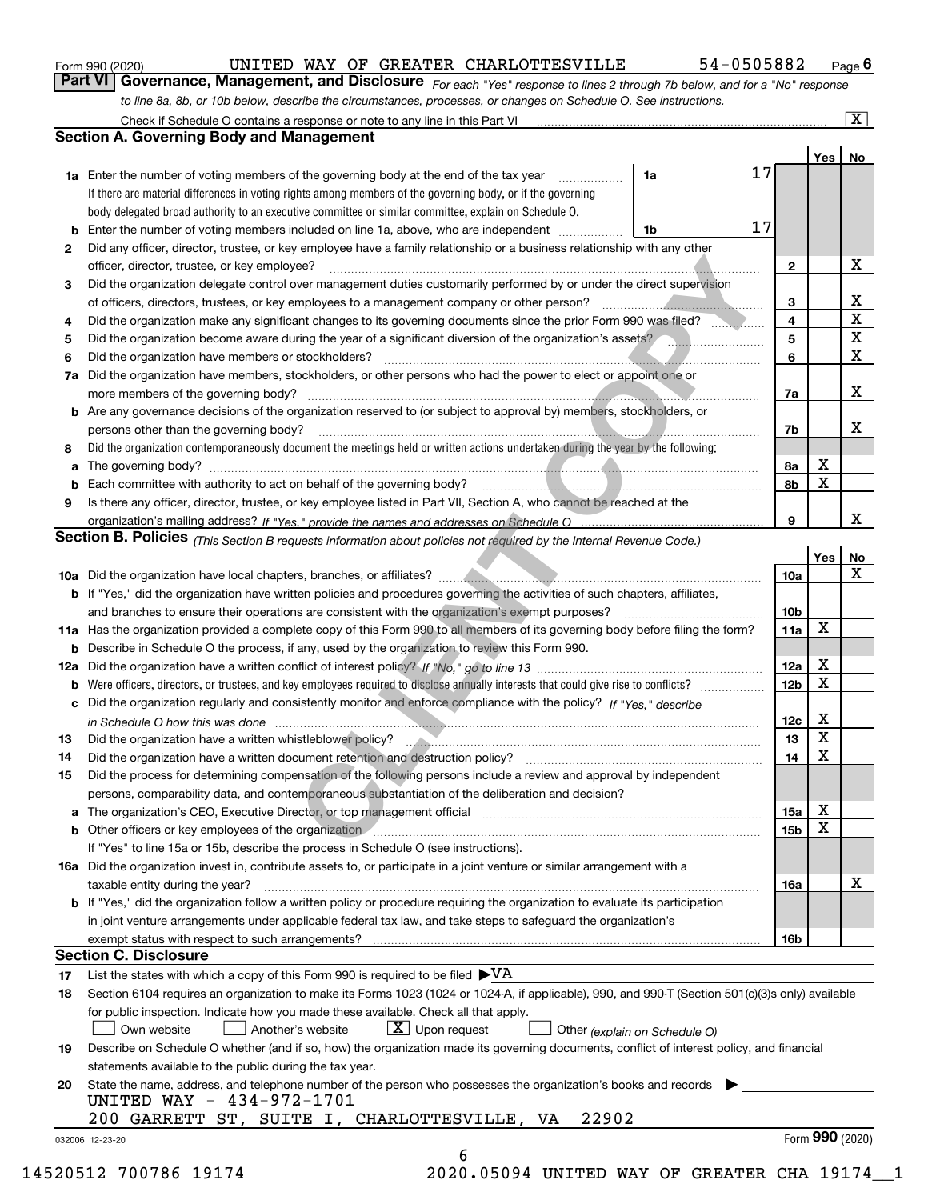Form 990 (2020) UNITED WAY OF GREATER CHARLOTTESVILLE 54-0505882 Page 6

**Part VI Governance, Management, and Disclosure** *For each "Yes" response to lines 2 through 7b below, and for a "No" response to line 8a, 8b, or 10b below, describe the circumstances, processes, or changes on Schedule O. See instructions.*

Check if Schedule O contains a response or note to any line in this Part VI [X]

## Section A. Governing Body and Management

| | | | | Yes | No |
|---|---|---|---|---|---|
| **1a** | Enter the number of voting members of the governing body at the end of the tax year. If there are material differences in voting rights among members of the governing body, or if the governing body delegated broad authority to an executive committee or similar committee, explain on Schedule O. | 1a: 17 | | | |
| **b** | Enter the number of voting members included on line 1a, above, who are independent | 1b: 17 | | | |
| **2** | Did any officer, director, trustee, or key employee have a family relationship or a business relationship with any other officer, director, trustee, or key employee? | | 2 | | X |
| **3** | Did the organization delegate control over management duties customarily performed by or under the direct supervision of officers, directors, trustees, or key employees to a management company or other person? | | 3 | | X |
| **4** | Did the organization make any significant changes to its governing documents since the prior Form 990 was filed? | | 4 | | X |
| **5** | Did the organization become aware during the year of a significant diversion of the organization's assets? | | 5 | | X |
| **6** | Did the organization have members or stockholders? | | 6 | | X |
| **7a** | Did the organization have members, stockholders, or other persons who had the power to elect or appoint one or more members of the governing body? | | 7a | | X |
| **b** | Are any governance decisions of the organization reserved to (or subject to approval by) members, stockholders, or persons other than the governing body? | | 7b | | X |
| **8** | Did the organization contemporaneously document the meetings held or written actions undertaken during the year by the following: | | | | |
| **a** | The governing body? | | 8a | X | |
| **b** | Each committee with authority to act on behalf of the governing body? | | 8b | X | |
| **9** | Is there any officer, director, trustee, or key employee listed in Part VII, Section A, who cannot be reached at the organization's mailing address? *If "Yes," provide the names and addresses on Schedule O* | | 9 | | X |

## Section B. Policies *(This Section B requests information about policies not required by the Internal Revenue Code.)*

| | | | Yes | No |
|---|---|---|---|---|
| **10a** | Did the organization have local chapters, branches, or affiliates? | 10a | | X |
| **b** | If "Yes," did the organization have written policies and procedures governing the activities of such chapters, affiliates, and branches to ensure their operations are consistent with the organization's exempt purposes? | 10b | | |
| **11a** | Has the organization provided a complete copy of this Form 990 to all members of its governing body before filing the form? | 11a | X | |
| **b** | Describe in Schedule O the process, if any, used by the organization to review this Form 990. | | | |
| **12a** | Did the organization have a written conflict of interest policy? *If "No," go to line 13* | 12a | X | |
| **b** | Were officers, directors, or trustees, and key employees required to disclose annually interests that could give rise to conflicts? | 12b | X | |
| **c** | Did the organization regularly and consistently monitor and enforce compliance with the policy? *If "Yes," describe in Schedule O how this was done* | 12c | X | |
| **13** | Did the organization have a written whistleblower policy? | 13 | X | |
| **14** | Did the organization have a written document retention and destruction policy? | 14 | X | |
| **15** | Did the process for determining compensation of the following persons include a review and approval by independent persons, comparability data, and contemporaneous substantiation of the deliberation and decision? | | | |
| **a** | The organization's CEO, Executive Director, or top management official | 15a | X | |
| **b** | Other officers or key employees of the organization | 15b | X | |
| | If "Yes" to line 15a or 15b, describe the process in Schedule O (see instructions). | | | |
| **16a** | Did the organization invest in, contribute assets to, or participate in a joint venture or similar arrangement with a taxable entity during the year? | 16a | | X |
| **b** | If "Yes," did the organization follow a written policy or procedure requiring the organization to evaluate its participation in joint venture arrangements under applicable federal tax law, and take steps to safeguard the organization's exempt status with respect to such arrangements? | 16b | | |

## Section C. Disclosure

**17** List the states with which a copy of this Form 990 is required to be filed ▶VA

**18** Section 6104 requires an organization to make its Forms 1023 (1024 or 1024-A, if applicable), 990, and 990-T (Section 501(c)(3)s only) available for public inspection. Indicate how you made these available. Check all that apply.

[ ] Own website [ ] Another's website [X] Upon request [ ] Other *(explain on Schedule O)*

**19** Describe on Schedule O whether (and if so, how) the organization made its governing documents, conflict of interest policy, and financial statements available to the public during the tax year.

**20** State the name, address, and telephone number of the person who possesses the organization's books and records ▶

UNITED WAY - 434-972-1701
200 GARRETT ST, SUITE I, CHARLOTTESVILLE, VA 22902

032006 12-23-20 Form **990** (2020)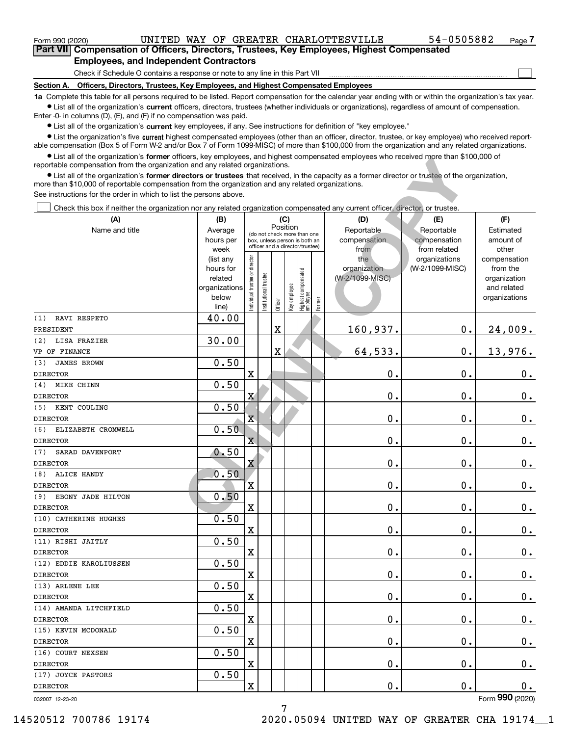Form 990 (2020) UNITED WAY OF GREATER CHARLOTTESVILLE 54-0505882 Page 7

## Part VII Compensation of Officers, Directors, Trustees, Key Employees, Highest Compensated Employees, and Independent Contractors

Check if Schedule O contains a response or note to any line in this Part VII ☐

### Section A. Officers, Directors, Trustees, Key Employees, and Highest Compensated Employees

**1a** Complete this table for all persons required to be listed. Report compensation for the calendar year ending with or within the organization's tax year.

- List all of the organization's **current** officers, directors, trustees (whether individuals or organizations), regardless of amount of compensation. Enter -0- in columns (D), (E), and (F) if no compensation was paid.
- List all of the organization's **current** key employees, if any. See instructions for definition of "key employee."
- List the organization's five **current** highest compensated employees (other than an officer, director, trustee, or key employee) who received reportable compensation (Box 5 of Form W-2 and/or Box 7 of Form 1099-MISC) of more than $100,000 from the organization and any related organizations.
- List all of the organization's **former** officers, key employees, and highest compensated employees who received more than $100,000 of reportable compensation from the organization and any related organizations.
- List all of the organization's **former directors or trustees** that received, in the capacity as a former director or trustee of the organization, more than $10,000 of reportable compensation from the organization and any related organizations.

See instructions for the order in which to list the persons above.

☐ Check this box if neither the organization nor any related organization compensated any current officer, director, or trustee.

| (A) Name and title | (B) Average hours per week (list any hours for related organizations below line) | (C) Position (do not check more than one box, unless person is both an officer and a director/trustee): Individual trustee or director | Institutional trustee | Officer | Key employee | Highest compensated employee | Former | (D) Reportable compensation from the organization (W-2/1099-MISC) | (E) Reportable compensation from related organizations (W-2/1099-MISC) | (F) Estimated amount of other compensation from the organization and related organizations |
|---|---|---|---|---|---|---|---|---|---|---|
| (1) RAVI RESPETO<br>PRESIDENT | 40.00 | | | X | | | | 160,937. | 0. | 24,009. |
| (2) LISA FRAZIER<br>VP OF FINANCE | 30.00 | | | X | | | | 64,533. | 0. | 13,976. |
| (3) JAMES BROWN<br>DIRECTOR | 0.50 | X | | | | | | 0. | 0. | 0. |
| (4) MIKE CHINN<br>DIRECTOR | 0.50 | X | | | | | | 0. | 0. | 0. |
| (5) KENT COULING<br>DIRECTOR | 0.50 | X | | | | | | 0. | 0. | 0. |
| (6) ELIZABETH CROMWELL<br>DIRECTOR | 0.50 | X | | | | | | 0. | 0. | 0. |
| (7) SARAD DAVENPORT<br>DIRECTOR | 0.50 | X | | | | | | 0. | 0. | 0. |
| (8) ALICE HANDY<br>DIRECTOR | 0.50 | X | | | | | | 0. | 0. | 0. |
| (9) EBONY JADE HILTON<br>DIRECTOR | 0.50 | X | | | | | | 0. | 0. | 0. |
| (10) CATHERINE HUGHES<br>DIRECTOR | 0.50 | X | | | | | | 0. | 0. | 0. |
| (11) RISHI JAITLY<br>DIRECTOR | 0.50 | X | | | | | | 0. | 0. | 0. |
| (12) EDDIE KAROLIUSSEN<br>DIRECTOR | 0.50 | X | | | | | | 0. | 0. | 0. |
| (13) ARLENE LEE<br>DIRECTOR | 0.50 | X | | | | | | 0. | 0. | 0. |
| (14) AMANDA LITCHFIELD<br>DIRECTOR | 0.50 | X | | | | | | 0. | 0. | 0. |
| (15) KEVIN MCDONALD<br>DIRECTOR | 0.50 | X | | | | | | 0. | 0. | 0. |
| (16) COURT NEXSEN<br>DIRECTOR | 0.50 | X | | | | | | 0. | 0. | 0. |
| (17) JOYCE PASTORS<br>DIRECTOR | 0.50 | X | | | | | | 0. | 0. | 0. |

032007 12-23-20 Form 990 (2020)

14520512 700786 19174 2020.05094 UNITED WAY OF GREATER CHA 19174__1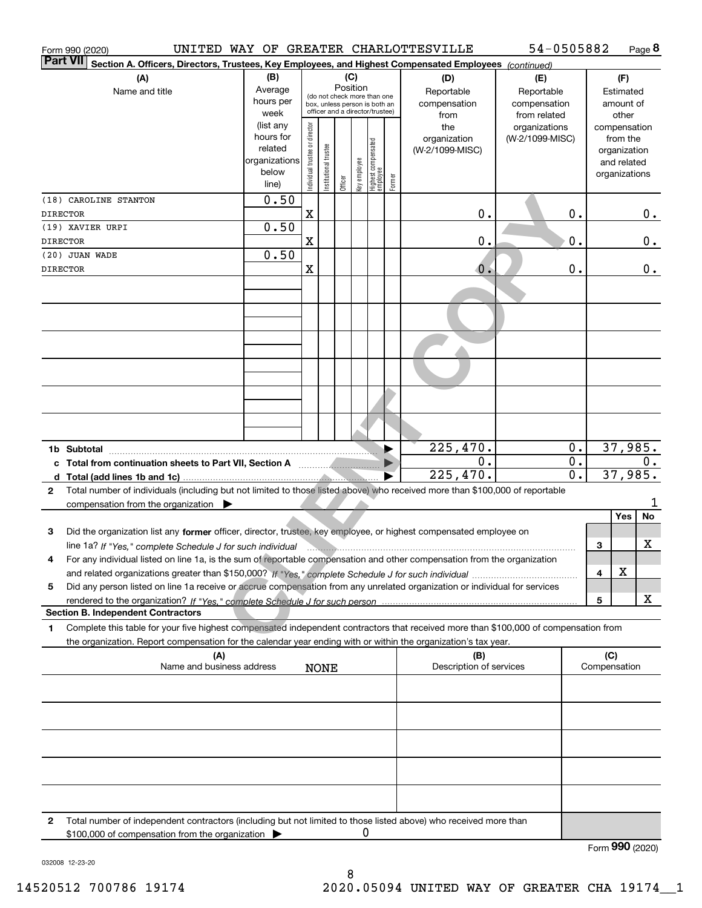Form 990 (2020) UNITED WAY OF GREATER CHARLOTTESVILLE 54-0505882 Page 8

**Part VII Section A. Officers, Directors, Trustees, Key Employees, and Highest Compensated Employees** *(continued)*

| (A) Name and title | (B) Average hours per week (list any hours for related organizations below line) | Individual trustee or director | Institutional trustee | Officer | Key employee | Highest compensated employee | Former | (D) Reportable compensation from the organization (W-2/1099-MISC) | (E) Reportable compensation from related organizations (W-2/1099-MISC) | (F) Estimated amount of other compensation from the organization and related organizations |
|---|---|---|---|---|---|---|---|---|---|---|
| (18) CAROLINE STANTON<br>DIRECTOR | 0.50 | X | | | | | | 0. | 0. | 0. |
| (19) XAVIER URPI<br>DIRECTOR | 0.50 | X | | | | | | 0. | 0. | 0. |
| (20) JUAN WADE<br>DIRECTOR | 0.50 | X | | | | | | 0. | 0. | 0. |

| | (D) | (E) | (F) |
|---|---|---|---|
| 1b Subtotal | 225,470. | 0. | 37,985. |
| c Total from continuation sheets to Part VII, Section A | 0. | 0. | 0. |
| d Total (add lines 1b and 1c) | 225,470. | 0. | 37,985. |

2 Total number of individuals (including but not limited to those listed above) who received more than $100,000 of reportable compensation from the organization ▶ 1

| | | Yes | No |
|---|---|---|---|
| 3 Did the organization list any **former** officer, director, trustee, key employee, or highest compensated employee on line 1a? *If "Yes," complete Schedule J for such individual* | 3 | | X |
| 4 For any individual listed on line 1a, is the sum of reportable compensation and other compensation from the organization and related organizations greater than $150,000? *If "Yes," complete Schedule J for such individual* | 4 | X | |
| 5 Did any person listed on line 1a receive or accrue compensation from any unrelated organization or individual for services rendered to the organization? *If "Yes," complete Schedule J for such person* | 5 | | X |

**Section B. Independent Contractors**

1 Complete this table for your five highest compensated independent contractors that received more than $100,000 of compensation from the organization. Report compensation for the calendar year ending with or within the organization's tax year.

| (A) Name and business address | (B) Description of services | (C) Compensation |
|---|---|---|
| NONE | | |

2 Total number of independent contractors (including but not limited to those listed above) who received more than $100,000 of compensation from the organization ▶ 0

Form **990** (2020)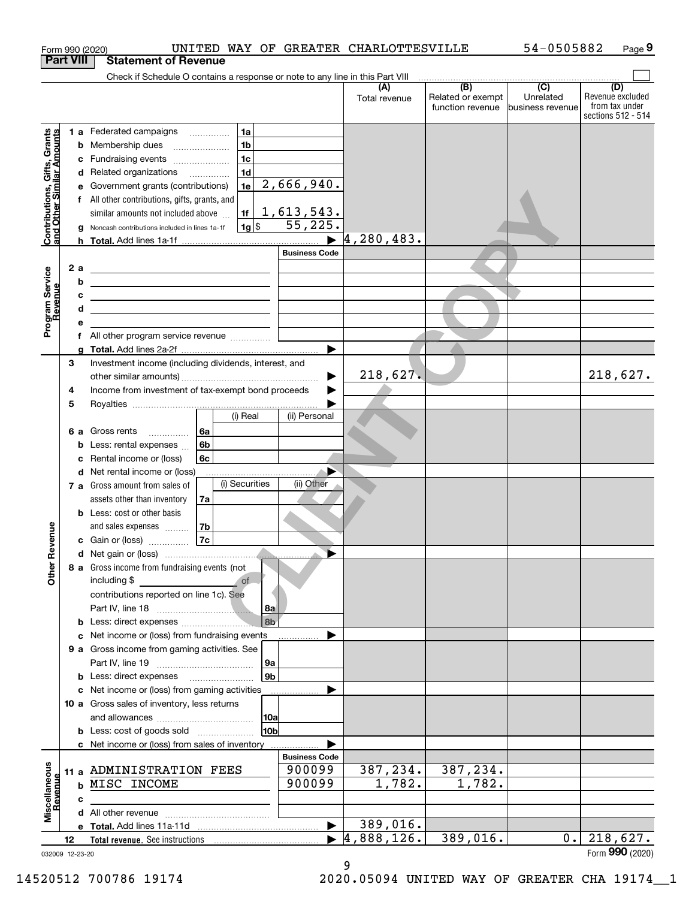Form 990 (2020) UNITED WAY OF GREATER CHARLOTTESVILLE 54-0505882 Page 9

**Part VIII Statement of Revenue**

Check if Schedule O contains a response or note to any line in this Part VIII ☐

| | | | (A) Total revenue | (B) Related or exempt function revenue | (C) Unrelated business revenue | (D) Revenue excluded from tax under sections 512 - 514 |
|---|---|---|---|---|---|---|
| **Contributions, Gifts, Grants and Other Similar Amounts** | 1 a Federated campaigns | 1a | | | | |
| | b Membership dues | 1b | | | | |
| | c Fundraising events | 1c | | | | |
| | d Related organizations | 1d | | | | |
| | e Government grants (contributions) | 1e 2,666,940. | | | | |
| | f All other contributions, gifts, grants, and similar amounts not included above | 1f 1,613,543. | | | | |
| | g Noncash contributions included in lines 1a-1f | 1g $ 55,225. | | | | |
| | h **Total.** Add lines 1a-1f | ▶ | 4,280,483. | | | |
| **Program Service Revenue** | | Business Code | | | | |
| | 2 a | | | | | |
| | b | | | | | |
| | c | | | | | |
| | d | | | | | |
| | e | | | | | |
| | f All other program service revenue | | | | | |
| | g **Total.** Add lines 2a-2f | ▶ | | | | |
| **Other Revenue** | 3 Investment income (including dividends, interest, and other similar amounts) | ▶ | 218,627. | | | 218,627. |
| | 4 Income from investment of tax-exempt bond proceeds | ▶ | | | | |
| | 5 Royalties | ▶ | | | | |
| | 6 a Gross rents | 6a (i) Real / (ii) Personal | | | | |
| | b Less: rental expenses | 6b | | | | |
| | c Rental income or (loss) | 6c | | | | |
| | d Net rental income or (loss) | ▶ | | | | |
| | 7 a Gross amount from sales of assets other than inventory | 7a (i) Securities / (ii) Other | | | | |
| | b Less: cost or other basis and sales expenses | 7b | | | | |
| | c Gain or (loss) | 7c | | | | |
| | d Net gain or (loss) | ▶ | | | | |
| | 8 a Gross income from fundraising events (not including $ ____ of contributions reported on line 1c). See Part IV, line 18 | 8a | | | | |
| | b Less: direct expenses | 8b | | | | |
| | c Net income or (loss) from fundraising events | ▶ | | | | |
| | 9 a Gross income from gaming activities. See Part IV, line 19 | 9a | | | | |
| | b Less: direct expenses | 9b | | | | |
| | c Net income or (loss) from gaming activities | ▶ | | | | |
| | 10 a Gross sales of inventory, less returns and allowances | 10a | | | | |
| | b Less: cost of goods sold | 10b | | | | |
| | c Net income or (loss) from sales of inventory | ▶ | | | | |
| **Miscellaneous Revenue** | | Business Code | | | | |
| | 11 a ADMINISTRATION FEES | 900099 | 387,234. | 387,234. | | |
| | b MISC INCOME | 900099 | 1,782. | 1,782. | | |
| | c | | | | | |
| | d All other revenue | | | | | |
| | e **Total.** Add lines 11a-11d | ▶ | 389,016. | | | |
| | 12 **Total revenue.** See instructions | ▶ | 4,888,126. | 389,016. | 0. | 218,627. |

032009 12-23-20 Form **990** (2020)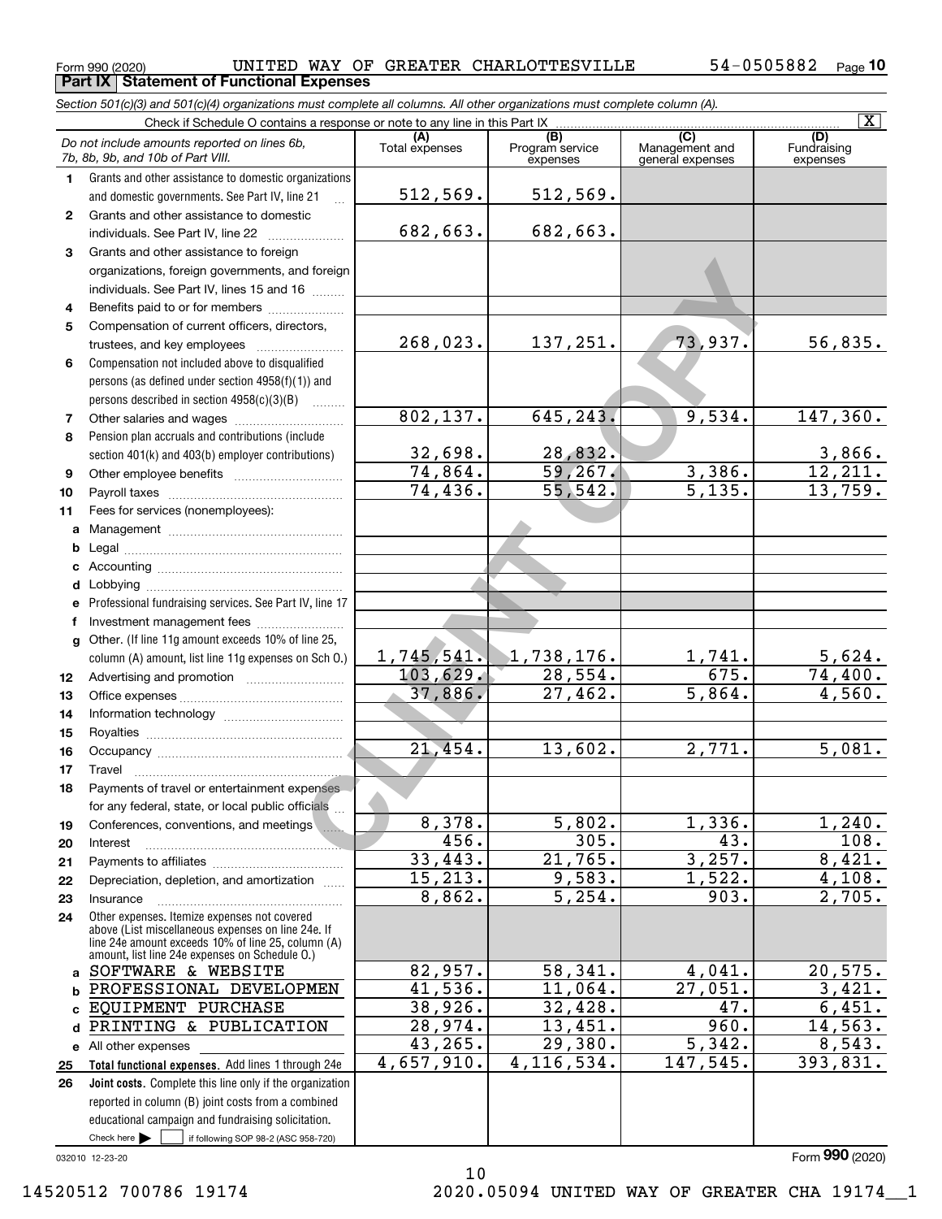Form 990 (2020) UNITED WAY OF GREATER CHARLOTTESVILLE 54-0505882

## Part IX Statement of Functional Expenses

*Section 501(c)(3) and 501(c)(4) organizations must complete all columns. All other organizations must complete column (A).*

Check if Schedule O contains a response or note to any line in this Part IX [X]

| *Do not include amounts reported on lines 6b, 7b, 8b, 9b, and 10b of Part VIII.* | (A) Total expenses | (B) Program service expenses | (C) Management and general expenses | (D) Fundraising expenses |
|---|---|---|---|---|
| 1 Grants and other assistance to domestic organizations and domestic governments. See Part IV, line 21 | 512,569. | 512,569. | | |
| 2 Grants and other assistance to domestic individuals. See Part IV, line 22 | 682,663. | 682,663. | | |
| 3 Grants and other assistance to foreign organizations, foreign governments, and foreign individuals. See Part IV, lines 15 and 16 | | | | |
| 4 Benefits paid to or for members | | | | |
| 5 Compensation of current officers, directors, trustees, and key employees | 268,023. | 137,251. | 73,937. | 56,835. |
| 6 Compensation not included above to disqualified persons (as defined under section 4958(f)(1)) and persons described in section 4958(c)(3)(B) | | | | |
| 7 Other salaries and wages | 802,137. | 645,243. | 9,534. | 147,360. |
| 8 Pension plan accruals and contributions (include section 401(k) and 403(b) employer contributions) | 32,698. | 28,832. | | 3,866. |
| 9 Other employee benefits | 74,864. | 59,267. | 3,386. | 12,211. |
| 10 Payroll taxes | 74,436. | 55,542. | 5,135. | 13,759. |
| 11 Fees for services (nonemployees): | | | | |
| a Management | | | | |
| b Legal | | | | |
| c Accounting | | | | |
| d Lobbying | | | | |
| e Professional fundraising services. See Part IV, line 17 | | | | |
| f Investment management fees | | | | |
| g Other. (If line 11g amount exceeds 10% of line 25, column (A) amount, list line 11g expenses on Sch O.) | 1,745,541. | 1,738,176. | 1,741. | 5,624. |
| 12 Advertising and promotion | 103,629. | 28,554. | 675. | 74,400. |
| 13 Office expenses | 37,886. | 27,462. | 5,864. | 4,560. |
| 14 Information technology | | | | |
| 15 Royalties | | | | |
| 16 Occupancy | 21,454. | 13,602. | 2,771. | 5,081. |
| 17 Travel | | | | |
| 18 Payments of travel or entertainment expenses for any federal, state, or local public officials | | | | |
| 19 Conferences, conventions, and meetings | 8,378. | 5,802. | 1,336. | 1,240. |
| 20 Interest | 456. | 305. | 43. | 108. |
| 21 Payments to affiliates | 33,443. | 21,765. | 3,257. | 8,421. |
| 22 Depreciation, depletion, and amortization | 15,213. | 9,583. | 1,522. | 4,108. |
| 23 Insurance | 8,862. | 5,254. | 903. | 2,705. |
| 24 Other expenses. Itemize expenses not covered above (List miscellaneous expenses on line 24e. If line 24e amount exceeds 10% of line 25, column (A) amount, list line 24e expenses on Schedule O.) | | | | |
| a SOFTWARE & WEBSITE | 82,957. | 58,341. | 4,041. | 20,575. |
| b PROFESSIONAL DEVELOPMEN | 41,536. | 11,064. | 27,051. | 3,421. |
| c EQUIPMENT PURCHASE | 38,926. | 32,428. | 47. | 6,451. |
| d PRINTING & PUBLICATION | 28,974. | 13,451. | 960. | 14,563. |
| e All other expenses | 43,265. | 29,380. | 5,342. | 8,543. |
| 25 **Total functional expenses.** Add lines 1 through 24e | 4,657,910. | 4,116,534. | 147,545. | 393,831. |
| 26 **Joint costs.** Complete this line only if the organization reported in column (B) joint costs from a combined educational campaign and fundraising solicitation. Check here [ ] if following SOP 98-2 (ASC 958-720) | | | | |

032010 12-23-20

Form **990** (2020)

14520512 700786 19174 2020.05094 UNITED WAY OF GREATER CHA 19174__1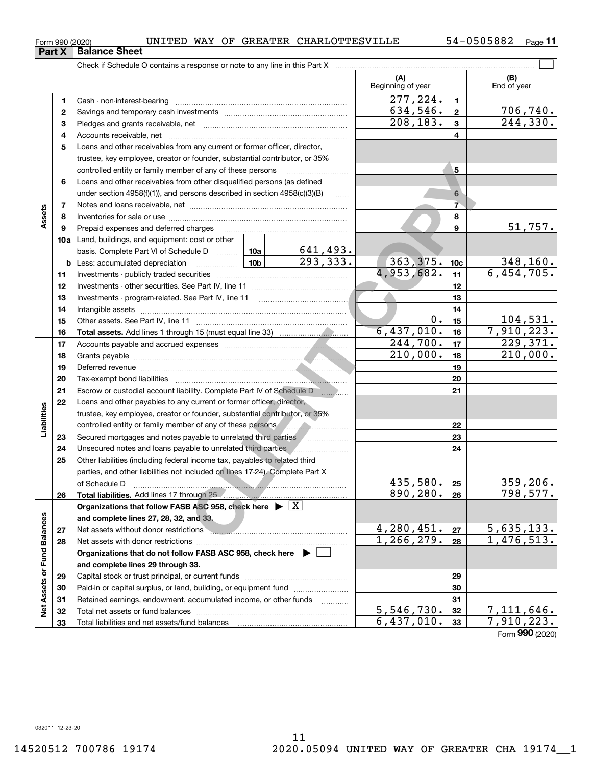Form 990 (2020) UNITED WAY OF GREATER CHARLOTTESVILLE 54-0505882

## Part X Balance Sheet

Check if Schedule O contains a response or note to any line in this Part X

| | | | | (A) Beginning of year | | (B) End of year |
|---|---|---|---|---|---|---|
| **Assets** | 1 | Cash - non-interest-bearing | | 277,224. | 1 | |
| | 2 | Savings and temporary cash investments | | 634,546. | 2 | 706,740. |
| | 3 | Pledges and grants receivable, net | | 208,183. | 3 | 244,330. |
| | 4 | Accounts receivable, net | | | 4 | |
| | 5 | Loans and other receivables from any current or former officer, director, trustee, key employee, creator or founder, substantial contributor, or 35% controlled entity or family member of any of these persons | | | 5 | |
| | 6 | Loans and other receivables from other disqualified persons (as defined under section 4958(f)(1)), and persons described in section 4958(c)(3)(B) | | | 6 | |
| | 7 | Notes and loans receivable, net | | | 7 | |
| | 8 | Inventories for sale or use | | | 8 | |
| | 9 | Prepaid expenses and deferred charges | | | 9 | 51,757. |
| | 10a | Land, buildings, and equipment: cost or other basis. Complete Part VI of Schedule D | 10a 641,493. | | | |
| | b | Less: accumulated depreciation | 10b 293,333. | 363,375. | 10c | 348,160. |
| | 11 | Investments - publicly traded securities | | 4,953,682. | 11 | 6,454,705. |
| | 12 | Investments - other securities. See Part IV, line 11 | | | 12 | |
| | 13 | Investments - program-related. See Part IV, line 11 | | | 13 | |
| | 14 | Intangible assets | | | 14 | |
| | 15 | Other assets. See Part IV, line 11 | | 0. | 15 | 104,531. |
| | 16 | **Total assets.** Add lines 1 through 15 (must equal line 33) | | 6,437,010. | 16 | 7,910,223. |
| **Liabilities** | 17 | Accounts payable and accrued expenses | | 244,700. | 17 | 229,371. |
| | 18 | Grants payable | | 210,000. | 18 | 210,000. |
| | 19 | Deferred revenue | | | 19 | |
| | 20 | Tax-exempt bond liabilities | | | 20 | |
| | 21 | Escrow or custodial account liability. Complete Part IV of Schedule D | | | 21 | |
| | 22 | Loans and other payables to any current or former officer, director, trustee, key employee, creator or founder, substantial contributor, or 35% controlled entity or family member of any of these persons | | | 22 | |
| | 23 | Secured mortgages and notes payable to unrelated third parties | | | 23 | |
| | 24 | Unsecured notes and loans payable to unrelated third parties | | | 24 | |
| | 25 | Other liabilities (including federal income tax, payables to related third parties, and other liabilities not included on lines 17-24). Complete Part X of Schedule D | | 435,580. | 25 | 359,206. |
| | 26 | **Total liabilities.** Add lines 17 through 25 | | 890,280. | 26 | 798,577. |
| **Net Assets or Fund Balances** | | **Organizations that follow FASB ASC 958, check here** ▶ [X] **and complete lines 27, 28, 32, and 33.** | | | | |
| | 27 | Net assets without donor restrictions | | 4,280,451. | 27 | 5,635,133. |
| | 28 | Net assets with donor restrictions | | 1,266,279. | 28 | 1,476,513. |
| | | **Organizations that do not follow FASB ASC 958, check here** ▶ [ ] **and complete lines 29 through 33.** | | | | |
| | 29 | Capital stock or trust principal, or current funds | | | 29 | |
| | 30 | Paid-in or capital surplus, or land, building, or equipment fund | | | 30 | |
| | 31 | Retained earnings, endowment, accumulated income, or other funds | | | 31 | |
| | 32 | Total net assets or fund balances | | 5,546,730. | 32 | 7,111,646. |
| | 33 | Total liabilities and net assets/fund balances | | 6,437,010. | 33 | 7,910,223. |

Form **990** (2020)

032011 12-23-20

14520512 700786 19174 2020.05094 UNITED WAY OF GREATER CHA 19174__1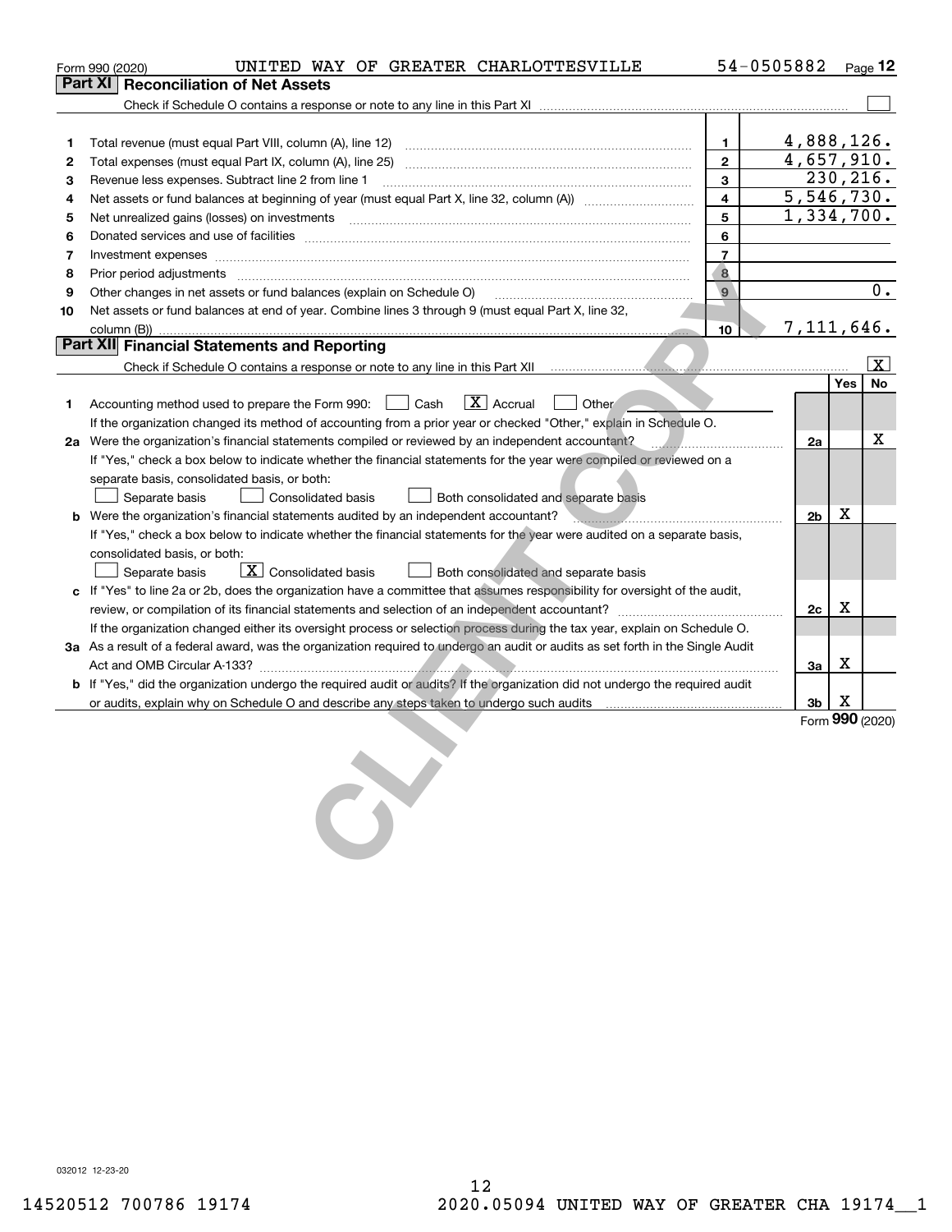Form 990 (2020) UNITED WAY OF GREATER CHARLOTTESVILLE 54-0505882 Page 12

## Part XI Reconciliation of Net Assets

Check if Schedule O contains a response or note to any line in this Part XI ☐

| | | | |
|---|---|---|---|
| 1 | Total revenue (must equal Part VIII, column (A), line 12) | 1 | 4,888,126. |
| 2 | Total expenses (must equal Part IX, column (A), line 25) | 2 | 4,657,910. |
| 3 | Revenue less expenses. Subtract line 2 from line 1 | 3 | 230,216. |
| 4 | Net assets or fund balances at beginning of year (must equal Part X, line 32, column (A)) | 4 | 5,546,730. |
| 5 | Net unrealized gains (losses) on investments | 5 | 1,334,700. |
| 6 | Donated services and use of facilities | 6 | |
| 7 | Investment expenses | 7 | |
| 8 | Prior period adjustments | 8 | |
| 9 | Other changes in net assets or fund balances (explain on Schedule O) | 9 | 0. |
| 10 | Net assets or fund balances at end of year. Combine lines 3 through 9 (must equal Part X, line 32, column (B)) | 10 | 7,111,646. |

## Part XII Financial Statements and Reporting

Check if Schedule O contains a response or note to any line in this Part XII ☒

| | | | Yes | No |
|---|---|---|---|---|
| 1 | Accounting method used to prepare the Form 990: ☐ Cash ☒ Accrual ☐ Other<br>If the organization changed its method of accounting from a prior year or checked "Other," explain in Schedule O. | | | |
| 2a | Were the organization's financial statements compiled or reviewed by an independent accountant?<br>If "Yes," check a box below to indicate whether the financial statements for the year were compiled or reviewed on a separate basis, consolidated basis, or both:<br>☐ Separate basis ☐ Consolidated basis ☐ Both consolidated and separate basis | 2a | | X |
| b | Were the organization's financial statements audited by an independent accountant?<br>If "Yes," check a box below to indicate whether the financial statements for the year were audited on a separate basis, consolidated basis, or both:<br>☐ Separate basis ☒ Consolidated basis ☐ Both consolidated and separate basis | 2b | X | |
| c | If "Yes" to line 2a or 2b, does the organization have a committee that assumes responsibility for oversight of the audit, review, or compilation of its financial statements and selection of an independent accountant?<br>If the organization changed either its oversight process or selection process during the tax year, explain on Schedule O. | 2c | X | |
| 3a | As a result of a federal award, was the organization required to undergo an audit or audits as set forth in the Single Audit Act and OMB Circular A-133? | 3a | X | |
| b | If "Yes," did the organization undergo the required audit or audits? If the organization did not undergo the required audit or audits, explain why on Schedule O and describe any steps taken to undergo such audits | 3b | X | |

Form **990** (2020)

032012 12-23-20

14520512 700786 19174 2020.05094 UNITED WAY OF GREATER CHA 19174__1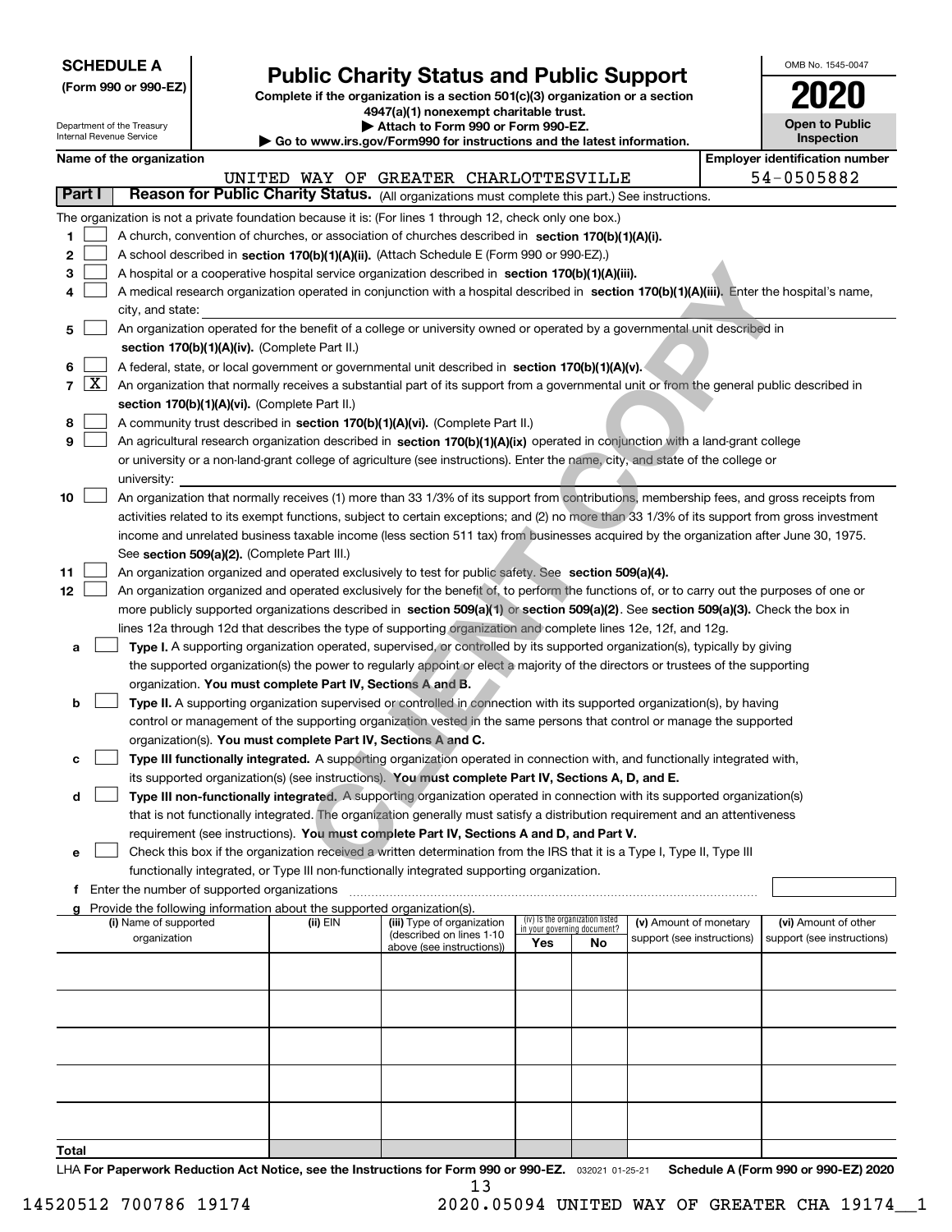**SCHEDULE A**
**(Form 990 or 990-EZ)**

Department of the Treasury
Internal Revenue Service

# Public Charity Status and Public Support

**Complete if the organization is a section 501(c)(3) organization or a section 4947(a)(1) nonexempt charitable trust.**
**▶ Attach to Form 990 or Form 990-EZ.**
**▶ Go to www.irs.gov/Form990 for instructions and the latest information.**

OMB No. 1545-0047

**2020**

**Open to Public Inspection**

**Name of the organization**
UNITED WAY OF GREATER CHARLOTTESVILLE

**Employer identification number**
54-0505882

**Part I** **Reason for Public Charity Status.** (All organizations must complete this part.) See instructions.

The organization is not a private foundation because it is: (For lines 1 through 12, check only one box.)

1 [ ] A church, convention of churches, or association of churches described in **section 170(b)(1)(A)(i).**

2 [ ] A school described in **section 170(b)(1)(A)(ii).** (Attach Schedule E (Form 990 or 990-EZ).)

3 [ ] A hospital or a cooperative hospital service organization described in **section 170(b)(1)(A)(iii).**

4 [ ] A medical research organization operated in conjunction with a hospital described in **section 170(b)(1)(A)(iii).** Enter the hospital's name, city, and state:

5 [ ] An organization operated for the benefit of a college or university owned or operated by a governmental unit described in **section 170(b)(1)(A)(iv).** (Complete Part II.)

6 [ ] A federal, state, or local government or governmental unit described in **section 170(b)(1)(A)(v).**

7 [X] An organization that normally receives a substantial part of its support from a governmental unit or from the general public described in **section 170(b)(1)(A)(vi).** (Complete Part II.)

8 [ ] A community trust described in **section 170(b)(1)(A)(vi).** (Complete Part II.)

9 [ ] An agricultural research organization described in **section 170(b)(1)(A)(ix)** operated in conjunction with a land-grant college or university or a non-land-grant college of agriculture (see instructions). Enter the name, city, and state of the college or university:

10 [ ] An organization that normally receives (1) more than 33 1/3% of its support from contributions, membership fees, and gross receipts from activities related to its exempt functions, subject to certain exceptions; and (2) no more than 33 1/3% of its support from gross investment income and unrelated business taxable income (less section 511 tax) from businesses acquired by the organization after June 30, 1975. See **section 509(a)(2).** (Complete Part III.)

11 [ ] An organization organized and operated exclusively to test for public safety. See **section 509(a)(4).**

12 [ ] An organization organized and operated exclusively for the benefit of, to perform the functions of, or to carry out the purposes of one or more publicly supported organizations described in **section 509(a)(1)** or **section 509(a)(2).** See **section 509(a)(3).** Check the box in lines 12a through 12d that describes the type of supporting organization and complete lines 12e, 12f, and 12g.

a [ ] **Type I.** A supporting organization operated, supervised, or controlled by its supported organization(s), typically by giving the supported organization(s) the power to regularly appoint or elect a majority of the directors or trustees of the supporting organization. **You must complete Part IV, Sections A and B.**

b [ ] **Type II.** A supporting organization supervised or controlled in connection with its supported organization(s), by having control or management of the supporting organization vested in the same persons that control or manage the supported organization(s). **You must complete Part IV, Sections A and C.**

c [ ] **Type III functionally integrated.** A supporting organization operated in connection with, and functionally integrated with, its supported organization(s) (see instructions). **You must complete Part IV, Sections A, D, and E.**

d [ ] **Type III non-functionally integrated.** A supporting organization operated in connection with its supported organization(s) that is not functionally integrated. The organization generally must satisfy a distribution requirement and an attentiveness requirement (see instructions). **You must complete Part IV, Sections A and D, and Part V.**

e [ ] Check this box if the organization received a written determination from the IRS that it is a Type I, Type II, Type III functionally integrated, or Type III non-functionally integrated supporting organization.

f Enter the number of supported organizations

g Provide the following information about the supported organization(s).

| (i) Name of supported organization | (ii) EIN | (iii) Type of organization (described on lines 1-10 above (see instructions)) | (iv) Is the organization listed in your governing document? Yes | No | (v) Amount of monetary support (see instructions) | (vi) Amount of other support (see instructions) |
|---|---|---|---|---|---|---|
| | | | | | | |
| | | | | | | |
| | | | | | | |
| | | | | | | |
| | | | | | | |
| **Total** | | | | | | |

LHA **For Paperwork Reduction Act Notice, see the Instructions for Form 990 or 990-EZ.** 032021 01-25-21 **Schedule A (Form 990 or 990-EZ) 2020**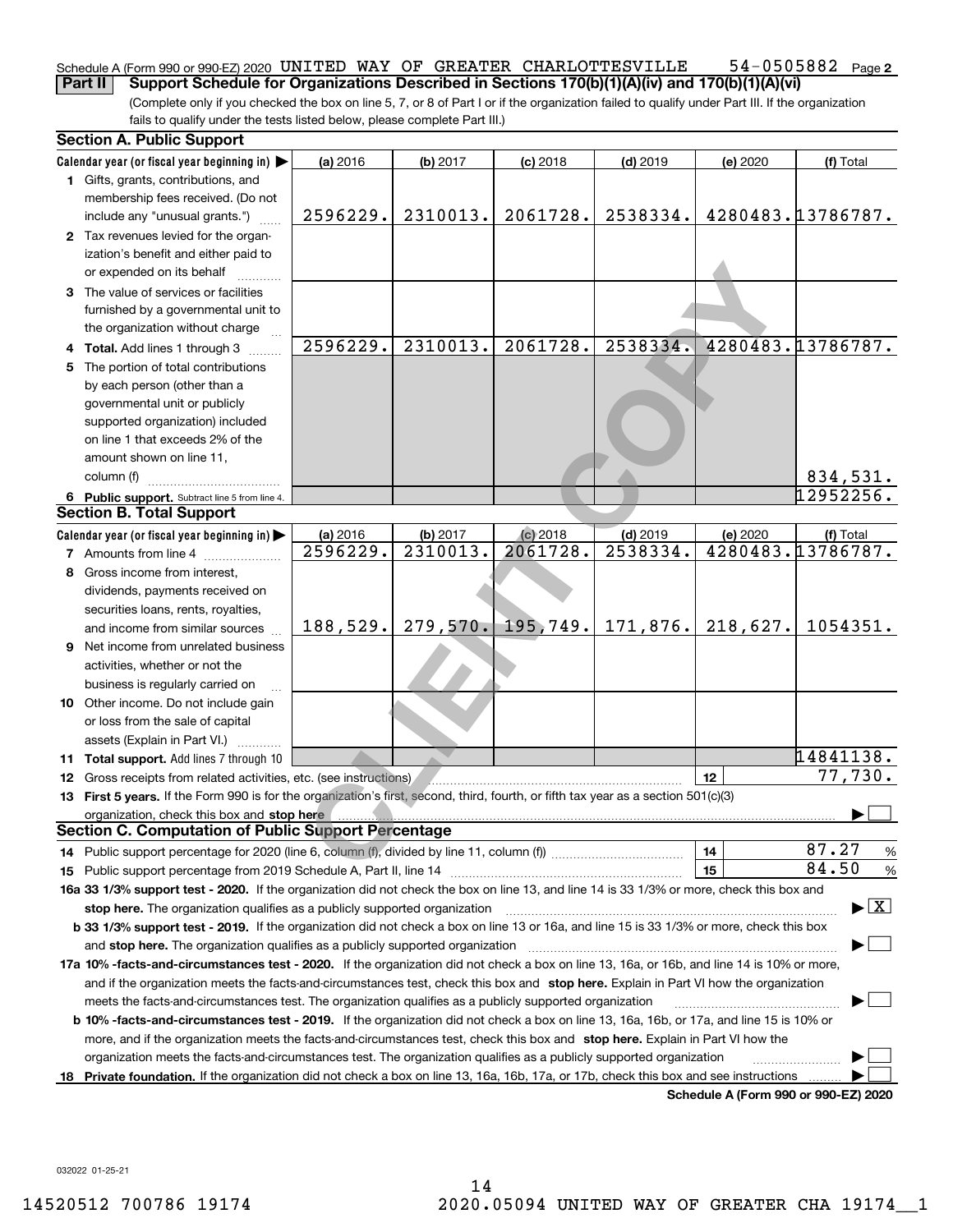Schedule A (Form 990 or 990-EZ) 2020 UNITED WAY OF GREATER CHARLOTTESVILLE 54-0505882 Page **2**

**Part II** **Support Schedule for Organizations Described in Sections 170(b)(1)(A)(iv) and 170(b)(1)(A)(vi)**

(Complete only if you checked the box on line 5, 7, or 8 of Part I or if the organization failed to qualify under Part III. If the organization fails to qualify under the tests listed below, please complete Part III.)

**Section A. Public Support**

| Calendar year (or fiscal year beginning in) ▶ | (a) 2016 | (b) 2017 | (c) 2018 | (d) 2019 | (e) 2020 | (f) Total |
|---|---|---|---|---|---|---|
| **1** Gifts, grants, contributions, and membership fees received. (Do not include any "unusual grants.") | 2596229. | 2310013. | 2061728. | 2538334. | 4280483. | 13786787. |
| **2** Tax revenues levied for the organization's benefit and either paid to or expended on its behalf | | | | | | |
| **3** The value of services or facilities furnished by a governmental unit to the organization without charge | | | | | | |
| **4** **Total.** Add lines 1 through 3 | 2596229. | 2310013. | 2061728. | 2538334. | 4280483. | 13786787. |
| **5** The portion of total contributions by each person (other than a governmental unit or publicly supported organization) included on line 1 that exceeds 2% of the amount shown on line 11, column (f) | | | | | | 834,531. |
| **6** **Public support.** Subtract line 5 from line 4. | | | | | | 12952256. |

**Section B. Total Support**

| Calendar year (or fiscal year beginning in) ▶ | (a) 2016 | (b) 2017 | (c) 2018 | (d) 2019 | (e) 2020 | (f) Total |
|---|---|---|---|---|---|---|
| **7** Amounts from line 4 | 2596229. | 2310013. | 2061728. | 2538334. | 4280483. | 13786787. |
| **8** Gross income from interest, dividends, payments received on securities loans, rents, royalties, and income from similar sources | 188,529. | 279,570. | 195,749. | 171,876. | 218,627. | 1054351. |
| **9** Net income from unrelated business activities, whether or not the business is regularly carried on | | | | | | |
| **10** Other income. Do not include gain or loss from the sale of capital assets (Explain in Part VI.) | | | | | | |
| **11** **Total support.** Add lines 7 through 10 | | | | | | 14841138. |

**12** Gross receipts from related activities, etc. (see instructions) | **12** | 77,730.

**13** **First 5 years.** If the Form 990 is for the organization's first, second, third, fourth, or fifth tax year as a section 501(c)(3) organization, check this box and **stop here** ▶ ☐

**Section C. Computation of Public Support Percentage**

**14** Public support percentage for 2020 (line 6, column (f), divided by line 11, column (f)) | **14** | 87.27 %

**15** Public support percentage from 2019 Schedule A, Part II, line 14 | **15** | 84.50 %

**16a 33 1/3% support test - 2020.** If the organization did not check the box on line 13, and line 14 is 33 1/3% or more, check this box and **stop here.** The organization qualifies as a publicly supported organization ▶ ☒

**b 33 1/3% support test - 2019.** If the organization did not check a box on line 13 or 16a, and line 15 is 33 1/3% or more, check this box and **stop here.** The organization qualifies as a publicly supported organization ▶ ☐

**17a 10% -facts-and-circumstances test - 2020.** If the organization did not check a box on line 13, 16a, or 16b, and line 14 is 10% or more, and if the organization meets the facts-and-circumstances test, check this box and **stop here.** Explain in Part VI how the organization meets the facts-and-circumstances test. The organization qualifies as a publicly supported organization ▶ ☐

**b 10% -facts-and-circumstances test - 2019.** If the organization did not check a box on line 13, 16a, 16b, or 17a, and line 15 is 10% or more, and if the organization meets the facts-and-circumstances test, check this box and **stop here.** Explain in Part VI how the organization meets the facts-and-circumstances test. The organization qualifies as a publicly supported organization ▶ ☐

**18** **Private foundation.** If the organization did not check a box on line 13, 16a, 16b, 17a, or 17b, check this box and see instructions ▶ ☐

**Schedule A (Form 990 or 990-EZ) 2020**

032022 01-25-21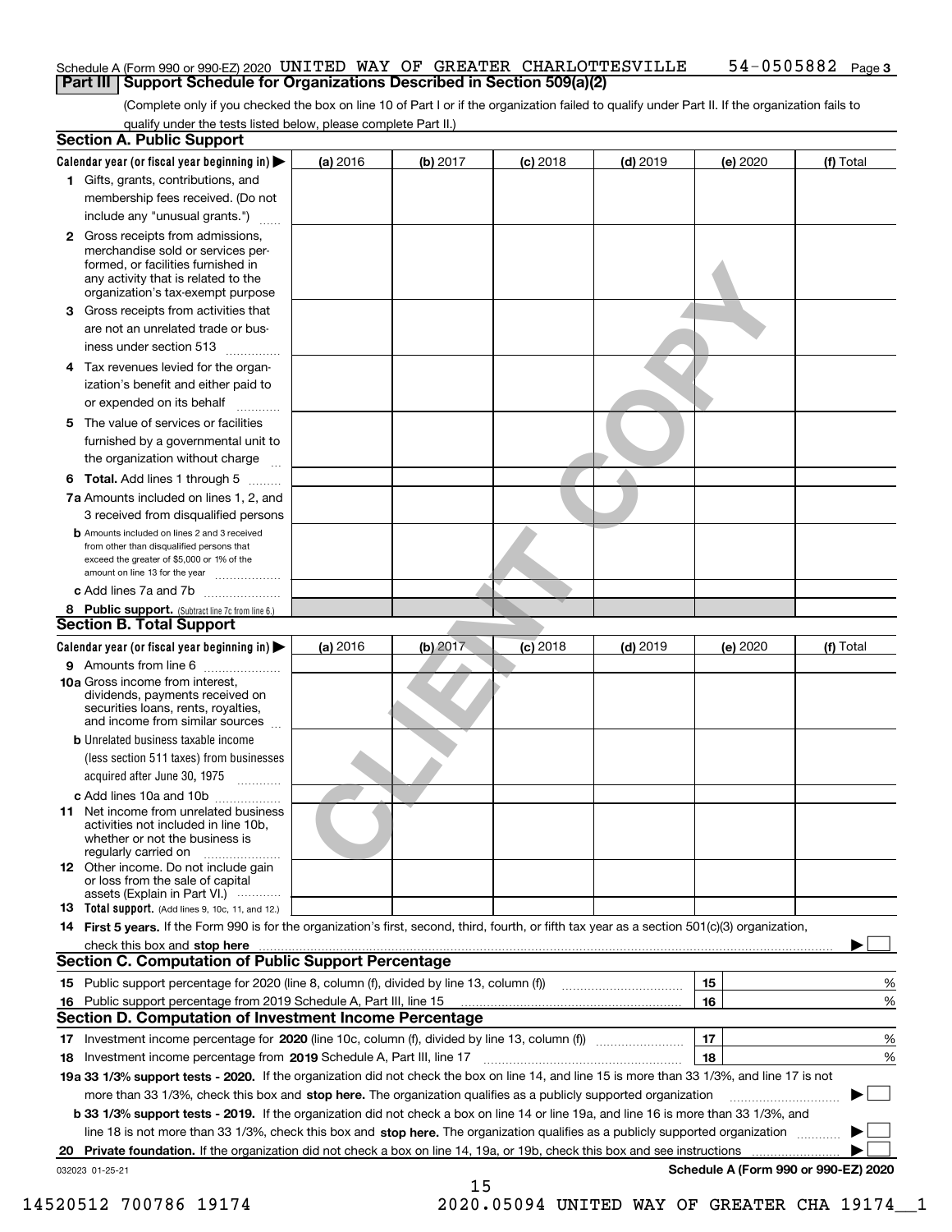Schedule A (Form 990 or 990-EZ) 2020 UNITED WAY OF GREATER CHARLOTTESVILLE 54-0505882 Page 3

**Part III | Support Schedule for Organizations Described in Section 509(a)(2)**

(Complete only if you checked the box on line 10 of Part I or if the organization failed to qualify under Part II. If the organization fails to qualify under the tests listed below, please complete Part II.)

## Section A. Public Support

| Calendar year (or fiscal year beginning in) ▶ | (a) 2016 | (b) 2017 | (c) 2018 | (d) 2019 | (e) 2020 | (f) Total |
|---|---|---|---|---|---|---|
| 1 Gifts, grants, contributions, and membership fees received. (Do not include any "unusual grants.") | | | | | | |
| 2 Gross receipts from admissions, merchandise sold or services performed, or facilities furnished in any activity that is related to the organization's tax-exempt purpose | | | | | | |
| 3 Gross receipts from activities that are not an unrelated trade or business under section 513 | | | | | | |
| 4 Tax revenues levied for the organization's benefit and either paid to or expended on its behalf | | | | | | |
| 5 The value of services or facilities furnished by a governmental unit to the organization without charge | | | | | | |
| 6 **Total.** Add lines 1 through 5 | | | | | | |
| 7a Amounts included on lines 1, 2, and 3 received from disqualified persons | | | | | | |
| b Amounts included on lines 2 and 3 received from other than disqualified persons that exceed the greater of $5,000 or 1% of the amount on line 13 for the year | | | | | | |
| c Add lines 7a and 7b | | | | | | |
| 8 **Public support.** (Subtract line 7c from line 6.) | | | | | | |

## Section B. Total Support

| Calendar year (or fiscal year beginning in) ▶ | (a) 2016 | (b) 2017 | (c) 2018 | (d) 2019 | (e) 2020 | (f) Total |
|---|---|---|---|---|---|---|
| 9 Amounts from line 6 | | | | | | |
| 10a Gross income from interest, dividends, payments received on securities loans, rents, royalties, and income from similar sources | | | | | | |
| b Unrelated business taxable income (less section 511 taxes) from businesses acquired after June 30, 1975 | | | | | | |
| c Add lines 10a and 10b | | | | | | |
| 11 Net income from unrelated business activities not included in line 10b, whether or not the business is regularly carried on | | | | | | |
| 12 Other income. Do not include gain or loss from the sale of capital assets (Explain in Part VI.) | | | | | | |
| 13 **Total support.** (Add lines 9, 10c, 11, and 12.) | | | | | | |

14 **First 5 years.** If the Form 990 is for the organization's first, second, third, fourth, or fifth tax year as a section 501(c)(3) organization, check this box and **stop here** ▶ ☐

## Section C. Computation of Public Support Percentage

| | | | |
|---|---|---|---|
| 15 | Public support percentage for 2020 (line 8, column (f), divided by line 13, column (f)) | 15 | % |
| 16 | Public support percentage from 2019 Schedule A, Part III, line 15 | 16 | % |

## Section D. Computation of Investment Income Percentage

| | | | |
|---|---|---|---|
| 17 | Investment income percentage for **2020** (line 10c, column (f), divided by line 13, column (f)) | 17 | % |
| 18 | Investment income percentage from **2019** Schedule A, Part III, line 17 | 18 | % |

**19a 33 1/3% support tests - 2020.** If the organization did not check the box on line 14, and line 15 is more than 33 1/3%, and line 17 is not more than 33 1/3%, check this box and **stop here.** The organization qualifies as a publicly supported organization ▶ ☐

**b 33 1/3% support tests - 2019.** If the organization did not check a box on line 14 or line 19a, and line 16 is more than 33 1/3%, and line 18 is not more than 33 1/3%, check this box and **stop here.** The organization qualifies as a publicly supported organization ▶ ☐

**20 Private foundation.** If the organization did not check a box on line 14, 19a, or 19b, check this box and see instructions ▶ ☐

032023 01-25-21

**Schedule A (Form 990 or 990-EZ) 2020**

14520512 700786 19174 2020.05094 UNITED WAY OF GREATER CHA 19174__1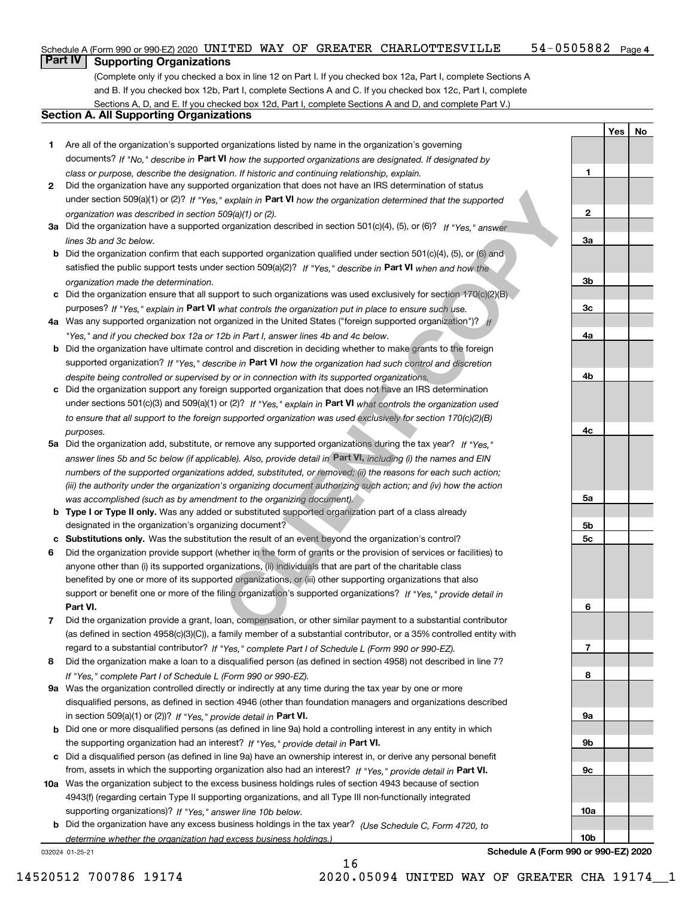Schedule A (Form 990 or 990-EZ) 2020 UNITED WAY OF GREATER CHARLOTTESVILLE 54-0505882 Page 4

## Part IV Supporting Organizations

(Complete only if you checked a box in line 12 on Part I. If you checked box 12a, Part I, complete Sections A and B. If you checked box 12b, Part I, complete Sections A and C. If you checked box 12c, Part I, complete Sections A, D, and E. If you checked box 12d, Part I, complete Sections A and D, and complete Part V.)

### Section A. All Supporting Organizations

| | | | Yes | No |
|---|---|---|---|---|
| 1 | Are all of the organization's supported organizations listed by name in the organization's governing documents? *If "No," describe in* **Part VI** *how the supported organizations are designated. If designated by class or purpose, describe the designation. If historic and continuing relationship, explain.* | 1 | | |
| 2 | Did the organization have any supported organization that does not have an IRS determination of status under section 509(a)(1) or (2)? *If "Yes," explain in* **Part VI** *how the organization determined that the supported organization was described in section 509(a)(1) or (2).* | 2 | | |
| 3a | Did the organization have a supported organization described in section 501(c)(4), (5), or (6)? *If "Yes," answer lines 3b and 3c below.* | 3a | | |
| b | Did the organization confirm that each supported organization qualified under section 501(c)(4), (5), or (6) and satisfied the public support tests under section 509(a)(2)? *If "Yes," describe in* **Part VI** *when and how the organization made the determination.* | 3b | | |
| c | Did the organization ensure that all support to such organizations was used exclusively for section 170(c)(2)(B) purposes? *If "Yes," explain in* **Part VI** *what controls the organization put in place to ensure such use.* | 3c | | |
| 4a | Was any supported organization not organized in the United States ("foreign supported organization")? *If "Yes," and if you checked box 12a or 12b in Part I, answer lines 4b and 4c below.* | 4a | | |
| b | Did the organization have ultimate control and discretion in deciding whether to make grants to the foreign supported organization? *If "Yes," describe in* **Part VI** *how the organization had such control and discretion despite being controlled or supervised by or in connection with its supported organizations.* | 4b | | |
| c | Did the organization support any foreign supported organization that does not have an IRS determination under sections 501(c)(3) and 509(a)(1) or (2)? *If "Yes," explain in* **Part VI** *what controls the organization used to ensure that all support to the foreign supported organization was used exclusively for section 170(c)(2)(B) purposes.* | 4c | | |
| 5a | Did the organization add, substitute, or remove any supported organizations during the tax year? *If "Yes," answer lines 5b and 5c below (if applicable). Also, provide detail in* **Part VI,** *including (i) the names and EIN numbers of the supported organizations added, substituted, or removed; (ii) the reasons for each such action; (iii) the authority under the organization's organizing document authorizing such action; and (iv) how the action was accomplished (such as by amendment to the organizing document).* | 5a | | |
| b | **Type I or Type II only.** Was any added or substituted supported organization part of a class already designated in the organization's organizing document? | 5b | | |
| c | **Substitutions only.** Was the substitution the result of an event beyond the organization's control? | 5c | | |
| 6 | Did the organization provide support (whether in the form of grants or the provision of services or facilities) to anyone other than (i) its supported organizations, (ii) individuals that are part of the charitable class benefited by one or more of its supported organizations, or (iii) other supporting organizations that also support or benefit one or more of the filing organization's supported organizations? *If "Yes," provide detail in* **Part VI.** | 6 | | |
| 7 | Did the organization provide a grant, loan, compensation, or other similar payment to a substantial contributor (as defined in section 4958(c)(3)(C)), a family member of a substantial contributor, or a 35% controlled entity with regard to a substantial contributor? *If "Yes," complete Part I of Schedule L (Form 990 or 990-EZ).* | 7 | | |
| 8 | Did the organization make a loan to a disqualified person (as defined in section 4958) not described in line 7? *If "Yes," complete Part I of Schedule L (Form 990 or 990-EZ).* | 8 | | |
| 9a | Was the organization controlled directly or indirectly at any time during the tax year by one or more disqualified persons, as defined in section 4946 (other than foundation managers and organizations described in section 509(a)(1) or (2))? *If "Yes," provide detail in* **Part VI.** | 9a | | |
| b | Did one or more disqualified persons (as defined in line 9a) hold a controlling interest in any entity in which the supporting organization had an interest? *If "Yes," provide detail in* **Part VI.** | 9b | | |
| c | Did a disqualified person (as defined in line 9a) have an ownership interest in, or derive any personal benefit from, assets in which the supporting organization also had an interest? *If "Yes," provide detail in* **Part VI.** | 9c | | |
| 10a | Was the organization subject to the excess business holdings rules of section 4943 because of section 4943(f) (regarding certain Type II supporting organizations, and all Type III non-functionally integrated supporting organizations)? *If "Yes," answer line 10b below.* | 10a | | |
| b | Did the organization have any excess business holdings in the tax year? *(Use Schedule C, Form 4720, to determine whether the organization had excess business holdings.)* | 10b | | |

032024 01-25-21

Schedule A (Form 990 or 990-EZ) 2020

14520512 700786 19174 2020.05094 UNITED WAY OF GREATER CHA 19174__1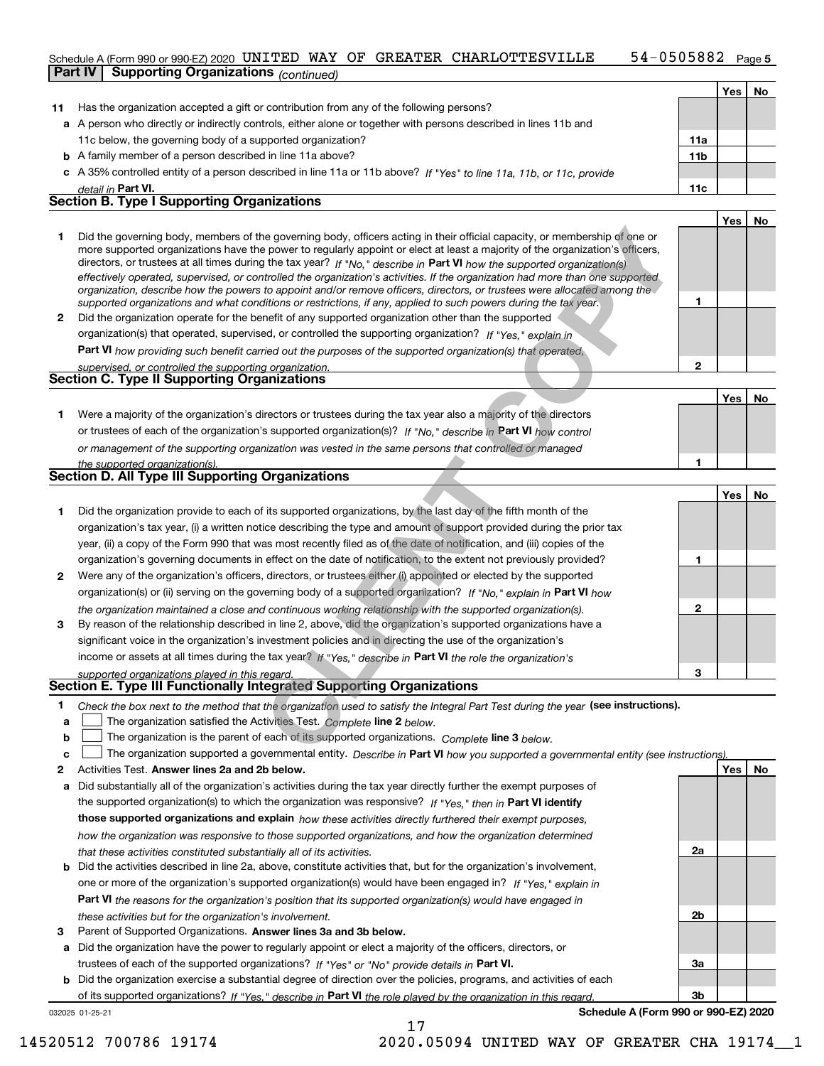Schedule A (Form 990 or 990-EZ) 2020 UNITED WAY OF GREATER CHARLOTTESVILLE 54-0505882 Page 5

**Part IV | Supporting Organizations** *(continued)*

| | | | Yes | No |
|---|---|---|---|---|
| **11** | Has the organization accepted a gift or contribution from any of the following persons? | | | |
| **a** | A person who directly or indirectly controls, either alone or together with persons described in lines 11b and 11c below, the governing body of a supported organization? | **11a** | | |
| **b** | A family member of a person described in line 11a above? | **11b** | | |
| **c** | A 35% controlled entity of a person described in line 11a or 11b above? *If "Yes" to line 11a, 11b, or 11c, provide detail in* **Part VI.** | **11c** | | |

**Section B. Type I Supporting Organizations**

| | | | Yes | No |
|---|---|---|---|---|
| **1** | Did the governing body, members of the governing body, officers acting in their official capacity, or membership of one or more supported organizations have the power to regularly appoint or elect at least a majority of the organization's officers, directors, or trustees at all times during the tax year? *If "No," describe in* **Part VI** *how the supported organization(s) effectively operated, supervised, or controlled the organization's activities. If the organization had more than one supported organization, describe how the powers to appoint and/or remove officers, directors, or trustees were allocated among the supported organizations and what conditions or restrictions, if any, applied to such powers during the tax year.* | **1** | | |
| **2** | Did the organization operate for the benefit of any supported organization other than the supported organization(s) that operated, supervised, or controlled the supporting organization? *If "Yes," explain in* **Part VI** *how providing such benefit carried out the purposes of the supported organization(s) that operated, supervised, or controlled the supporting organization.* | **2** | | |

**Section C. Type II Supporting Organizations**

| | | | Yes | No |
|---|---|---|---|---|
| **1** | Were a majority of the organization's directors or trustees during the tax year also a majority of the directors or trustees of each of the organization's supported organization(s)? *If "No," describe in* **Part VI** *how control or management of the supporting organization was vested in the same persons that controlled or managed the supported organization(s).* | **1** | | |

**Section D. All Type III Supporting Organizations**

| | | | Yes | No |
|---|---|---|---|---|
| **1** | Did the organization provide to each of its supported organizations, by the last day of the fifth month of the organization's tax year, (i) a written notice describing the type and amount of support provided during the prior tax year, (ii) a copy of the Form 990 that was most recently filed as of the date of notification, and (iii) copies of the organization's governing documents in effect on the date of notification, to the extent not previously provided? | **1** | | |
| **2** | Were any of the organization's officers, directors, or trustees either (i) appointed or elected by the supported organization(s) or (ii) serving on the governing body of a supported organization? *If "No," explain in* **Part VI** *how the organization maintained a close and continuous working relationship with the supported organization(s).* | **2** | | |
| **3** | By reason of the relationship described in line 2, above, did the organization's supported organizations have a significant voice in the organization's investment policies and in directing the use of the organization's income or assets at all times during the tax year? *If "Yes," describe in* **Part VI** *the role the organization's supported organizations played in this regard.* | **3** | | |

**Section E. Type III Functionally Integrated Supporting Organizations**

**1** *Check the box next to the method that the organization used to satisfy the Integral Part Test during the year* **(see instructions).**

**a** ☐ The organization satisfied the Activities Test. *Complete* **line 2** *below.*

**b** ☐ The organization is the parent of each of its supported organizations. *Complete* **line 3** *below.*

**c** ☐ The organization supported a governmental entity. *Describe in* **Part VI** *how you supported a governmental entity (see instructions).*

| | | | Yes | No |
|---|---|---|---|---|
| **2** | Activities Test. **Answer lines 2a and 2b below.** | | | |
| **a** | Did substantially all of the organization's activities during the tax year directly further the exempt purposes of the supported organization(s) to which the organization was responsive? *If "Yes," then in* **Part VI identify those supported organizations and explain** *how these activities directly furthered their exempt purposes, how the organization was responsive to those supported organizations, and how the organization determined that these activities constituted substantially all of its activities.* | **2a** | | |
| **b** | Did the activities described in line 2a, above, constitute activities that, but for the organization's involvement, one or more of the organization's supported organization(s) would have been engaged in? *If "Yes," explain in* **Part VI** *the reasons for the organization's position that its supported organization(s) would have engaged in these activities but for the organization's involvement.* | **2b** | | |
| **3** | Parent of Supported Organizations. **Answer lines 3a and 3b below.** | | | |
| **a** | Did the organization have the power to regularly appoint or elect a majority of the officers, directors, or trustees of each of the supported organizations? *If "Yes" or "No" provide details in* **Part VI.** | **3a** | | |
| **b** | Did the organization exercise a substantial degree of direction over the policies, programs, and activities of each of its supported organizations? *If "Yes," describe in* **Part VI** *the role played by the organization in this regard.* | **3b** | | |

032025 01-25-21 **Schedule A (Form 990 or 990-EZ) 2020**

14520512 700786 19174 2020.05094 UNITED WAY OF GREATER CHA 19174__1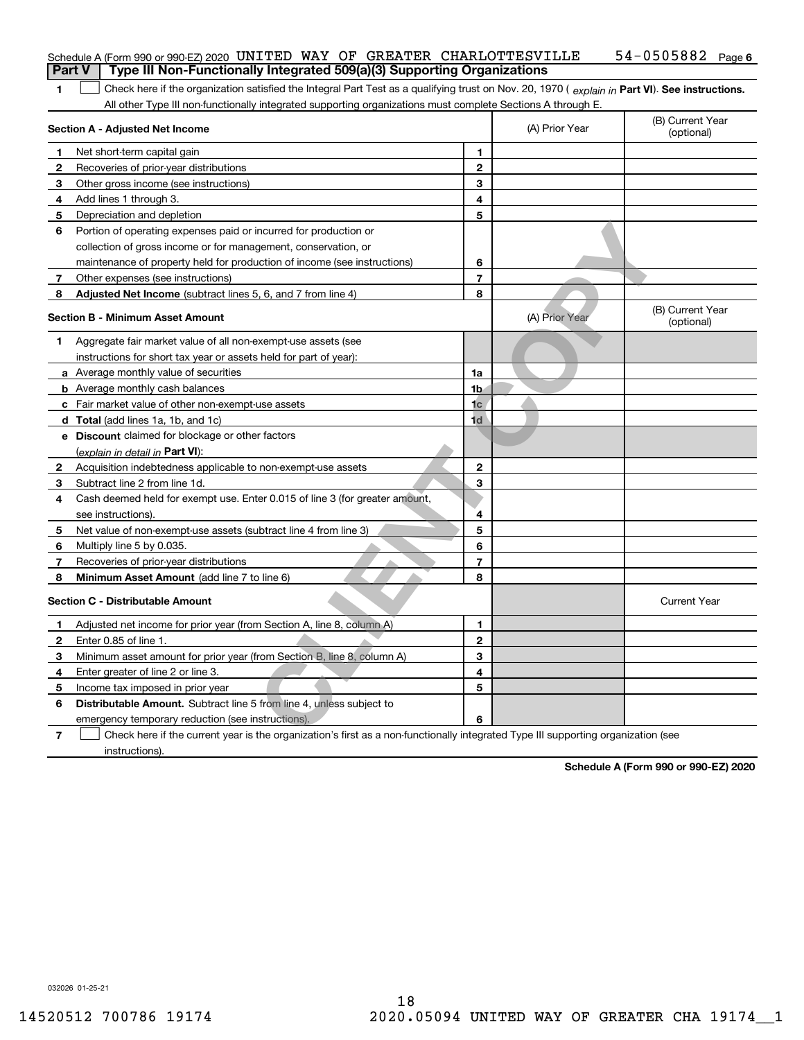Schedule A (Form 990 or 990-EZ) 2020 UNITED WAY OF GREATER CHARLOTTESVILLE 54-0505882 Page 6

**Part V | Type III Non-Functionally Integrated 509(a)(3) Supporting Organizations**

1 ☐ Check here if the organization satisfied the Integral Part Test as a qualifying trust on Nov. 20, 1970 ( *explain in* **Part VI**). **See instructions.** All other Type III non-functionally integrated supporting organizations must complete Sections A through E.

| **Section A - Adjusted Net Income** | | (A) Prior Year | (B) Current Year (optional) |
|---|---|---|---|
| 1 Net short-term capital gain | 1 | | |
| 2 Recoveries of prior-year distributions | 2 | | |
| 3 Other gross income (see instructions) | 3 | | |
| 4 Add lines 1 through 3. | 4 | | |
| 5 Depreciation and depletion | 5 | | |
| 6 Portion of operating expenses paid or incurred for production or collection of gross income or for management, conservation, or maintenance of property held for production of income (see instructions) | 6 | | |
| 7 Other expenses (see instructions) | 7 | | |
| 8 **Adjusted Net Income** (subtract lines 5, 6, and 7 from line 4) | 8 | | |

| **Section B - Minimum Asset Amount** | | (A) Prior Year | (B) Current Year (optional) |
|---|---|---|---|
| 1 Aggregate fair market value of all non-exempt-use assets (see instructions for short tax year or assets held for part of year): | | | |
| a Average monthly value of securities | 1a | | |
| b Average monthly cash balances | 1b | | |
| c Fair market value of other non-exempt-use assets | 1c | | |
| d **Total** (add lines 1a, 1b, and 1c) | 1d | | |
| e **Discount** claimed for blockage or other factors (*explain in detail in* **Part VI**): | | | |
| 2 Acquisition indebtedness applicable to non-exempt-use assets | 2 | | |
| 3 Subtract line 2 from line 1d. | 3 | | |
| 4 Cash deemed held for exempt use. Enter 0.015 of line 3 (for greater amount, see instructions). | 4 | | |
| 5 Net value of non-exempt-use assets (subtract line 4 from line 3) | 5 | | |
| 6 Multiply line 5 by 0.035. | 6 | | |
| 7 Recoveries of prior-year distributions | 7 | | |
| 8 **Minimum Asset Amount** (add line 7 to line 6) | 8 | | |

| **Section C - Distributable Amount** | | | Current Year |
|---|---|---|---|
| 1 Adjusted net income for prior year (from Section A, line 8, column A) | 1 | | |
| 2 Enter 0.85 of line 1. | 2 | | |
| 3 Minimum asset amount for prior year (from Section B, line 8, column A) | 3 | | |
| 4 Enter greater of line 2 or line 3. | 4 | | |
| 5 Income tax imposed in prior year | 5 | | |
| 6 **Distributable Amount.** Subtract line 5 from line 4, unless subject to emergency temporary reduction (see instructions). | 6 | | |

7 ☐ Check here if the current year is the organization's first as a non-functionally integrated Type III supporting organization (see instructions).

**Schedule A (Form 990 or 990-EZ) 2020**

032026 01-25-21

14520512 700786 19174 2020.05094 UNITED WAY OF GREATER CHA 19174__1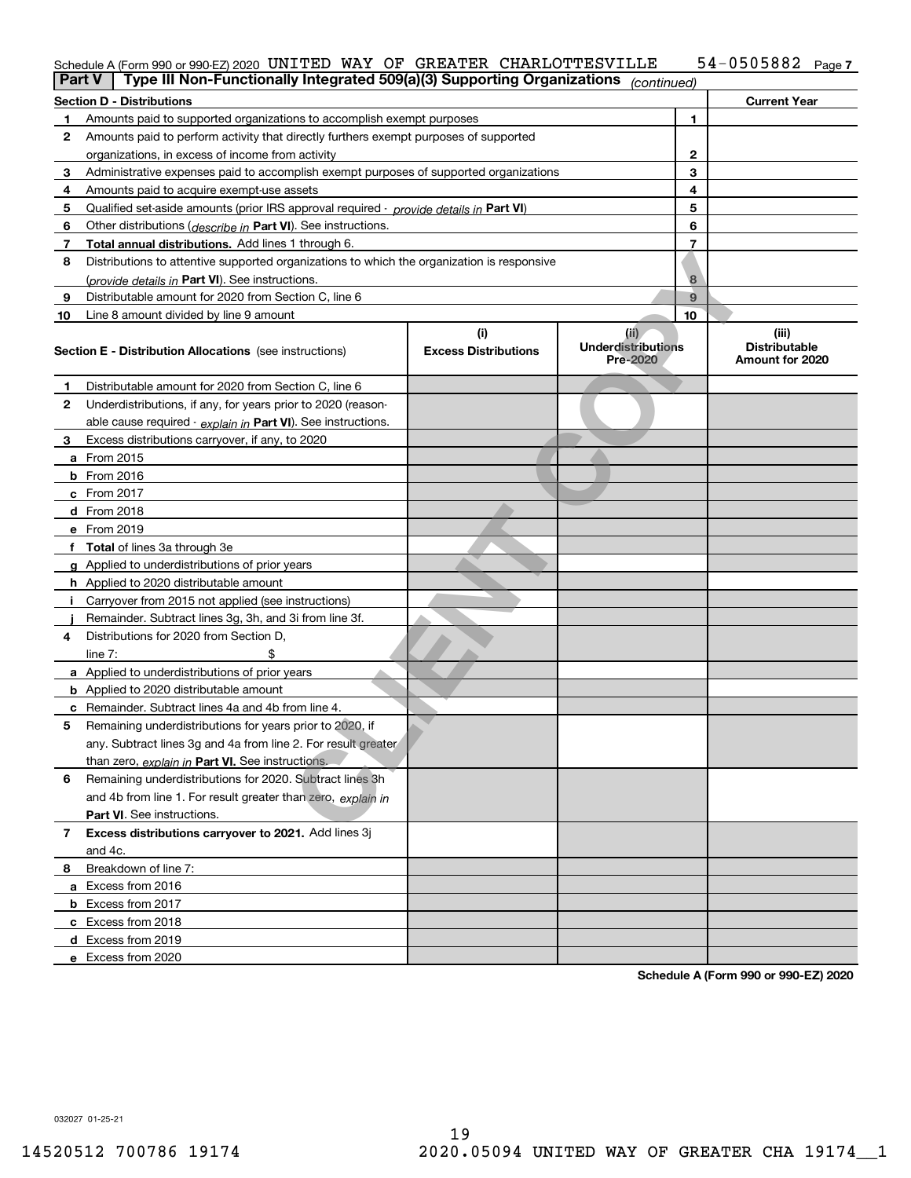Schedule A (Form 990 or 990-EZ) 2020 UNITED WAY OF GREATER CHARLOTTESVILLE 54-0505882 Page 7

**Part V | Type III Non-Functionally Integrated 509(a)(3) Supporting Organizations** *(continued)*

| **Section D - Distributions** | | | **Current Year** |
|---|---|---|---|
| 1 | Amounts paid to supported organizations to accomplish exempt purposes | 1 | |
| 2 | Amounts paid to perform activity that directly furthers exempt purposes of supported organizations, in excess of income from activity | 2 | |
| 3 | Administrative expenses paid to accomplish exempt purposes of supported organizations | 3 | |
| 4 | Amounts paid to acquire exempt-use assets | 4 | |
| 5 | Qualified set-aside amounts (prior IRS approval required - *provide details in* **Part VI**) | 5 | |
| 6 | Other distributions (*describe in* **Part VI**). See instructions. | 6 | |
| 7 | **Total annual distributions.** Add lines 1 through 6. | 7 | |
| 8 | Distributions to attentive supported organizations to which the organization is responsive (*provide details in* **Part VI**). See instructions. | 8 | |
| 9 | Distributable amount for 2020 from Section C, line 6 | 9 | |
| 10 | Line 8 amount divided by line 9 amount | 10 | |

| | **Section E - Distribution Allocations** (see instructions) | (i) Excess Distributions | (ii) Underdistributions Pre-2020 | (iii) Distributable Amount for 2020 |
|---|---|---|---|---|
| 1 | Distributable amount for 2020 from Section C, line 6 | | | |
| 2 | Underdistributions, if any, for years prior to 2020 (reasonable cause required - *explain in* **Part VI**). See instructions. | | | |
| 3 | Excess distributions carryover, if any, to 2020 | | | |
| a | From 2015 | | | |
| b | From 2016 | | | |
| c | From 2017 | | | |
| d | From 2018 | | | |
| e | From 2019 | | | |
| f | **Total** of lines 3a through 3e | | | |
| g | Applied to underdistributions of prior years | | | |
| h | Applied to 2020 distributable amount | | | |
| i | Carryover from 2015 not applied (see instructions) | | | |
| j | Remainder. Subtract lines 3g, 3h, and 3i from line 3f. | | | |
| 4 | Distributions for 2020 from Section D, line 7: $ | | | |
| a | Applied to underdistributions of prior years | | | |
| b | Applied to 2020 distributable amount | | | |
| c | Remainder. Subtract lines 4a and 4b from line 4. | | | |
| 5 | Remaining underdistributions for years prior to 2020, if any. Subtract lines 3g and 4a from line 2. For result greater than zero, *explain in* **Part VI.** See instructions. | | | |
| 6 | Remaining underdistributions for 2020. Subtract lines 3h and 4b from line 1. For result greater than zero, *explain in* **Part VI**. See instructions. | | | |
| 7 | **Excess distributions carryover to 2021.** Add lines 3j and 4c. | | | |
| 8 | Breakdown of line 7: | | | |
| a | Excess from 2016 | | | |
| b | Excess from 2017 | | | |
| c | Excess from 2018 | | | |
| d | Excess from 2019 | | | |
| e | Excess from 2020 | | | |

**Schedule A (Form 990 or 990-EZ) 2020**

032027 01-25-21

14520512 700786 19174 2020.05094 UNITED WAY OF GREATER CHA 19174__1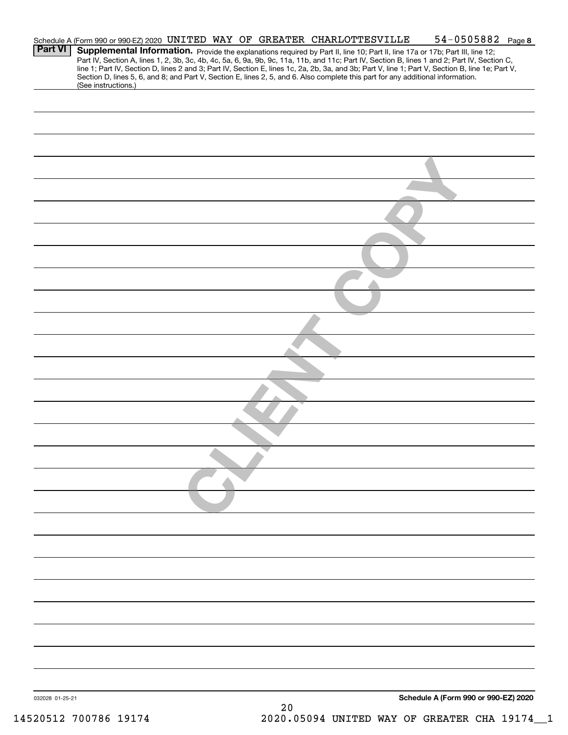Schedule A (Form 990 or 990-EZ) 2020 UNITED WAY OF GREATER CHARLOTTESVILLE 54-0505882 Page 8

**Part VI** **Supplemental Information.** Provide the explanations required by Part II, line 10; Part II, line 17a or 17b; Part III, line 12; Part IV, Section A, lines 1, 2, 3b, 3c, 4b, 4c, 5a, 6, 9a, 9b, 9c, 11a, 11b, and 11c; Part IV, Section B, lines 1 and 2; Part IV, Section C, line 1; Part IV, Section D, lines 2 and 3; Part IV, Section E, lines 1c, 2a, 2b, 3a, and 3b; Part V, line 1; Part V, Section B, line 1e; Part V, Section D, lines 5, 6, and 8; and Part V, Section E, lines 2, 5, and 6. Also complete this part for any additional information. (See instructions.)

CLIENT COPY

032028 01-25-21

**Schedule A (Form 990 or 990-EZ) 2020**

14520512 700786 19174 2020.05094 UNITED WAY OF GREATER CHA 19174__1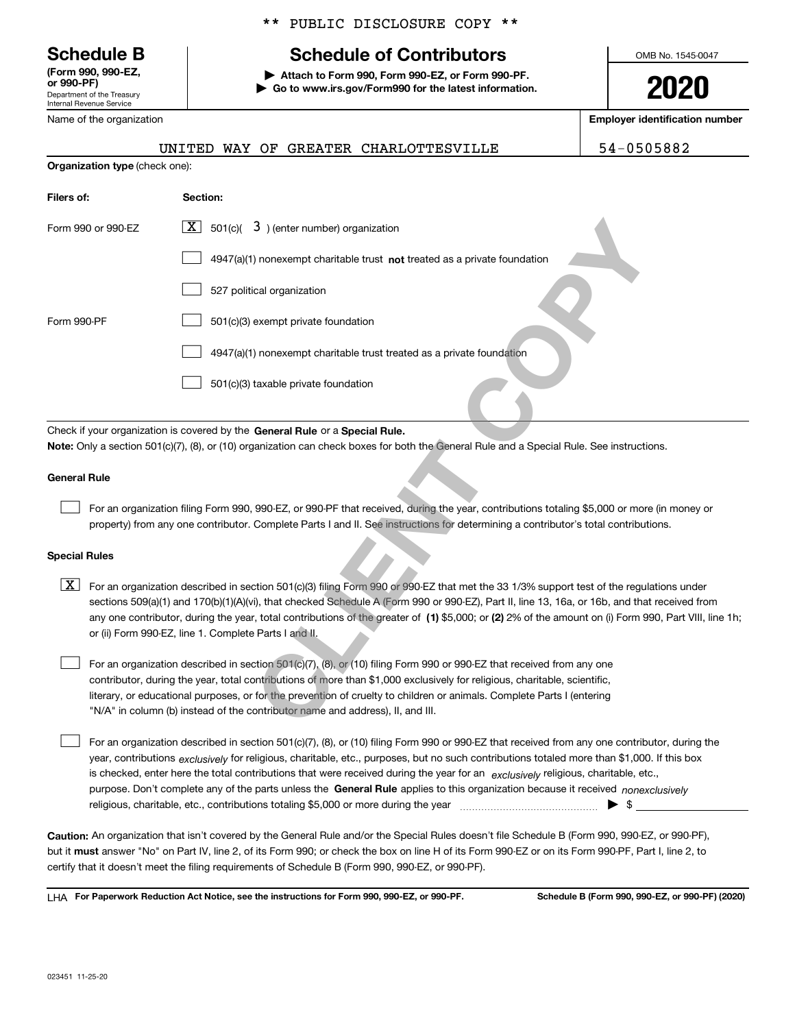\*\* PUBLIC DISCLOSURE COPY \*\*

# Schedule B (Form 990, 990-EZ, or 990-PF)

Department of the Treasury
Internal Revenue Service

## Schedule of Contributors

▶ Attach to Form 990, Form 990-EZ, or Form 990-PF.
▶ Go to www.irs.gov/Form990 for the latest information.

OMB No. 1545-0047

**2020**

| Name of the organization | Employer identification number |
|---|---|
| UNITED WAY OF GREATER CHARLOTTESVILLE | 54-0505882 |

**Organization type** (check one):

| Filers of: | Section: |
|---|---|
| Form 990 or 990-EZ | [X] 501(c)( 3 ) (enter number) organization |
| | [ ] 4947(a)(1) nonexempt charitable trust **not** treated as a private foundation |
| | [ ] 527 political organization |
| Form 990-PF | [ ] 501(c)(3) exempt private foundation |
| | [ ] 4947(a)(1) nonexempt charitable trust treated as a private foundation |
| | [ ] 501(c)(3) taxable private foundation |

Check if your organization is covered by the **General Rule** or a **Special Rule.**

**Note:** Only a section 501(c)(7), (8), or (10) organization can check boxes for both the General Rule and a Special Rule. See instructions.

**General Rule**

[ ] For an organization filing Form 990, 990-EZ, or 990-PF that received, during the year, contributions totaling $5,000 or more (in money or property) from any one contributor. Complete Parts I and II. See instructions for determining a contributor's total contributions.

**Special Rules**

[X] For an organization described in section 501(c)(3) filing Form 990 or 990-EZ that met the 33 1/3% support test of the regulations under sections 509(a)(1) and 170(b)(1)(A)(vi), that checked Schedule A (Form 990 or 990-EZ), Part II, line 13, 16a, or 16b, and that received from any one contributor, during the year, total contributions of the greater of **(1)** $5,000; or **(2)** 2% of the amount on (i) Form 990, Part VIII, line 1h; or (ii) Form 990-EZ, line 1. Complete Parts I and II.

[ ] For an organization described in section 501(c)(7), (8), or (10) filing Form 990 or 990-EZ that received from any one contributor, during the year, total contributions of more than $1,000 exclusively for religious, charitable, scientific, literary, or educational purposes, or for the prevention of cruelty to children or animals. Complete Parts I (entering "N/A" in column (b) instead of the contributor name and address), II, and III.

[ ] For an organization described in section 501(c)(7), (8), or (10) filing Form 990 or 990-EZ that received from any one contributor, during the year, contributions *exclusively* for religious, charitable, etc., purposes, but no such contributions totaled more than $1,000. If this box is checked, enter here the total contributions that were received during the year for an *exclusively* religious, charitable, etc., purpose. Don't complete any of the parts unless the **General Rule** applies to this organization because it received *nonexclusively* religious, charitable, etc., contributions totaling $5,000 or more during the year ▶ $

**Caution:** An organization that isn't covered by the General Rule and/or the Special Rules doesn't file Schedule B (Form 990, 990-EZ, or 990-PF), but it **must** answer "No" on Part IV, line 2, of its Form 990; or check the box on line H of its Form 990-EZ or on its Form 990-PF, Part I, line 2, to certify that it doesn't meet the filing requirements of Schedule B (Form 990, 990-EZ, or 990-PF).

LHA **For Paperwork Reduction Act Notice, see the instructions for Form 990, 990-EZ, or 990-PF.** **Schedule B (Form 990, 990-EZ, or 990-PF) (2020)**

023451 11-25-20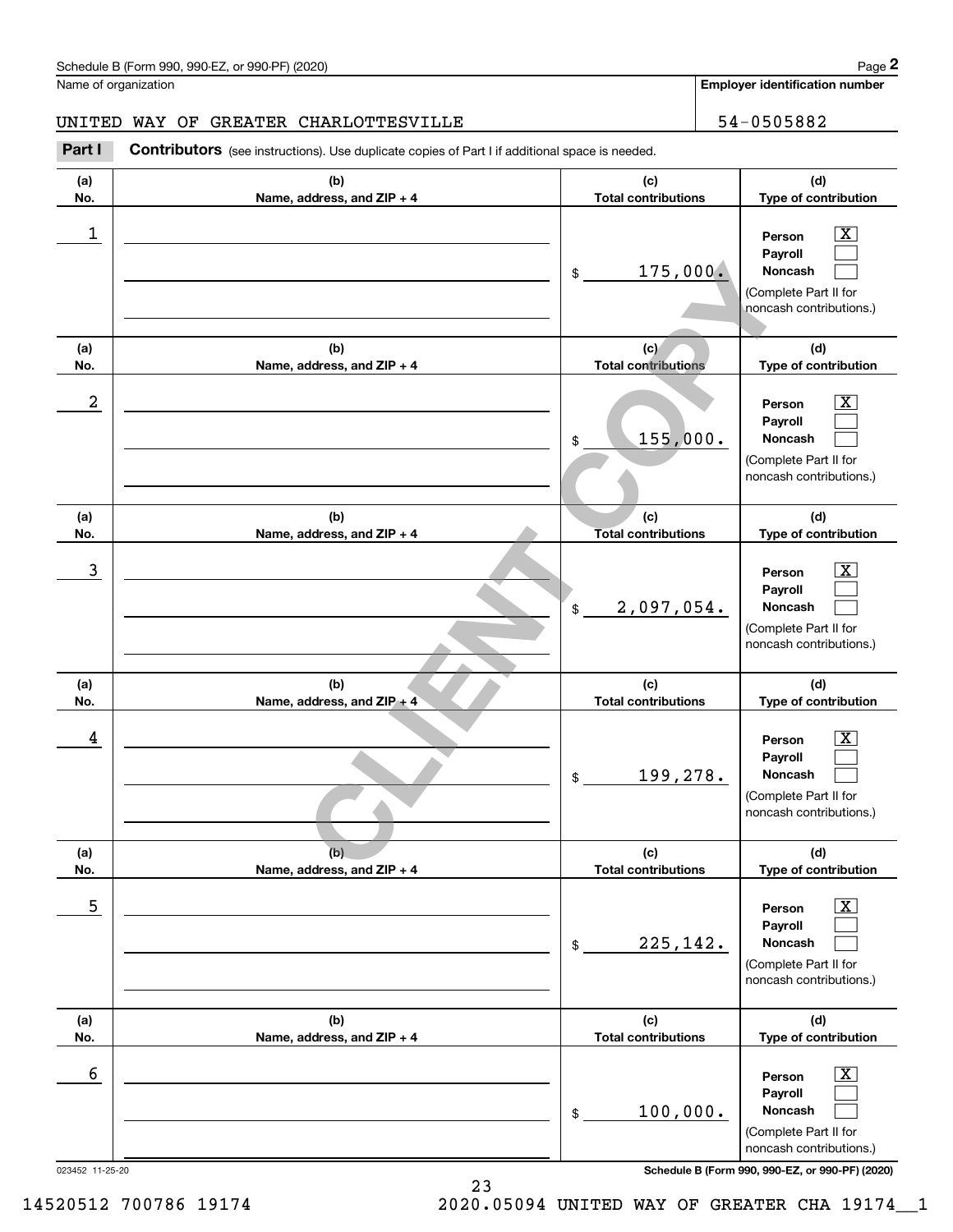Schedule B (Form 990, 990-EZ, or 990-PF) (2020)

Name of organization: UNITED WAY OF GREATER CHARLOTTESVILLE

**Employer identification number:** 54-0505882

## Part I — Contributors (see instructions). Use duplicate copies of Part I if additional space is needed.

| (a) No. | (b) Name, address, and ZIP + 4 | (c) Total contributions | (d) Type of contribution |
|---|---|---|---|
| 1 | | $ 175,000. | Person [X] Payroll [ ] Noncash [ ] (Complete Part II for noncash contributions.) |
| 2 | | $ 155,000. | Person [X] Payroll [ ] Noncash [ ] (Complete Part II for noncash contributions.) |
| 3 | | $ 2,097,054. | Person [X] Payroll [ ] Noncash [ ] (Complete Part II for noncash contributions.) |
| 4 | | $ 199,278. | Person [X] Payroll [ ] Noncash [ ] (Complete Part II for noncash contributions.) |
| 5 | | $ 225,142. | Person [X] Payroll [ ] Noncash [ ] (Complete Part II for noncash contributions.) |
| 6 | | $ 100,000. | Person [X] Payroll [ ] Noncash [ ] (Complete Part II for noncash contributions.) |

CLIENT COPY

023452 11-25-20

Schedule B (Form 990, 990-EZ, or 990-PF) (2020)

14520512 700786 19174 2020.05094 UNITED WAY OF GREATER CHA 19174__1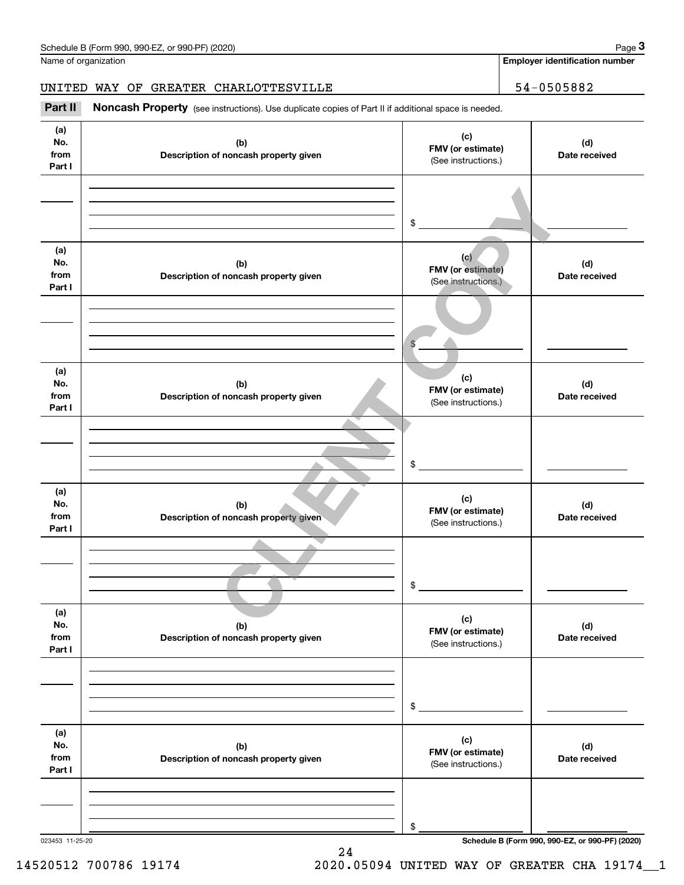Name of organization

**Employer identification number**

UNITED WAY OF GREATER CHARLOTTESVILLE

54-0505882

**Part II** **Noncash Property** (see instructions). Use duplicate copies of Part II if additional space is needed.

| (a) No. from Part I | (b) Description of noncash property given | (c) FMV (or estimate) (See instructions.) | (d) Date received |
|---|---|---|---|
| | | $ | |

| (a) No. from Part I | (b) Description of noncash property given | (c) FMV (or estimate) (See instructions.) | (d) Date received |
|---|---|---|---|
| | | $ | |

| (a) No. from Part I | (b) Description of noncash property given | (c) FMV (or estimate) (See instructions.) | (d) Date received |
|---|---|---|---|
| | | $ | |

| (a) No. from Part I | (b) Description of noncash property given | (c) FMV (or estimate) (See instructions.) | (d) Date received |
|---|---|---|---|
| | | $ | |

| (a) No. from Part I | (b) Description of noncash property given | (c) FMV (or estimate) (See instructions.) | (d) Date received |
|---|---|---|---|
| | | $ | |

| (a) No. from Part I | (b) Description of noncash property given | (c) FMV (or estimate) (See instructions.) | (d) Date received |
|---|---|---|---|
| | | $ | |

CLIENT COPY

023453 11-25-20

14520512 700786 19174 2020.05094 UNITED WAY OF GREATER CHA 19174__1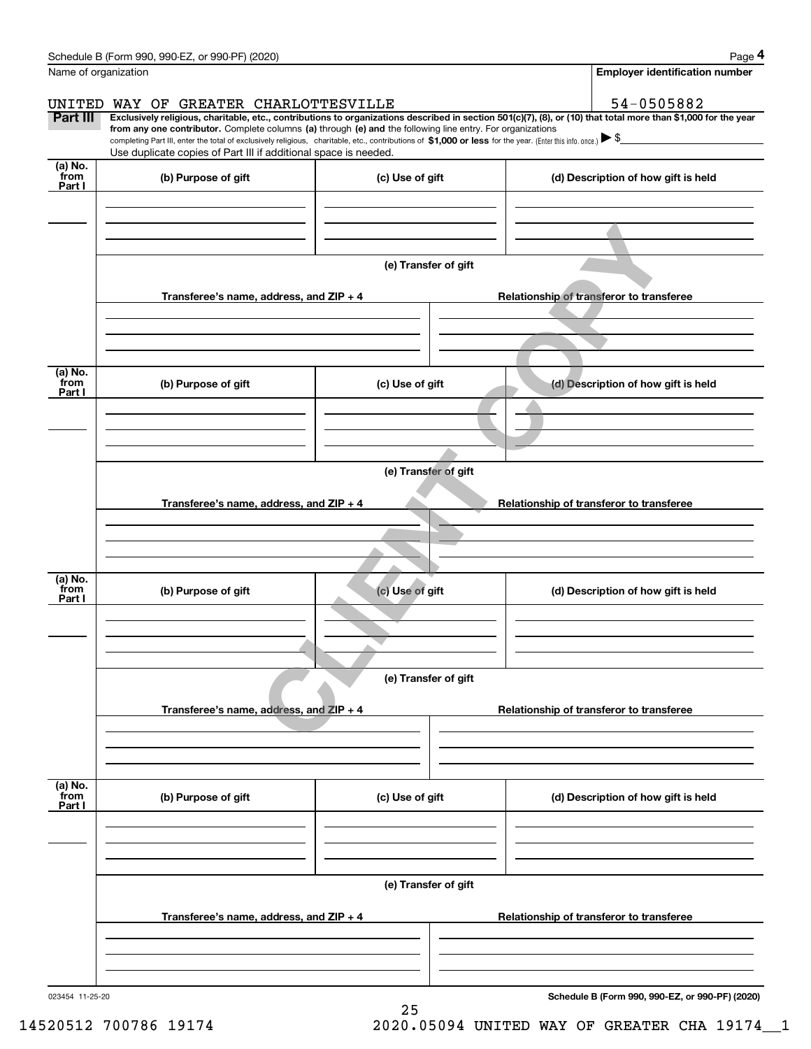Name of organization

**Employer identification number**

UNITED WAY OF GREATER CHARLOTTESVILLE

54-0505882

**Part III** **Exclusively religious, charitable, etc., contributions to organizations described in section 501(c)(7), (8), or (10) that total more than $1,000 for the year from any one contributor.** Complete columns **(a)** through **(e) and** the following line entry. For organizations completing Part III, enter the total of exclusively religious, charitable, etc., contributions of **$1,000 or less** for the year. (Enter this info. once.) ▶ $

Use duplicate copies of Part III if additional space is needed.

| (a) No. from Part I | (b) Purpose of gift | (c) Use of gift | (d) Description of how gift is held |
|---|---|---|---|
| | | | |

**(e) Transfer of gift**

| Transferee's name, address, and ZIP + 4 | Relationship of transferor to transferee |
|---|---|
| | |

| (a) No. from Part I | (b) Purpose of gift | (c) Use of gift | (d) Description of how gift is held |
|---|---|---|---|
| | | | |

**(e) Transfer of gift**

| Transferee's name, address, and ZIP + 4 | Relationship of transferor to transferee |
|---|---|
| | |

| (a) No. from Part I | (b) Purpose of gift | (c) Use of gift | (d) Description of how gift is held |
|---|---|---|---|
| | | | |

**(e) Transfer of gift**

| Transferee's name, address, and ZIP + 4 | Relationship of transferor to transferee |
|---|---|
| | |

| (a) No. from Part I | (b) Purpose of gift | (c) Use of gift | (d) Description of how gift is held |
|---|---|---|---|
| | | | |

**(e) Transfer of gift**

| Transferee's name, address, and ZIP + 4 | Relationship of transferor to transferee |
|---|---|
| | |

CLIENT COPY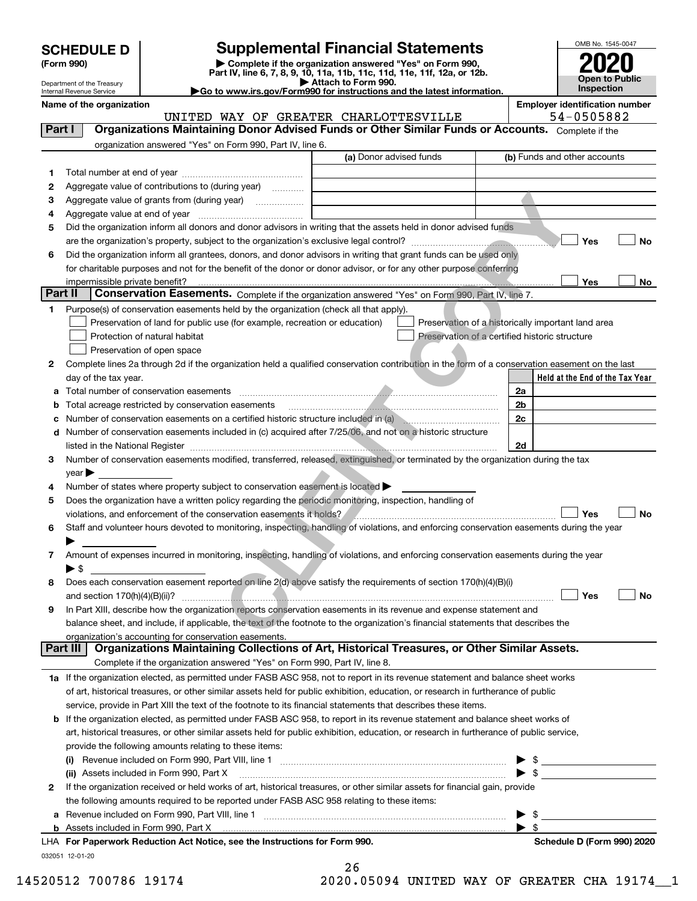**SCHEDULE D (Form 990)**

Department of the Treasury
Internal Revenue Service

# Supplemental Financial Statements

▶ Complete if the organization answered "Yes" on Form 990, Part IV, line 6, 7, 8, 9, 10, 11a, 11b, 11c, 11d, 11e, 11f, 12a, or 12b.
▶ Attach to Form 990.
▶Go to www.irs.gov/Form990 for instructions and the latest information.

OMB No. 1545-0047

**2020**

**Open to Public Inspection**

**Name of the organization**: UNITED WAY OF GREATER CHARLOTTESVILLE

**Employer identification number**: 54-0505882

## Part I Organizations Maintaining Donor Advised Funds or Other Similar Funds or Accounts.

Complete if the organization answered "Yes" on Form 990, Part IV, line 6.

| | | (a) Donor advised funds | (b) Funds and other accounts |
|---|---|---|---|
| 1 | Total number at end of year | | |
| 2 | Aggregate value of contributions to (during year) | | |
| 3 | Aggregate value of grants from (during year) | | |
| 4 | Aggregate value at end of year | | |

5 Did the organization inform all donors and donor advisors in writing that the assets held in donor advised funds are the organization's property, subject to the organization's exclusive legal control? ☐ Yes ☐ No

6 Did the organization inform all grantees, donors, and donor advisors in writing that grant funds can be used only for charitable purposes and not for the benefit of the donor or donor advisor, or for any other purpose conferring impermissible private benefit? ☐ Yes ☐ No

## Part II Conservation Easements.

Complete if the organization answered "Yes" on Form 990, Part IV, line 7.

1 Purpose(s) of conservation easements held by the organization (check all that apply).

- ☐ Preservation of land for public use (for example, recreation or education)
- ☐ Preservation of a historically important land area
- ☐ Protection of natural habitat
- ☐ Preservation of a certified historic structure
- ☐ Preservation of open space

2 Complete lines 2a through 2d if the organization held a qualified conservation contribution in the form of a conservation easement on the last day of the tax year.

| | | | Held at the End of the Tax Year |
|---|---|---|---|
| a | Total number of conservation easements | 2a | |
| b | Total acreage restricted by conservation easements | 2b | |
| c | Number of conservation easements on a certified historic structure included in (a) | 2c | |
| d | Number of conservation easements included in (c) acquired after 7/25/06, and not on a historic structure listed in the National Register | 2d | |

3 Number of conservation easements modified, transferred, released, extinguished, or terminated by the organization during the tax year ▶

4 Number of states where property subject to conservation easement is located ▶

5 Does the organization have a written policy regarding the periodic monitoring, inspection, handling of violations, and enforcement of the conservation easements it holds? ☐ Yes ☐ No

6 Staff and volunteer hours devoted to monitoring, inspecting, handling of violations, and enforcing conservation easements during the year ▶

7 Amount of expenses incurred in monitoring, inspecting, handling of violations, and enforcing conservation easements during the year ▶ $

8 Does each conservation easement reported on line 2(d) above satisfy the requirements of section 170(h)(4)(B)(i) and section 170(h)(4)(B)(ii)? ☐ Yes ☐ No

9 In Part XIII, describe how the organization reports conservation easements in its revenue and expense statement and balance sheet, and include, if applicable, the text of the footnote to the organization's financial statements that describes the organization's accounting for conservation easements.

## Part III Organizations Maintaining Collections of Art, Historical Treasures, or Other Similar Assets.

Complete if the organization answered "Yes" on Form 990, Part IV, line 8.

1a If the organization elected, as permitted under FASB ASC 958, not to report in its revenue statement and balance sheet works of art, historical treasures, or other similar assets held for public exhibition, education, or research in furtherance of public service, provide in Part XIII the text of the footnote to its financial statements that describes these items.

b If the organization elected, as permitted under FASB ASC 958, to report in its revenue statement and balance sheet works of art, historical treasures, or other similar assets held for public exhibition, education, or research in furtherance of public service, provide the following amounts relating to these items:

(i) Revenue included on Form 990, Part VIII, line 1 ▶ $

(ii) Assets included in Form 990, Part X ▶ $

2 If the organization received or held works of art, historical treasures, or other similar assets for financial gain, provide the following amounts required to be reported under FASB ASC 958 relating to these items:

a Revenue included on Form 990, Part VIII, line 1 ▶ $

b Assets included in Form 990, Part X ▶ $

LHA **For Paperwork Reduction Act Notice, see the Instructions for Form 990.** **Schedule D (Form 990) 2020**

032051 12-01-20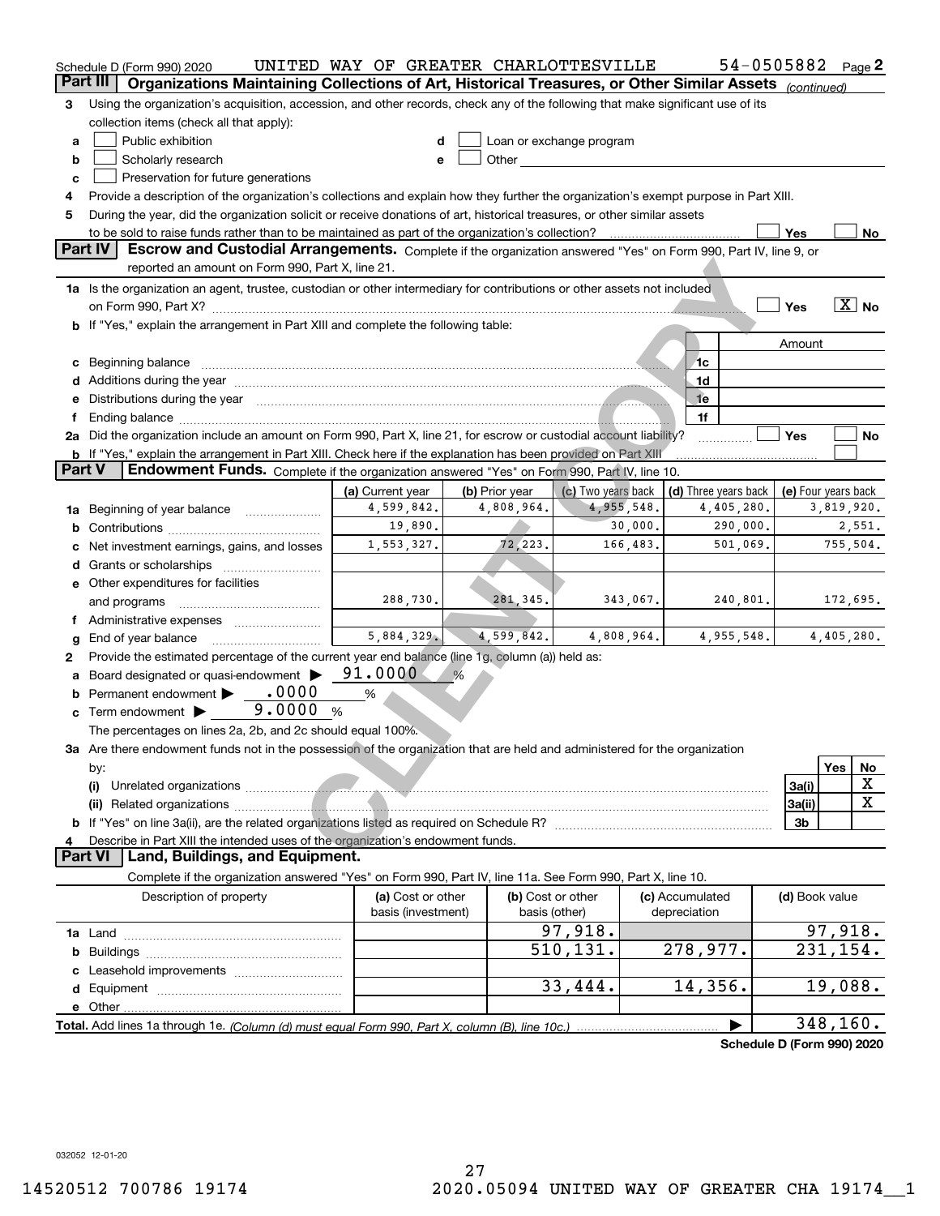Schedule D (Form 990) 2020 UNITED WAY OF GREATER CHARLOTTESVILLE 54-0505882 Page 2

## Part III Organizations Maintaining Collections of Art, Historical Treasures, or Other Similar Assets *(continued)*

3 Using the organization's acquisition, accession, and other records, check any of the following that make significant use of its collection items (check all that apply):

- a ☐ Public exhibition
- b ☐ Scholarly research
- c ☐ Preservation for future generations
- d ☐ Loan or exchange program
- e ☐ Other

4 Provide a description of the organization's collections and explain how they further the organization's exempt purpose in Part XIII.

5 During the year, did the organization solicit or receive donations of art, historical treasures, or other similar assets to be sold to raise funds rather than to be maintained as part of the organization's collection? ☐ Yes ☐ No

## Part IV Escrow and Custodial Arrangements. Complete if the organization answered "Yes" on Form 990, Part IV, line 9, or reported an amount on Form 990, Part X, line 21.

1a Is the organization an agent, trustee, custodian or other intermediary for contributions or other assets not included on Form 990, Part X? ☐ Yes ☒ No

b If "Yes," explain the arrangement in Part XIII and complete the following table:

| | | Amount |
|---|---|---|
| c Beginning balance | 1c | |
| d Additions during the year | 1d | |
| e Distributions during the year | 1e | |
| f Ending balance | 1f | |

2a Did the organization include an amount on Form 990, Part X, line 21, for escrow or custodial account liability? ☐ Yes ☐ No

b If "Yes," explain the arrangement in Part XIII. Check here if the explanation has been provided on Part XIII ☐

## Part V Endowment Funds. Complete if the organization answered "Yes" on Form 990, Part IV, line 10.

| | (a) Current year | (b) Prior year | (c) Two years back | (d) Three years back | (e) Four years back |
|---|---|---|---|---|---|
| 1a Beginning of year balance | 4,599,842. | 4,808,964. | 4,955,548. | 4,405,280. | 3,819,920. |
| b Contributions | 19,890. | | 30,000. | 290,000. | 2,551. |
| c Net investment earnings, gains, and losses | 1,553,327. | 72,223. | 166,483. | 501,069. | 755,504. |
| d Grants or scholarships | | | | | |
| e Other expenditures for facilities and programs | 288,730. | 281,345. | 343,067. | 240,801. | 172,695. |
| f Administrative expenses | | | | | |
| g End of year balance | 5,884,329. | 4,599,842. | 4,808,964. | 4,955,548. | 4,405,280. |

2 Provide the estimated percentage of the current year end balance (line 1g, column (a)) held as:

a Board designated or quasi-endowment ▶ 91.0000 %

b Permanent endowment ▶ .0000 %

c Term endowment ▶ 9.0000 %

The percentages on lines 2a, 2b, and 2c should equal 100%.

3a Are there endowment funds not in the possession of the organization that are held and administered for the organization by:

| | | Yes | No |
|---|---|---|---|
| (i) Unrelated organizations | 3a(i) | | X |
| (ii) Related organizations | 3a(ii) | | X |
| b If "Yes" on line 3a(ii), are the related organizations listed as required on Schedule R? | 3b | | |

4 Describe in Part XIII the intended uses of the organization's endowment funds.

## Part VI Land, Buildings, and Equipment.

Complete if the organization answered "Yes" on Form 990, Part IV, line 11a. See Form 990, Part X, line 10.

| Description of property | (a) Cost or other basis (investment) | (b) Cost or other basis (other) | (c) Accumulated depreciation | (d) Book value |
|---|---|---|---|---|
| 1a Land | | 97,918. | | 97,918. |
| b Buildings | | 510,131. | 278,977. | 231,154. |
| c Leasehold improvements | | | | |
| d Equipment | | 33,444. | 14,356. | 19,088. |
| e Other | | | | |
| **Total.** Add lines 1a through 1e. *(Column (d) must equal Form 990, Part X, column (B), line 10c.)* | | | ▶ | 348,160. |

Schedule D (Form 990) 2020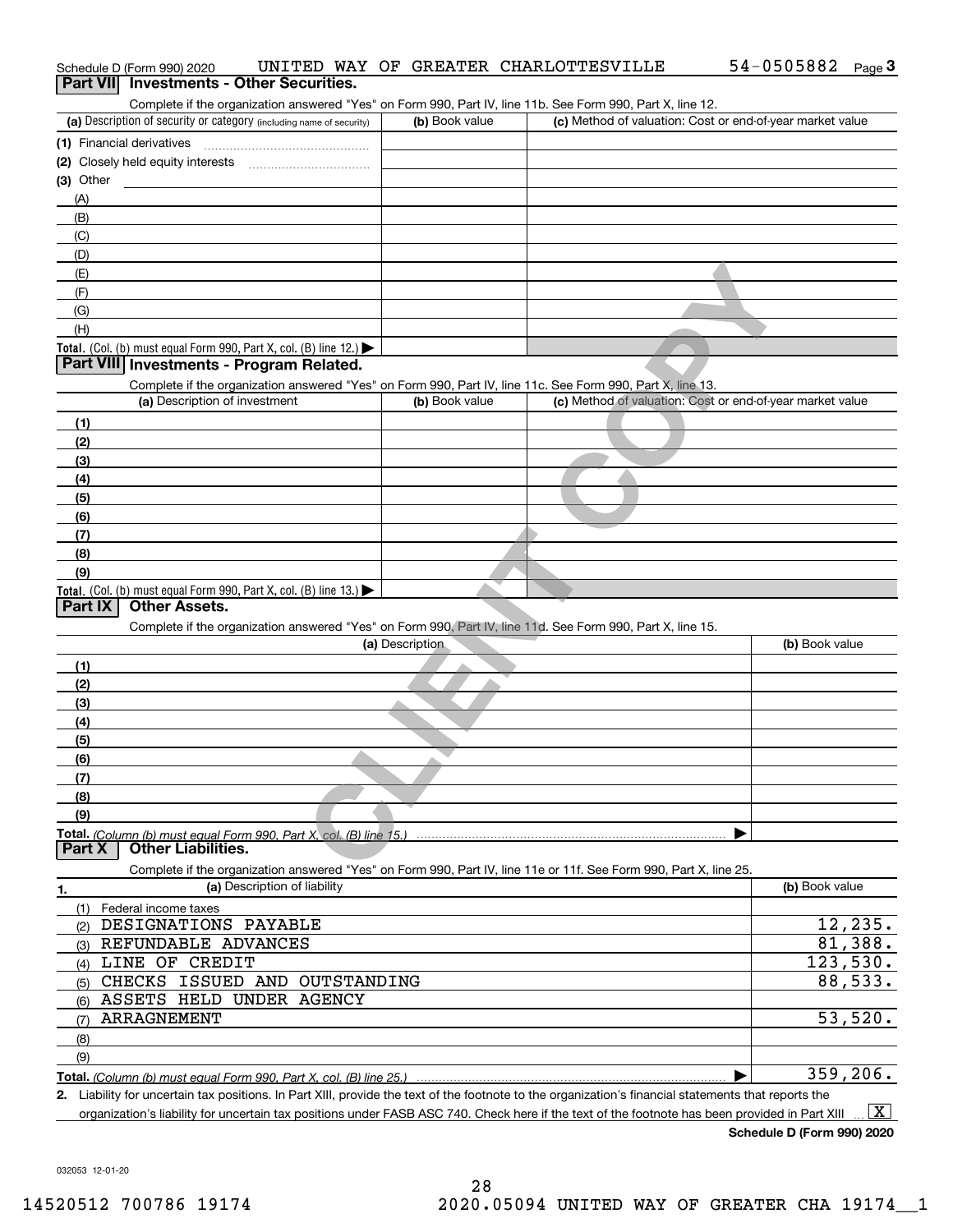Schedule D (Form 990) 2020 UNITED WAY OF GREATER CHARLOTTESVILLE 54-0505882 Page 3

## Part VII Investments - Other Securities.

Complete if the organization answered "Yes" on Form 990, Part IV, line 11b. See Form 990, Part X, line 12.

| (a) Description of security or category (including name of security) | (b) Book value | (c) Method of valuation: Cost or end-of-year market value |
|---|---|---|
| (1) Financial derivatives | | |
| (2) Closely held equity interests | | |
| (3) Other | | |
| (A) | | |
| (B) | | |
| (C) | | |
| (D) | | |
| (E) | | |
| (F) | | |
| (G) | | |
| (H) | | |
| **Total.** (Col. (b) must equal Form 990, Part X, col. (B) line 12.) ▶ | | |

## Part VIII Investments - Program Related.

Complete if the organization answered "Yes" on Form 990, Part IV, line 11c. See Form 990, Part X, line 13.

| (a) Description of investment | (b) Book value | (c) Method of valuation: Cost or end-of-year market value |
|---|---|---|
| (1) | | |
| (2) | | |
| (3) | | |
| (4) | | |
| (5) | | |
| (6) | | |
| (7) | | |
| (8) | | |
| (9) | | |
| **Total.** (Col. (b) must equal Form 990, Part X, col. (B) line 13.) ▶ | | |

## Part IX Other Assets.

Complete if the organization answered "Yes" on Form 990, Part IV, line 11d. See Form 990, Part X, line 15.

| (a) Description | (b) Book value |
|---|---|
| (1) | |
| (2) | |
| (3) | |
| (4) | |
| (5) | |
| (6) | |
| (7) | |
| (8) | |
| (9) | |
| **Total.** *(Column (b) must equal Form 990, Part X, col. (B) line 15.)* ▶ | |

## Part X Other Liabilities.

Complete if the organization answered "Yes" on Form 990, Part IV, line 11e or 11f. See Form 990, Part X, line 25.

| 1. (a) Description of liability | (b) Book value |
|---|---|
| (1) Federal income taxes | |
| (2) DESIGNATIONS PAYABLE | 12,235. |
| (3) REFUNDABLE ADVANCES | 81,388. |
| (4) LINE OF CREDIT | 123,530. |
| (5) CHECKS ISSUED AND OUTSTANDING | 88,533. |
| (6) ASSETS HELD UNDER AGENCY | |
| (7) ARRAGNEMENT | 53,520. |
| (8) | |
| (9) | |
| **Total.** *(Column (b) must equal Form 990, Part X, col. (B) line 25.)* ▶ | 359,206. |

2. Liability for uncertain tax positions. In Part XIII, provide the text of the footnote to the organization's financial statements that reports the organization's liability for uncertain tax positions under FASB ASC 740. Check here if the text of the footnote has been provided in Part XIII ... [X]

**Schedule D (Form 990) 2020**

032053 12-01-20

14520512 700786 19174 2020.05094 UNITED WAY OF GREATER CHA 19174__1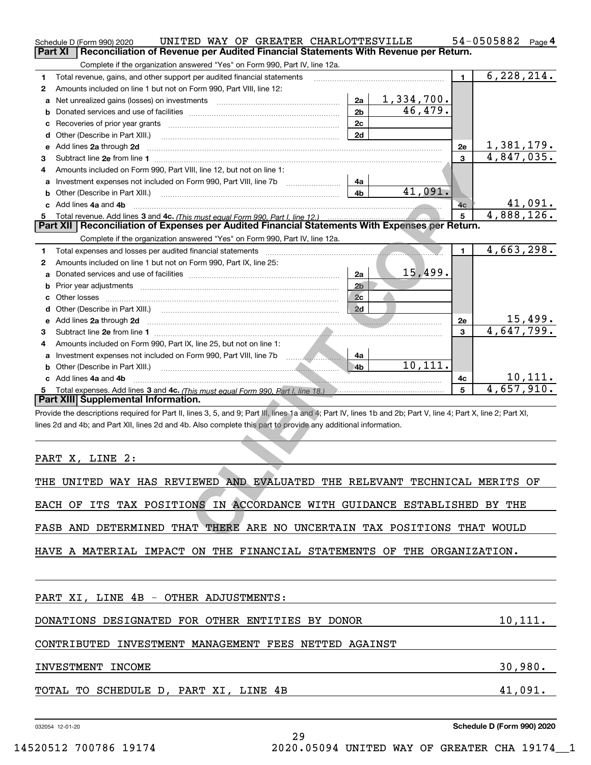Schedule D (Form 990) 2020 UNITED WAY OF GREATER CHARLOTTESVILLE 54-0505882 Page 4

## Part XI Reconciliation of Revenue per Audited Financial Statements With Revenue per Return.

Complete if the organization answered "Yes" on Form 990, Part IV, line 12a.

| | | | | | |
|---|---|---|---|---|---|
| 1 | Total revenue, gains, and other support per audited financial statements | | | 1 | 6,228,214. |
| 2 | Amounts included on line 1 but not on Form 990, Part VIII, line 12: | | | | |
| a | Net unrealized gains (losses) on investments | 2a | 1,334,700. | | |
| b | Donated services and use of facilities | 2b | 46,479. | | |
| c | Recoveries of prior year grants | 2c | | | |
| d | Other (Describe in Part XIII.) | 2d | | | |
| e | Add lines 2a through 2d | | | 2e | 1,381,179. |
| 3 | Subtract line 2e from line 1 | | | 3 | 4,847,035. |
| 4 | Amounts included on Form 990, Part VIII, line 12, but not on line 1: | | | | |
| a | Investment expenses not included on Form 990, Part VIII, line 7b | 4a | | | |
| b | Other (Describe in Part XIII.) | 4b | 41,091. | | |
| c | Add lines 4a and 4b | | | 4c | 41,091. |
| 5 | Total revenue. Add lines 3 and 4c. *(This must equal Form 990, Part I, line 12.)* | | | 5 | 4,888,126. |

## Part XII Reconciliation of Expenses per Audited Financial Statements With Expenses per Return.

Complete if the organization answered "Yes" on Form 990, Part IV, line 12a.

| | | | | | |
|---|---|---|---|---|---|
| 1 | Total expenses and losses per audited financial statements | | | 1 | 4,663,298. |
| 2 | Amounts included on line 1 but not on Form 990, Part IX, line 25: | | | | |
| a | Donated services and use of facilities | 2a | 15,499. | | |
| b | Prior year adjustments | 2b | | | |
| c | Other losses | 2c | | | |
| d | Other (Describe in Part XIII.) | 2d | | | |
| e | Add lines 2a through 2d | | | 2e | 15,499. |
| 3 | Subtract line 2e from line 1 | | | 3 | 4,647,799. |
| 4 | Amounts included on Form 990, Part IX, line 25, but not on line 1: | | | | |
| a | Investment expenses not included on Form 990, Part VIII, line 7b | 4a | | | |
| b | Other (Describe in Part XIII.) | 4b | 10,111. | | |
| c | Add lines 4a and 4b | | | 4c | 10,111. |
| 5 | Total expenses. Add lines 3 and 4c. *(This must equal Form 990, Part I, line 18.)* | | | 5 | 4,657,910. |

## Part XIII Supplemental Information.

Provide the descriptions required for Part II, lines 3, 5, and 9; Part III, lines 1a and 4; Part IV, lines 1b and 2b; Part V, line 4; Part X, line 2; Part XI, lines 2d and 4b; and Part XII, lines 2d and 4b. Also complete this part to provide any additional information.

PART X, LINE 2:

THE UNITED WAY HAS REVIEWED AND EVALUATED THE RELEVANT TECHNICAL MERITS OF EACH OF ITS TAX POSITIONS IN ACCORDANCE WITH GUIDANCE ESTABLISHED BY THE FASB AND DETERMINED THAT THERE ARE NO UNCERTAIN TAX POSITIONS THAT WOULD HAVE A MATERIAL IMPACT ON THE FINANCIAL STATEMENTS OF THE ORGANIZATION.

PART XI, LINE 4B - OTHER ADJUSTMENTS:

| | |
|---|---|
| DONATIONS DESIGNATED FOR OTHER ENTITIES BY DONOR | 10,111. |
| CONTRIBUTED INVESTMENT MANAGEMENT FEES NETTED AGAINST INVESTMENT INCOME | 30,980. |
| TOTAL TO SCHEDULE D, PART XI, LINE 4B | 41,091. |

032054 12-01-20 Schedule D (Form 990) 2020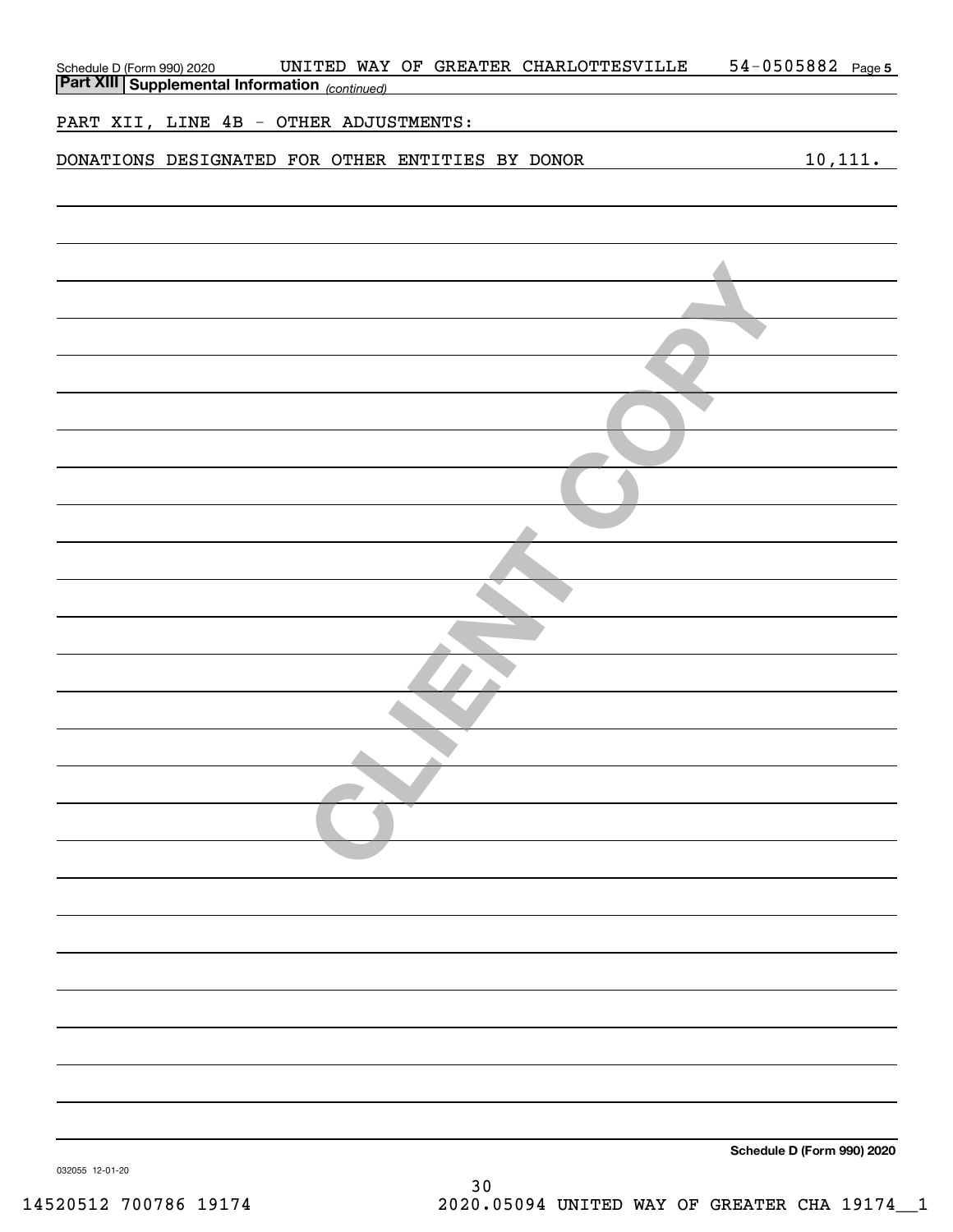Schedule D (Form 990) 2020 UNITED WAY OF GREATER CHARLOTTESVILLE 54-0505882 Page 5

**Part XIII | Supplemental Information** *(continued)*

PART XII, LINE 4B - OTHER ADJUSTMENTS:

| | |
|---|---|
| DONATIONS DESIGNATED FOR OTHER ENTITIES BY DONOR | 10,111. |

**Schedule D (Form 990) 2020**

032055 12-01-20

14520512 700786 19174 2020.05094 UNITED WAY OF GREATER CHA 19174__1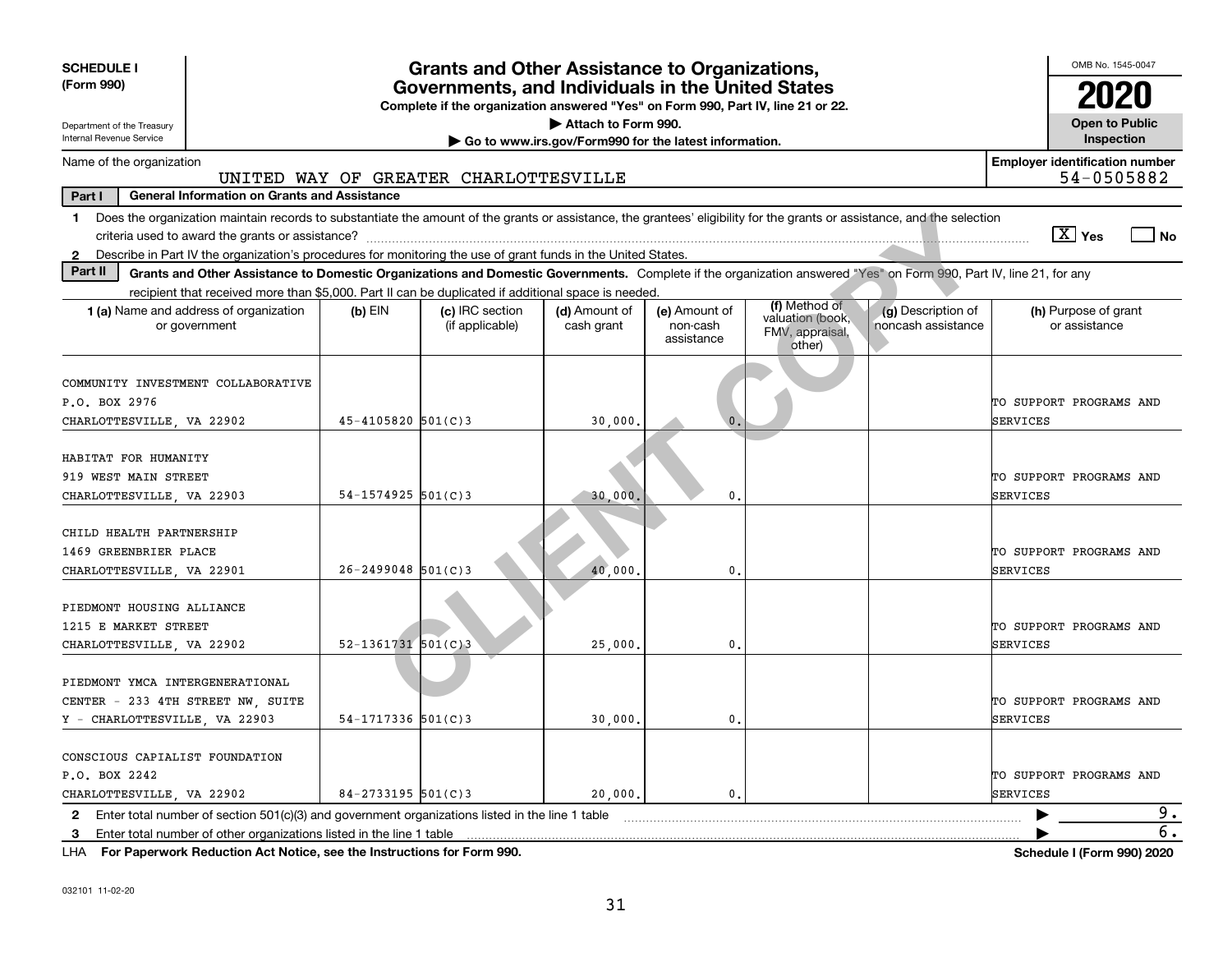**SCHEDULE I (Form 990)**

Department of the Treasury
Internal Revenue Service

# Grants and Other Assistance to Organizations, Governments, and Individuals in the United States

**Complete if the organization answered "Yes" on Form 990, Part IV, line 21 or 22.**

**▶ Attach to Form 990.**

**▶ Go to www.irs.gov/Form990 for the latest information.**

OMB No. 1545-0047

**2020**

**Open to Public Inspection**

Name of the organization: UNITED WAY OF GREATER CHARLOTTESVILLE

**Employer identification number** 54-0505882

**Part I — General Information on Grants and Assistance**

1. Does the organization maintain records to substantiate the amount of the grants or assistance, the grantees' eligibility for the grants or assistance, and the selection criteria used to award the grants or assistance? [X] Yes [ ] No
2. Describe in Part IV the organization's procedures for monitoring the use of grant funds in the United States.

**Part II — Grants and Other Assistance to Domestic Organizations and Domestic Governments.** Complete if the organization answered "Yes" on Form 990, Part IV, line 21, for any recipient that received more than $5,000. Part II can be duplicated if additional space is needed.

| 1 (a) Name and address of organization or government | (b) EIN | (c) IRC section (if applicable) | (d) Amount of cash grant | (e) Amount of non-cash assistance | (f) Method of valuation (book, FMV, appraisal, other) | (g) Description of noncash assistance | (h) Purpose of grant or assistance |
|---|---|---|---|---|---|---|---|
| COMMUNITY INVESTMENT COLLABORATIVE P.O. BOX 2976 CHARLOTTESVILLE, VA 22902 | 45-4105820 | 501(C)3 | 30,000. | 0. | | | TO SUPPORT PROGRAMS AND SERVICES |
| HABITAT FOR HUMANITY 919 WEST MAIN STREET CHARLOTTESVILLE, VA 22903 | 54-1574925 | 501(C)3 | 30,000. | 0. | | | TO SUPPORT PROGRAMS AND SERVICES |
| CHILD HEALTH PARTNERSHIP 1469 GREENBRIER PLACE CHARLOTTESVILLE, VA 22901 | 26-2499048 | 501(C)3 | 40,000. | 0. | | | TO SUPPORT PROGRAMS AND SERVICES |
| PIEDMONT HOUSING ALLIANCE 1215 E MARKET STREET CHARLOTTESVILLE, VA 22902 | 52-1361731 | 501(C)3 | 25,000. | 0. | | | TO SUPPORT PROGRAMS AND SERVICES |
| PIEDMONT YMCA INTERGENERATIONAL CENTER - 233 4TH STREET NW, SUITE Y - CHARLOTTESVILLE, VA 22903 | 54-1717336 | 501(C)3 | 30,000. | 0. | | | TO SUPPORT PROGRAMS AND SERVICES |
| CONSCIOUS CAPIALIST FOUNDATION P.O. BOX 2242 CHARLOTTESVILLE, VA 22902 | 84-2733195 | 501(C)3 | 20,000. | 0. | | | TO SUPPORT PROGRAMS AND SERVICES |

2. Enter total number of section 501(c)(3) and government organizations listed in the line 1 table ▶ 9.
3. Enter total number of other organizations listed in the line 1 table ▶ 6.

LHA **For Paperwork Reduction Act Notice, see the Instructions for Form 990.** **Schedule I (Form 990) 2020**

032101 11-02-20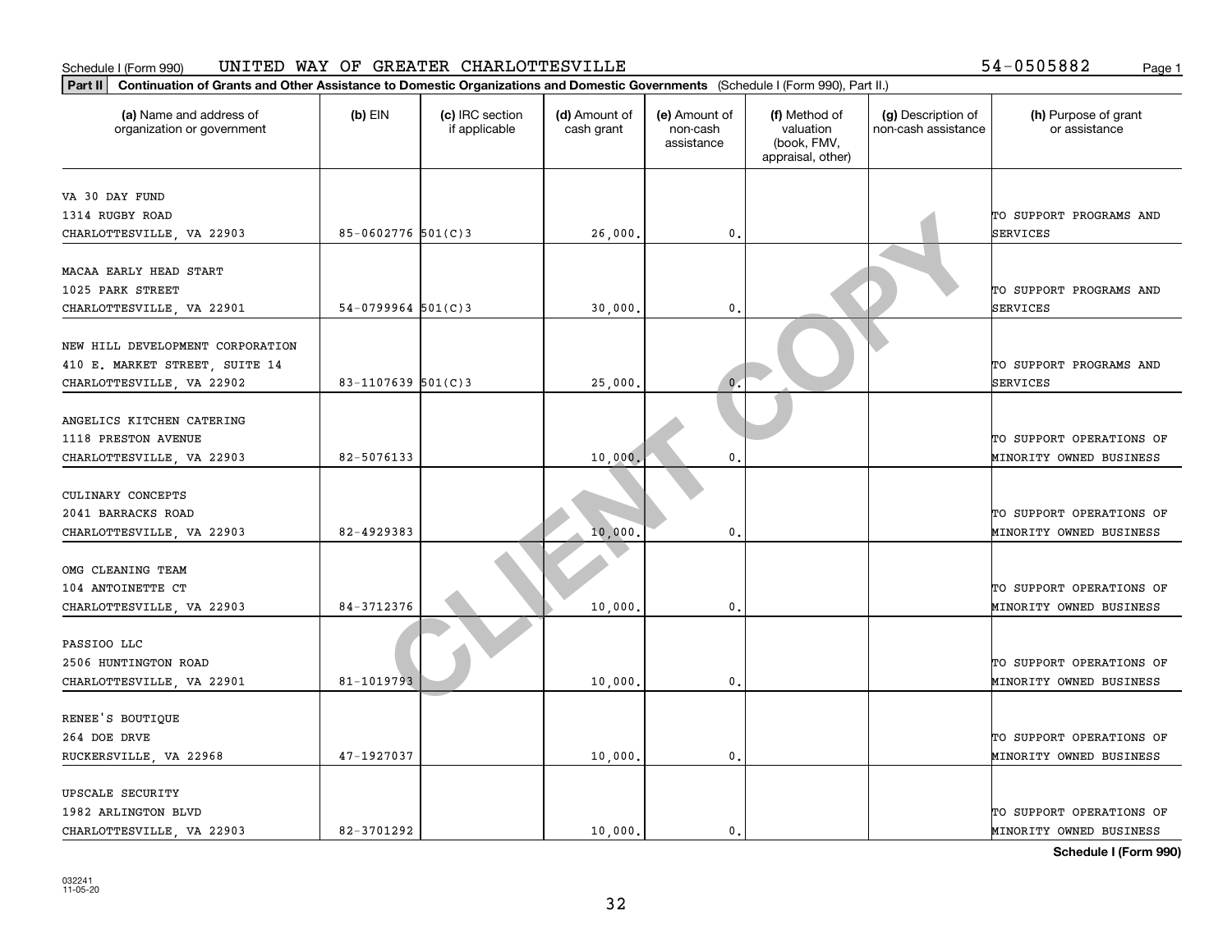Schedule I (Form 990) UNITED WAY OF GREATER CHARLOTTESVILLE 54-0505882

**Part II** **Continuation of Grants and Other Assistance to Domestic Organizations and Domestic Governments** (Schedule I (Form 990), Part II.)

| (a) Name and address of organization or government | (b) EIN | (c) IRC section if applicable | (d) Amount of cash grant | (e) Amount of non-cash assistance | (f) Method of valuation (book, FMV, appraisal, other) | (g) Description of non-cash assistance | (h) Purpose of grant or assistance |
|---|---|---|---|---|---|---|---|
| VA 30 DAY FUND<br>1314 RUGBY ROAD<br>CHARLOTTESVILLE, VA 22903 | 85-0602776 | 501(C)3 | 26,000. | 0. | | | TO SUPPORT PROGRAMS AND SERVICES |
| MACAA EARLY HEAD START<br>1025 PARK STREET<br>CHARLOTTESVILLE, VA 22901 | 54-0799964 | 501(C)3 | 30,000. | 0. | | | TO SUPPORT PROGRAMS AND SERVICES |
| NEW HILL DEVELOPMENT CORPORATION<br>410 E. MARKET STREET, SUITE 14<br>CHARLOTTESVILLE, VA 22902 | 83-1107639 | 501(C)3 | 25,000. | 0. | | | TO SUPPORT PROGRAMS AND SERVICES |
| ANGELICS KITCHEN CATERING<br>1118 PRESTON AVENUE<br>CHARLOTTESVILLE, VA 22903 | 82-5076133 | | 10,000. | 0. | | | TO SUPPORT OPERATIONS OF MINORITY OWNED BUSINESS |
| CULINARY CONCEPTS<br>2041 BARRACKS ROAD<br>CHARLOTTESVILLE, VA 22903 | 82-4929383 | | 10,000. | 0. | | | TO SUPPORT OPERATIONS OF MINORITY OWNED BUSINESS |
| OMG CLEANING TEAM<br>104 ANTOINETTE CT<br>CHARLOTTESVILLE, VA 22903 | 84-3712376 | | 10,000. | 0. | | | TO SUPPORT OPERATIONS OF MINORITY OWNED BUSINESS |
| PASSIOO LLC<br>2506 HUNTINGTON ROAD<br>CHARLOTTESVILLE, VA 22901 | 81-1019793 | | 10,000. | 0. | | | TO SUPPORT OPERATIONS OF MINORITY OWNED BUSINESS |
| RENEE'S BOUTIQUE<br>264 DOE DRVE<br>RUCKERSVILLE, VA 22968 | 47-1927037 | | 10,000. | 0. | | | TO SUPPORT OPERATIONS OF MINORITY OWNED BUSINESS |
| UPSCALE SECURITY<br>1982 ARLINGTON BLVD<br>CHARLOTTESVILLE, VA 22903 | 82-3701292 | | 10,000. | 0. | | | TO SUPPORT OPERATIONS OF MINORITY OWNED BUSINESS |

**Schedule I (Form 990)**

032241
11-05-20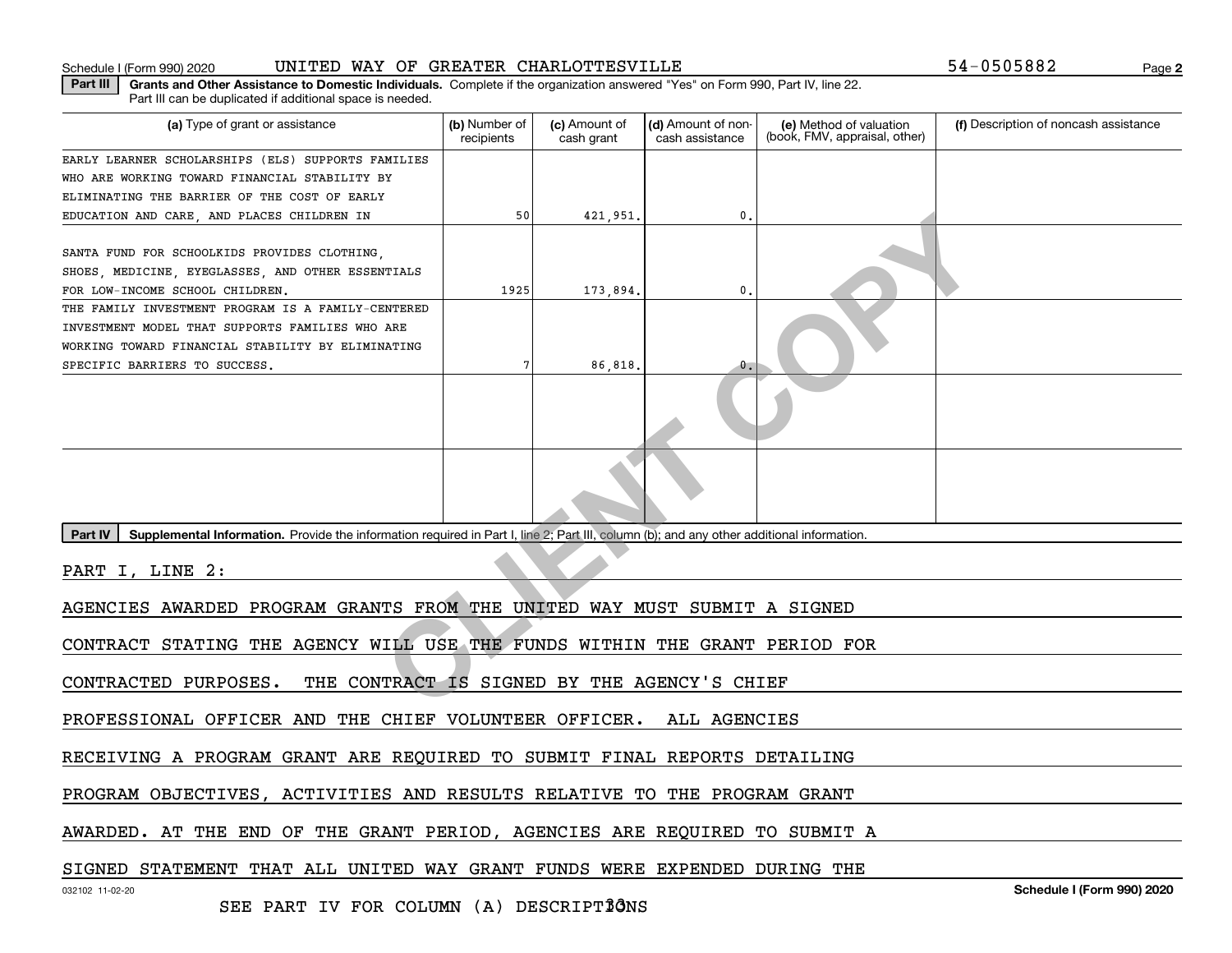Schedule I (Form 990) 2020 UNITED WAY OF GREATER CHARLOTTESVILLE 54-0505882

**Part III** **Grants and Other Assistance to Domestic Individuals.** Complete if the organization answered "Yes" on Form 990, Part IV, line 22. Part III can be duplicated if additional space is needed.

| (a) Type of grant or assistance | (b) Number of recipients | (c) Amount of cash grant | (d) Amount of non-cash assistance | (e) Method of valuation (book, FMV, appraisal, other) | (f) Description of noncash assistance |
|---|---|---|---|---|---|
| EARLY LEARNER SCHOLARSHIPS (ELS) SUPPORTS FAMILIES WHO ARE WORKING TOWARD FINANCIAL STABILITY BY ELIMINATING THE BARRIER OF THE COST OF EARLY EDUCATION AND CARE, AND PLACES CHILDREN IN | 50 | 421,951. | 0. | | |
| SANTA FUND FOR SCHOOLKIDS PROVIDES CLOTHING, SHOES, MEDICINE, EYEGLASSES, AND OTHER ESSENTIALS FOR LOW-INCOME SCHOOL CHILDREN. | 1925 | 173,894. | 0. | | |
| THE FAMILY INVESTMENT PROGRAM IS A FAMILY-CENTERED INVESTMENT MODEL THAT SUPPORTS FAMILIES WHO ARE WORKING TOWARD FINANCIAL STABILITY BY ELIMINATING SPECIFIC BARRIERS TO SUCCESS. | 7 | 86,818. | 0. | | |
| | | | | | |
| | | | | | |

**Part IV** **Supplemental Information.** Provide the information required in Part I, line 2; Part III, column (b); and any other additional information.

PART I, LINE 2:

AGENCIES AWARDED PROGRAM GRANTS FROM THE UNITED WAY MUST SUBMIT A SIGNED CONTRACT STATING THE AGENCY WILL USE THE FUNDS WITHIN THE GRANT PERIOD FOR CONTRACTED PURPOSES. THE CONTRACT IS SIGNED BY THE AGENCY'S CHIEF PROFESSIONAL OFFICER AND THE CHIEF VOLUNTEER OFFICER. ALL AGENCIES RECEIVING A PROGRAM GRANT ARE REQUIRED TO SUBMIT FINAL REPORTS DETAILING PROGRAM OBJECTIVES, ACTIVITIES AND RESULTS RELATIVE TO THE PROGRAM GRANT AWARDED. AT THE END OF THE GRANT PERIOD, AGENCIES ARE REQUIRED TO SUBMIT A SIGNED STATEMENT THAT ALL UNITED WAY GRANT FUNDS WERE EXPENDED DURING THE

SEE PART IV FOR COLUMN (A) DESCRIPTIONS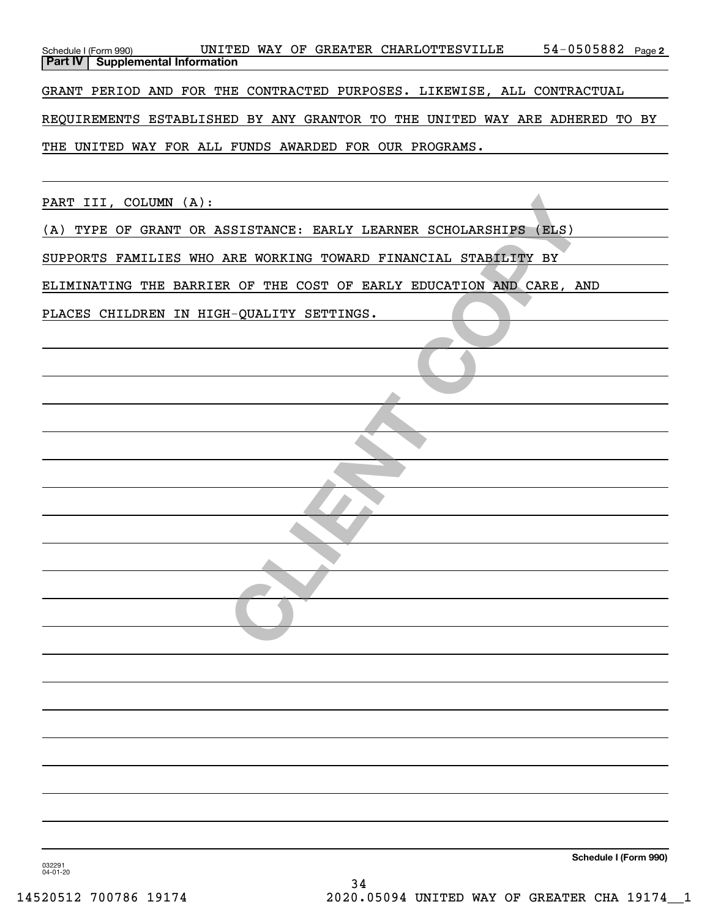Schedule I (Form 990) UNITED WAY OF GREATER CHARLOTTESVILLE 54-0505882 Page 2

**Part IV | Supplemental Information**

GRANT PERIOD AND FOR THE CONTRACTED PURPOSES. LIKEWISE, ALL CONTRACTUAL REQUIREMENTS ESTABLISHED BY ANY GRANTOR TO THE UNITED WAY ARE ADHERED TO BY THE UNITED WAY FOR ALL FUNDS AWARDED FOR OUR PROGRAMS.

PART III, COLUMN (A):

(A) TYPE OF GRANT OR ASSISTANCE: EARLY LEARNER SCHOLARSHIPS (ELS) SUPPORTS FAMILIES WHO ARE WORKING TOWARD FINANCIAL STABILITY BY ELIMINATING THE BARRIER OF THE COST OF EARLY EDUCATION AND CARE, AND PLACES CHILDREN IN HIGH-QUALITY SETTINGS.

**Schedule I (Form 990)**

032291 04-01-20

14520512 700786 19174 2020.05094 UNITED WAY OF GREATER CHA 19174__1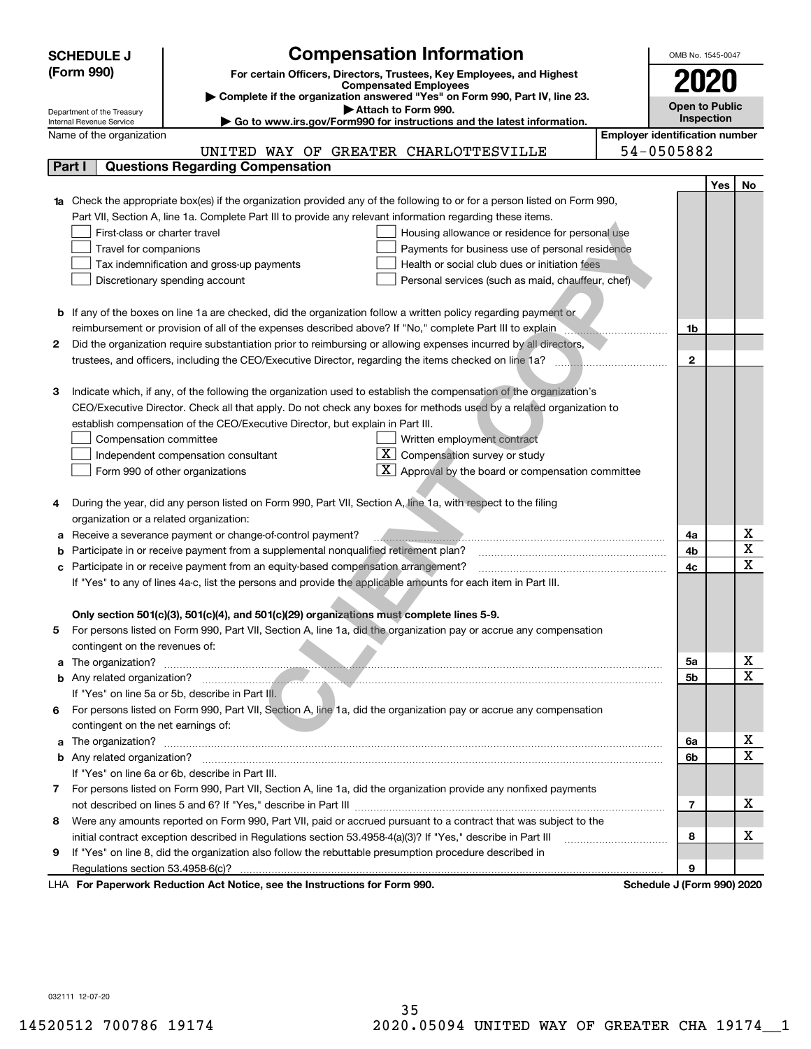**SCHEDULE J (Form 990)**

# Compensation Information

**For certain Officers, Directors, Trustees, Key Employees, and Highest Compensated Employees**

▶ Complete if the organization answered "Yes" on Form 990, Part IV, line 23.

▶ Attach to Form 990.

▶ Go to www.irs.gov/Form990 for instructions and the latest information.

Department of the Treasury
Internal Revenue Service

OMB No. 1545-0047

**2020**

**Open to Public Inspection**

Name of the organization: UNITED WAY OF GREATER CHARLOTTESVILLE

Employer identification number: 54-0505882

## Part I — Questions Regarding Compensation

| | | Yes | No |
|---|---|---|---|
| **1a** Check the appropriate box(es) if the organization provided any of the following to or for a person listed on Form 990, Part VII, Section A, line 1a. Complete Part III to provide any relevant information regarding these items.<br>☐ First-class or charter travel ☐ Housing allowance or residence for personal use<br>☐ Travel for companions ☐ Payments for business use of personal residence<br>☐ Tax indemnification and gross-up payments ☐ Health or social club dues or initiation fees<br>☐ Discretionary spending account ☐ Personal services (such as maid, chauffeur, chef) | | | |
| **b** If any of the boxes on line 1a are checked, did the organization follow a written policy regarding payment or reimbursement or provision of all of the expenses described above? If "No," complete Part III to explain | 1b | | |
| **2** Did the organization require substantiation prior to reimbursing or allowing expenses incurred by all directors, trustees, and officers, including the CEO/Executive Director, regarding the items checked on line 1a? | 2 | | |
| **3** Indicate which, if any, of the following the organization used to establish the compensation of the organization's CEO/Executive Director. Check all that apply. Do not check any boxes for methods used by a related organization to establish compensation of the CEO/Executive Director, but explain in Part III.<br>☐ Compensation committee ☐ Written employment contract<br>☐ Independent compensation consultant ☒ Compensation survey or study<br>☐ Form 990 of other organizations ☒ Approval by the board or compensation committee | | | |
| **4** During the year, did any person listed on Form 990, Part VII, Section A, line 1a, with respect to the filing organization or a related organization: | | | |
| **a** Receive a severance payment or change-of-control payment? | 4a | | X |
| **b** Participate in or receive payment from a supplemental nonqualified retirement plan? | 4b | | X |
| **c** Participate in or receive payment from an equity-based compensation arrangement? | 4c | | X |
| If "Yes" to any of lines 4a-c, list the persons and provide the applicable amounts for each item in Part III. | | | |
| **Only section 501(c)(3), 501(c)(4), and 501(c)(29) organizations must complete lines 5-9.** | | | |
| **5** For persons listed on Form 990, Part VII, Section A, line 1a, did the organization pay or accrue any compensation contingent on the revenues of: | | | |
| **a** The organization? | 5a | | X |
| **b** Any related organization? | 5b | | X |
| If "Yes" on line 5a or 5b, describe in Part III. | | | |
| **6** For persons listed on Form 990, Part VII, Section A, line 1a, did the organization pay or accrue any compensation contingent on the net earnings of: | | | |
| **a** The organization? | 6a | | X |
| **b** Any related organization? | 6b | | X |
| If "Yes" on line 6a or 6b, describe in Part III. | | | |
| **7** For persons listed on Form 990, Part VII, Section A, line 1a, did the organization provide any nonfixed payments not described on lines 5 and 6? If "Yes," describe in Part III | 7 | | X |
| **8** Were any amounts reported on Form 990, Part VII, paid or accrued pursuant to a contract that was subject to the initial contract exception described in Regulations section 53.4958-4(a)(3)? If "Yes," describe in Part III | 8 | | X |
| **9** If "Yes" on line 8, did the organization also follow the rebuttable presumption procedure described in Regulations section 53.4958-6(c)? | 9 | | |

LHA **For Paperwork Reduction Act Notice, see the Instructions for Form 990.** **Schedule J (Form 990) 2020**

032111 12-07-20

14520512 700786 19174 2020.05094 UNITED WAY OF GREATER CHA 19174__1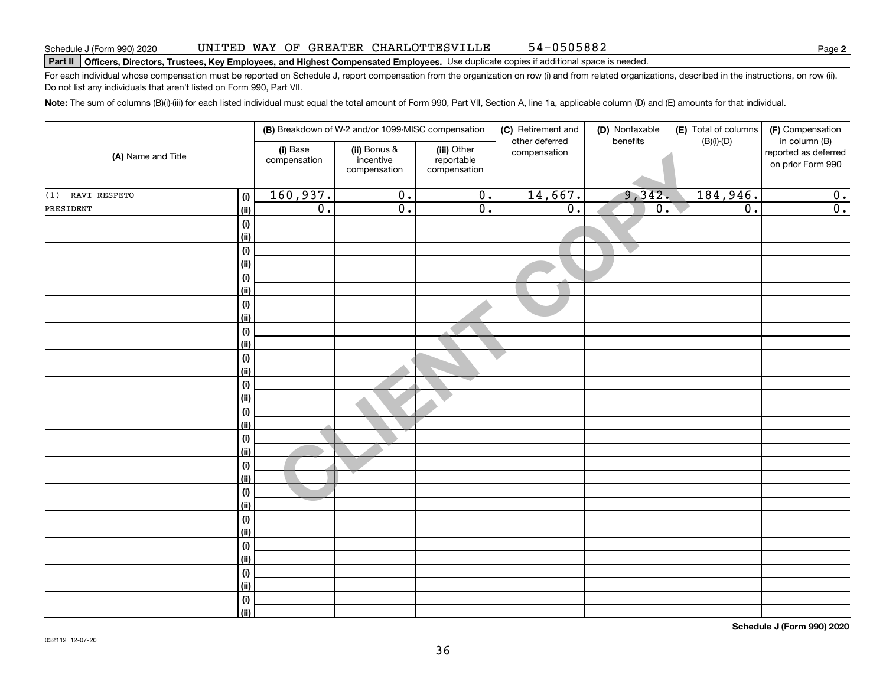Schedule J (Form 990) 2020 UNITED WAY OF GREATER CHARLOTTESVILLE 54-0505882

**Part II Officers, Directors, Trustees, Key Employees, and Highest Compensated Employees.** Use duplicate copies if additional space is needed.

For each individual whose compensation must be reported on Schedule J, report compensation from the organization on row (i) and from related organizations, described in the instructions, on row (ii). Do not list any individuals that aren't listed on Form 990, Part VII.

**Note:** The sum of columns (B)(i)-(iii) for each listed individual must equal the total amount of Form 990, Part VII, Section A, line 1a, applicable column (D) and (E) amounts for that individual.

| (A) Name and Title | | (B) Breakdown of W-2 and/or 1099-MISC compensation | | | (C) Retirement and other deferred compensation | (D) Nontaxable benefits | (E) Total of columns (B)(i)-(D) | (F) Compensation in column (B) reported as deferred on prior Form 990 |
|---|---|---|---|---|---|---|---|---|
| | | (i) Base compensation | (ii) Bonus & incentive compensation | (iii) Other reportable compensation | | | | |
| (1) RAVI RESPETO | (i) | 160,937. | 0. | 0. | 14,667. | 9,342. | 184,946. | 0. |
| PRESIDENT | (ii) | 0. | 0. | 0. | 0. | 0. | 0. | 0. |
| | (i) | | | | | | | |
| | (ii) | | | | | | | |
| | (i) | | | | | | | |
| | (ii) | | | | | | | |
| | (i) | | | | | | | |
| | (ii) | | | | | | | |
| | (i) | | | | | | | |
| | (ii) | | | | | | | |
| | (i) | | | | | | | |
| | (ii) | | | | | | | |
| | (i) | | | | | | | |
| | (ii) | | | | | | | |
| | (i) | | | | | | | |
| | (ii) | | | | | | | |
| | (i) | | | | | | | |
| | (ii) | | | | | | | |
| | (i) | | | | | | | |
| | (ii) | | | | | | | |
| | (i) | | | | | | | |
| | (ii) | | | | | | | |
| | (i) | | | | | | | |
| | (ii) | | | | | | | |
| | (i) | | | | | | | |
| | (ii) | | | | | | | |
| | (i) | | | | | | | |
| | (ii) | | | | | | | |
| | (i) | | | | | | | |
| | (ii) | | | | | | | |
| | (i) | | | | | | | |
| | (ii) | | | | | | | |

CLIENT COPY

**Schedule J (Form 990) 2020**

032112 12-07-20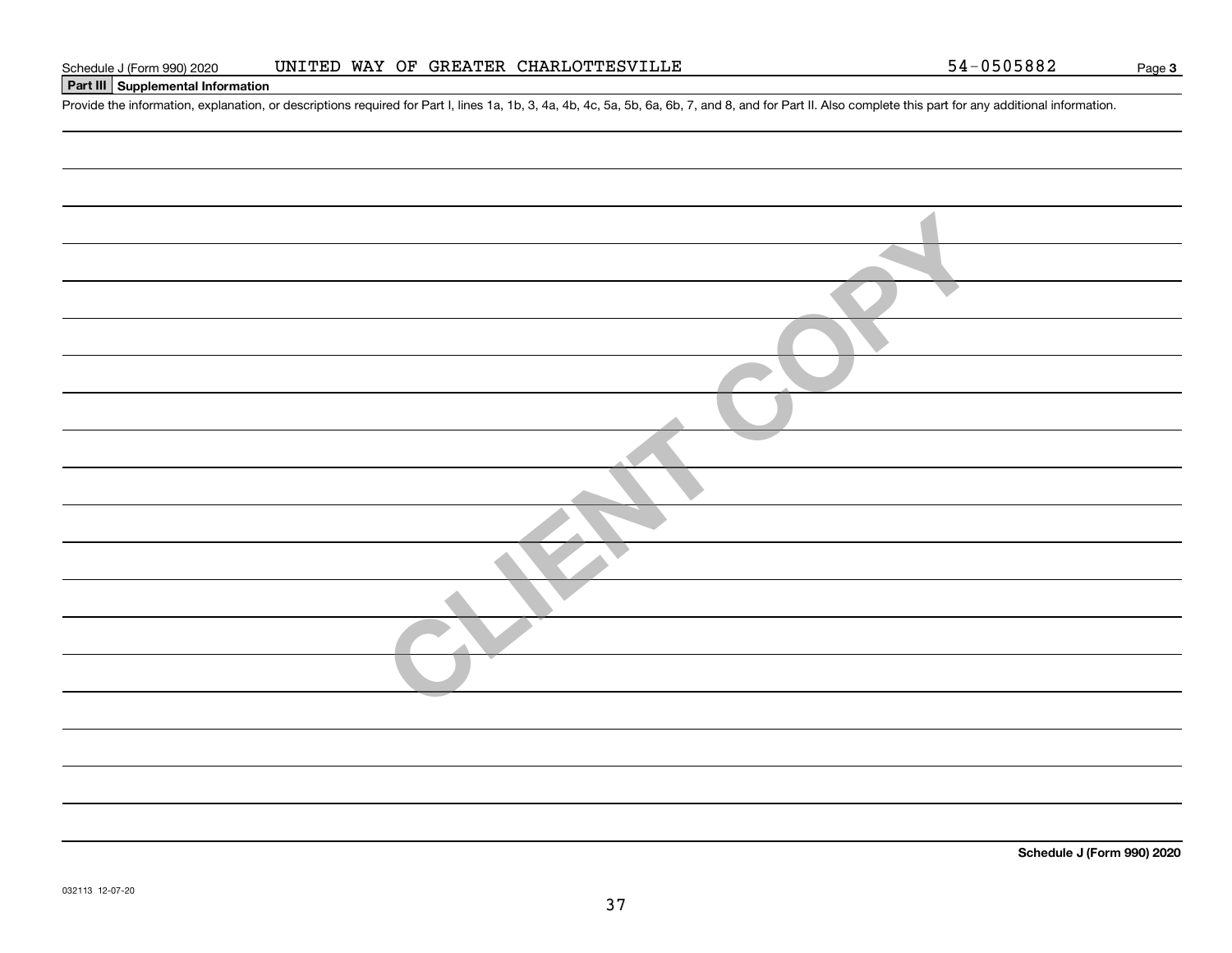Schedule J (Form 990) 2020 UNITED WAY OF GREATER CHARLOTTESVILLE 54-0505882 Page **3**

**Part III** **Supplemental Information**

Provide the information, explanation, or descriptions required for Part I, lines 1a, 1b, 3, 4a, 4b, 4c, 5a, 5b, 6a, 6b, 7, and 8, and for Part II. Also complete this part for any additional information.

CLIENT COPY

**Schedule J (Form 990) 2020**

032113 12-07-20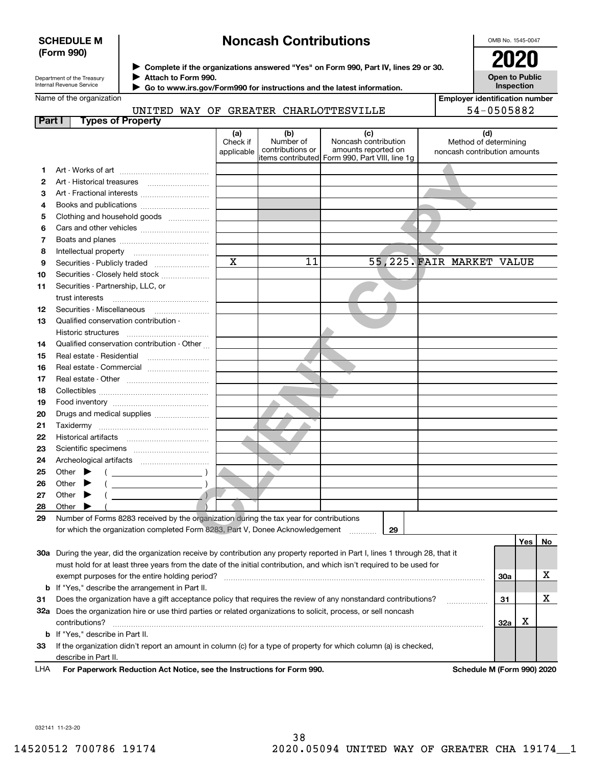**SCHEDULE M (Form 990)**

Department of the Treasury
Internal Revenue Service

# Noncash Contributions

▶ Complete if the organizations answered "Yes" on Form 990, Part IV, lines 29 or 30.
▶ Attach to Form 990.
▶ Go to www.irs.gov/Form990 for instructions and the latest information.

OMB No. 1545-0047

**2020**

**Open to Public Inspection**

Name of the organization: UNITED WAY OF GREATER CHARLOTTESVILLE

Employer identification number: 54-0505882

## Part I Types of Property

| | | (a) Check if applicable | (b) Number of contributions or items contributed | (c) Noncash contribution amounts reported on Form 990, Part VIII, line 1g | (d) Method of determining noncash contribution amounts |
|---|---|---|---|---|---|
| 1 | Art - Works of art | | | | |
| 2 | Art - Historical treasures | | | | |
| 3 | Art - Fractional interests | | | | |
| 4 | Books and publications | | | | |
| 5 | Clothing and household goods | | | | |
| 6 | Cars and other vehicles | | | | |
| 7 | Boats and planes | | | | |
| 8 | Intellectual property | | | | |
| 9 | Securities - Publicly traded | X | 11 | 55,225. | FAIR MARKET VALUE |
| 10 | Securities - Closely held stock | | | | |
| 11 | Securities - Partnership, LLC, or trust interests | | | | |
| 12 | Securities - Miscellaneous | | | | |
| 13 | Qualified conservation contribution - Historic structures | | | | |
| 14 | Qualified conservation contribution - Other | | | | |
| 15 | Real estate - Residential | | | | |
| 16 | Real estate - Commercial | | | | |
| 17 | Real estate - Other | | | | |
| 18 | Collectibles | | | | |
| 19 | Food inventory | | | | |
| 20 | Drugs and medical supplies | | | | |
| 21 | Taxidermy | | | | |
| 22 | Historical artifacts | | | | |
| 23 | Scientific specimens | | | | |
| 24 | Archeological artifacts | | | | |
| 25 | Other ▶ ( ) | | | | |
| 26 | Other ▶ ( ) | | | | |
| 27 | Other ▶ ( ) | | | | |
| 28 | Other ▶ ( ) | | | | |

29 Number of Forms 8283 received by the organization during the tax year for contributions for which the organization completed Form 8283, Part V, Donee Acknowledgement ..... 29

| | | | Yes | No |
|---|---|---|---|---|
| 30a | During the year, did the organization receive by contribution any property reported in Part I, lines 1 through 28, that it must hold for at least three years from the date of the initial contribution, and which isn't required to be used for exempt purposes for the entire holding period? | 30a | | X |
| b | If "Yes," describe the arrangement in Part II. | | | |
| 31 | Does the organization have a gift acceptance policy that requires the review of any nonstandard contributions? | 31 | | X |
| 32a | Does the organization hire or use third parties or related organizations to solicit, process, or sell noncash contributions? | 32a | X | |
| b | If "Yes," describe in Part II. | | | |
| 33 | If the organization didn't report an amount in column (c) for a type of property for which column (a) is checked, describe in Part II. | | | |

LHA For Paperwork Reduction Act Notice, see the Instructions for Form 990. Schedule M (Form 990) 2020

032141 11-23-20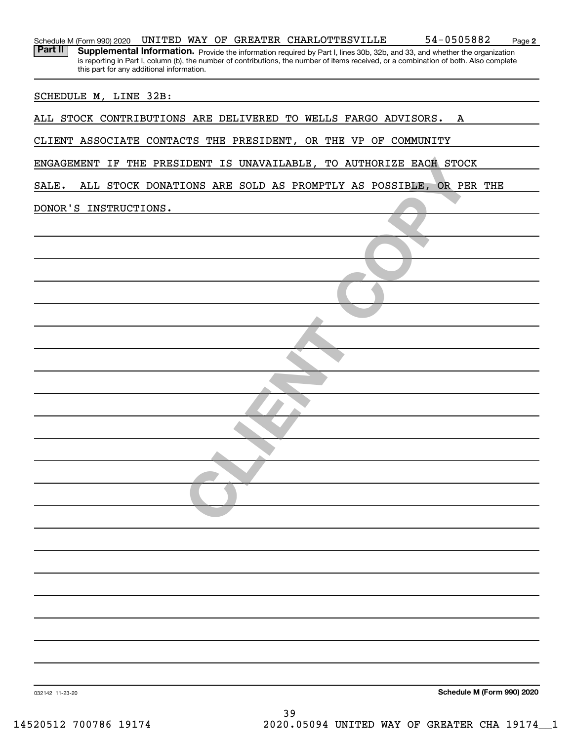Schedule M (Form 990) 2020 UNITED WAY OF GREATER CHARLOTTESVILLE 54-0505882

**Part II** **Supplemental Information.** Provide the information required by Part I, lines 30b, 32b, and 33, and whether the organization is reporting in Part I, column (b), the number of contributions, the number of items received, or a combination of both. Also complete this part for any additional information.

SCHEDULE M, LINE 32B:

ALL STOCK CONTRIBUTIONS ARE DELIVERED TO WELLS FARGO ADVISORS. A CLIENT ASSOCIATE CONTACTS THE PRESIDENT, OR THE VP OF COMMUNITY ENGAGEMENT IF THE PRESIDENT IS UNAVAILABLE, TO AUTHORIZE EACH STOCK SALE. ALL STOCK DONATIONS ARE SOLD AS PROMPTLY AS POSSIBLE, OR PER THE DONOR'S INSTRUCTIONS.

032142 11-23-20

**Schedule M (Form 990) 2020**

14520512 700786 19174 2020.05094 UNITED WAY OF GREATER CHA 19174__1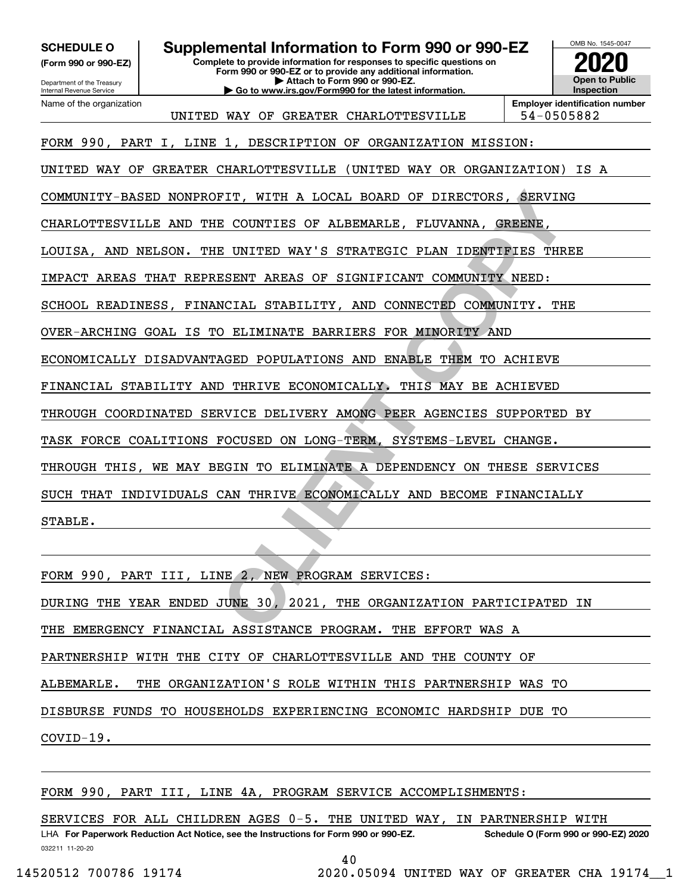**SCHEDULE O**
**(Form 990 or 990-EZ)**

Department of the Treasury
Internal Revenue Service

# Supplemental Information to Form 990 or 990-EZ

**Complete to provide information for responses to specific questions on Form 990 or 990-EZ or to provide any additional information.**
**▶ Attach to Form 990 or 990-EZ.**
**▶ Go to www.irs.gov/Form990 for the latest information.**

OMB No. 1545-0047

**2020**

**Open to Public Inspection**

Name of the organization: UNITED WAY OF GREATER CHARLOTTESVILLE

**Employer identification number:** 54-0505882

FORM 990, PART I, LINE 1, DESCRIPTION OF ORGANIZATION MISSION:

UNITED WAY OF GREATER CHARLOTTESVILLE (UNITED WAY OR ORGANIZATION) IS A COMMUNITY-BASED NONPROFIT, WITH A LOCAL BOARD OF DIRECTORS, SERVING CHARLOTTESVILLE AND THE COUNTIES OF ALBEMARLE, FLUVANNA, GREENE, LOUISA, AND NELSON. THE UNITED WAY'S STRATEGIC PLAN IDENTIFIES THREE IMPACT AREAS THAT REPRESENT AREAS OF SIGNIFICANT COMMUNITY NEED: SCHOOL READINESS, FINANCIAL STABILITY, AND CONNECTED COMMUNITY. THE OVER-ARCHING GOAL IS TO ELIMINATE BARRIERS FOR MINORITY AND ECONOMICALLY DISADVANTAGED POPULATIONS AND ENABLE THEM TO ACHIEVE FINANCIAL STABILITY AND THRIVE ECONOMICALLY. THIS MAY BE ACHIEVED THROUGH COORDINATED SERVICE DELIVERY AMONG PEER AGENCIES SUPPORTED BY TASK FORCE COALITIONS FOCUSED ON LONG-TERM, SYSTEMS-LEVEL CHANGE. THROUGH THIS, WE MAY BEGIN TO ELIMINATE A DEPENDENCY ON THESE SERVICES SUCH THAT INDIVIDUALS CAN THRIVE ECONOMICALLY AND BECOME FINANCIALLY STABLE.

FORM 990, PART III, LINE 2, NEW PROGRAM SERVICES:

DURING THE YEAR ENDED JUNE 30, 2021, THE ORGANIZATION PARTICIPATED IN THE EMERGENCY FINANCIAL ASSISTANCE PROGRAM. THE EFFORT WAS A PARTNERSHIP WITH THE CITY OF CHARLOTTESVILLE AND THE COUNTY OF ALBEMARLE. THE ORGANIZATION'S ROLE WITHIN THIS PARTNERSHIP WAS TO DISBURSE FUNDS TO HOUSEHOLDS EXPERIENCING ECONOMIC HARDSHIP DUE TO COVID-19.

FORM 990, PART III, LINE 4A, PROGRAM SERVICE ACCOMPLISHMENTS:

SERVICES FOR ALL CHILDREN AGES 0-5. THE UNITED WAY, IN PARTNERSHIP WITH

LHA **For Paperwork Reduction Act Notice, see the Instructions for Form 990 or 990-EZ.** **Schedule O (Form 990 or 990-EZ) 2020**
032211 11-20-20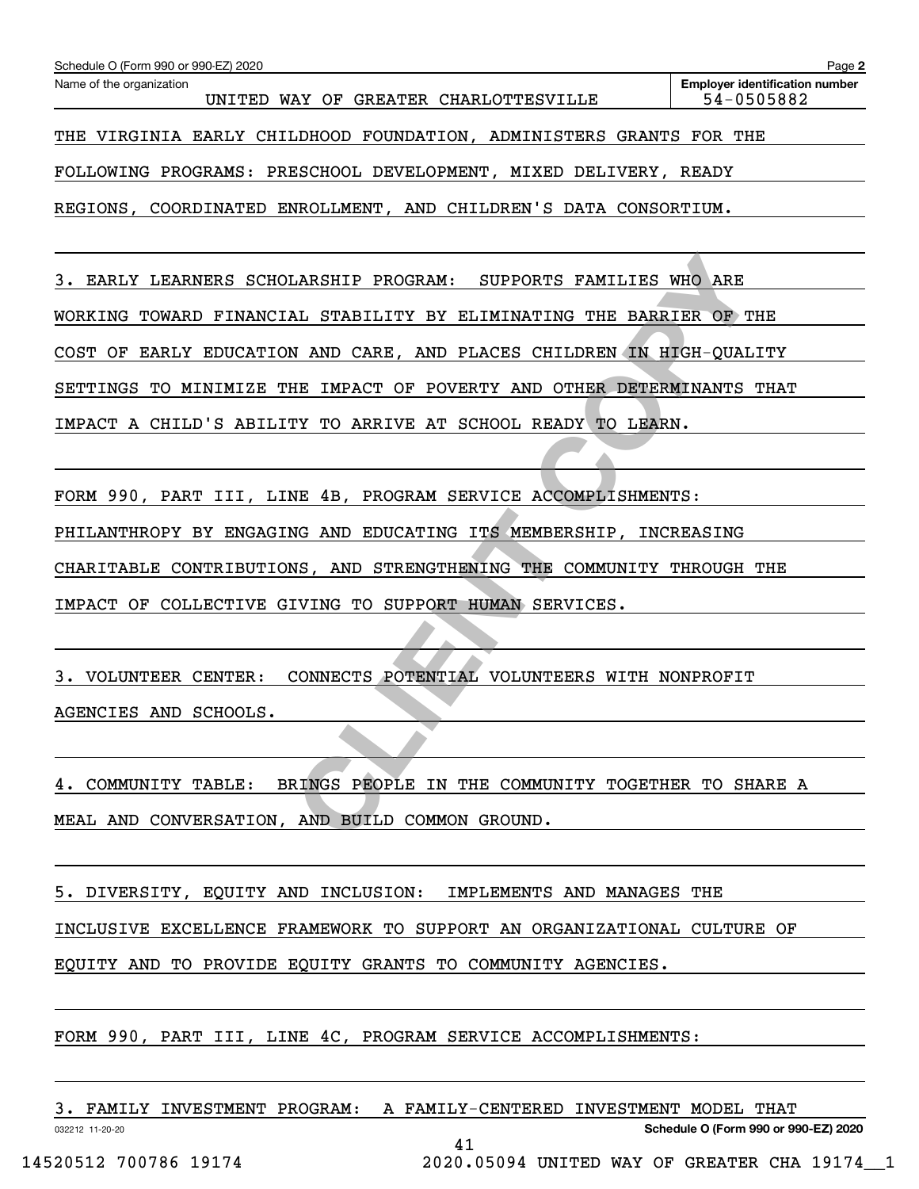Name of the organization: UNITED WAY OF GREATER CHARLOTTESVILLE

Employer identification number: 54-0505882

THE VIRGINIA EARLY CHILDHOOD FOUNDATION, ADMINISTERS GRANTS FOR THE FOLLOWING PROGRAMS: PRESCHOOL DEVELOPMENT, MIXED DELIVERY, READY REGIONS, COORDINATED ENROLLMENT, AND CHILDREN'S DATA CONSORTIUM.

3. EARLY LEARNERS SCHOLARSHIP PROGRAM: SUPPORTS FAMILIES WHO ARE WORKING TOWARD FINANCIAL STABILITY BY ELIMINATING THE BARRIER OF THE COST OF EARLY EDUCATION AND CARE, AND PLACES CHILDREN IN HIGH-QUALITY SETTINGS TO MINIMIZE THE IMPACT OF POVERTY AND OTHER DETERMINANTS THAT IMPACT A CHILD'S ABILITY TO ARRIVE AT SCHOOL READY TO LEARN.

FORM 990, PART III, LINE 4B, PROGRAM SERVICE ACCOMPLISHMENTS:

PHILANTHROPY BY ENGAGING AND EDUCATING ITS MEMBERSHIP, INCREASING CHARITABLE CONTRIBUTIONS, AND STRENGTHENING THE COMMUNITY THROUGH THE IMPACT OF COLLECTIVE GIVING TO SUPPORT HUMAN SERVICES.

3. VOLUNTEER CENTER: CONNECTS POTENTIAL VOLUNTEERS WITH NONPROFIT AGENCIES AND SCHOOLS.

4. COMMUNITY TABLE: BRINGS PEOPLE IN THE COMMUNITY TOGETHER TO SHARE A MEAL AND CONVERSATION, AND BUILD COMMON GROUND.

5. DIVERSITY, EQUITY AND INCLUSION: IMPLEMENTS AND MANAGES THE INCLUSIVE EXCELLENCE FRAMEWORK TO SUPPORT AN ORGANIZATIONAL CULTURE OF EQUITY AND TO PROVIDE EQUITY GRANTS TO COMMUNITY AGENCIES.

FORM 990, PART III, LINE 4C, PROGRAM SERVICE ACCOMPLISHMENTS:

3. FAMILY INVESTMENT PROGRAM: A FAMILY-CENTERED INVESTMENT MODEL THAT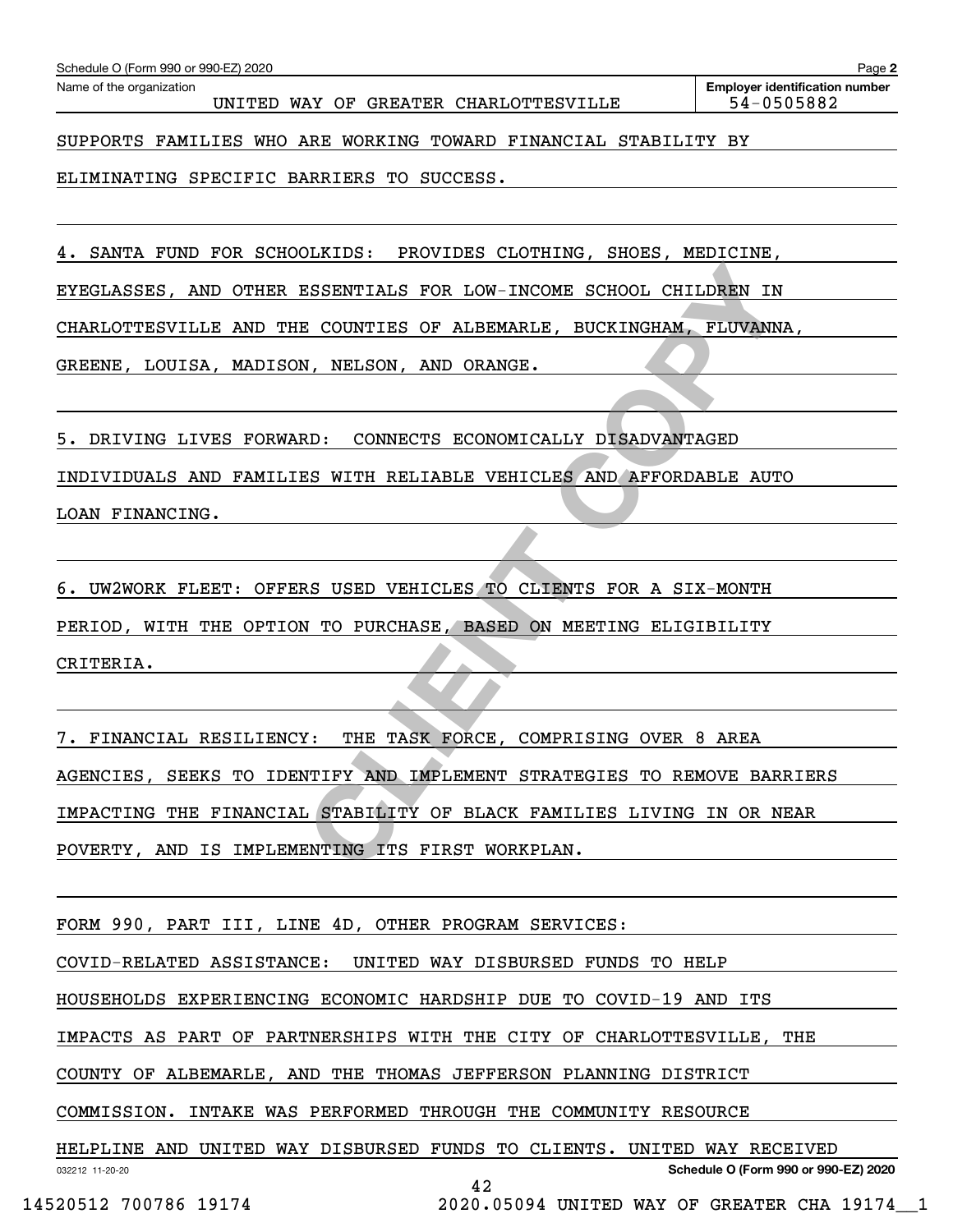Schedule O (Form 990 or 990-EZ) 2020

Name of the organization: UNITED WAY OF GREATER CHARLOTTESVILLE

Employer identification number: 54-0505882

SUPPORTS FAMILIES WHO ARE WORKING TOWARD FINANCIAL STABILITY BY ELIMINATING SPECIFIC BARRIERS TO SUCCESS.

4. SANTA FUND FOR SCHOOLKIDS: PROVIDES CLOTHING, SHOES, MEDICINE, EYEGLASSES, AND OTHER ESSENTIALS FOR LOW-INCOME SCHOOL CHILDREN IN CHARLOTTESVILLE AND THE COUNTIES OF ALBEMARLE, BUCKINGHAM, FLUVANNA, GREENE, LOUISA, MADISON, NELSON, AND ORANGE.

5. DRIVING LIVES FORWARD: CONNECTS ECONOMICALLY DISADVANTAGED INDIVIDUALS AND FAMILIES WITH RELIABLE VEHICLES AND AFFORDABLE AUTO LOAN FINANCING.

6. UW2WORK FLEET: OFFERS USED VEHICLES TO CLIENTS FOR A SIX-MONTH PERIOD, WITH THE OPTION TO PURCHASE, BASED ON MEETING ELIGIBILITY CRITERIA.

7. FINANCIAL RESILIENCY: THE TASK FORCE, COMPRISING OVER 8 AREA AGENCIES, SEEKS TO IDENTIFY AND IMPLEMENT STRATEGIES TO REMOVE BARRIERS IMPACTING THE FINANCIAL STABILITY OF BLACK FAMILIES LIVING IN OR NEAR POVERTY, AND IS IMPLEMENTING ITS FIRST WORKPLAN.

FORM 990, PART III, LINE 4D, OTHER PROGRAM SERVICES:

COVID-RELATED ASSISTANCE: UNITED WAY DISBURSED FUNDS TO HELP HOUSEHOLDS EXPERIENCING ECONOMIC HARDSHIP DUE TO COVID-19 AND ITS IMPACTS AS PART OF PARTNERSHIPS WITH THE CITY OF CHARLOTTESVILLE, THE COUNTY OF ALBEMARLE, AND THE THOMAS JEFFERSON PLANNING DISTRICT COMMISSION. INTAKE WAS PERFORMED THROUGH THE COMMUNITY RESOURCE HELPLINE AND UNITED WAY DISBURSED FUNDS TO CLIENTS. UNITED WAY RECEIVED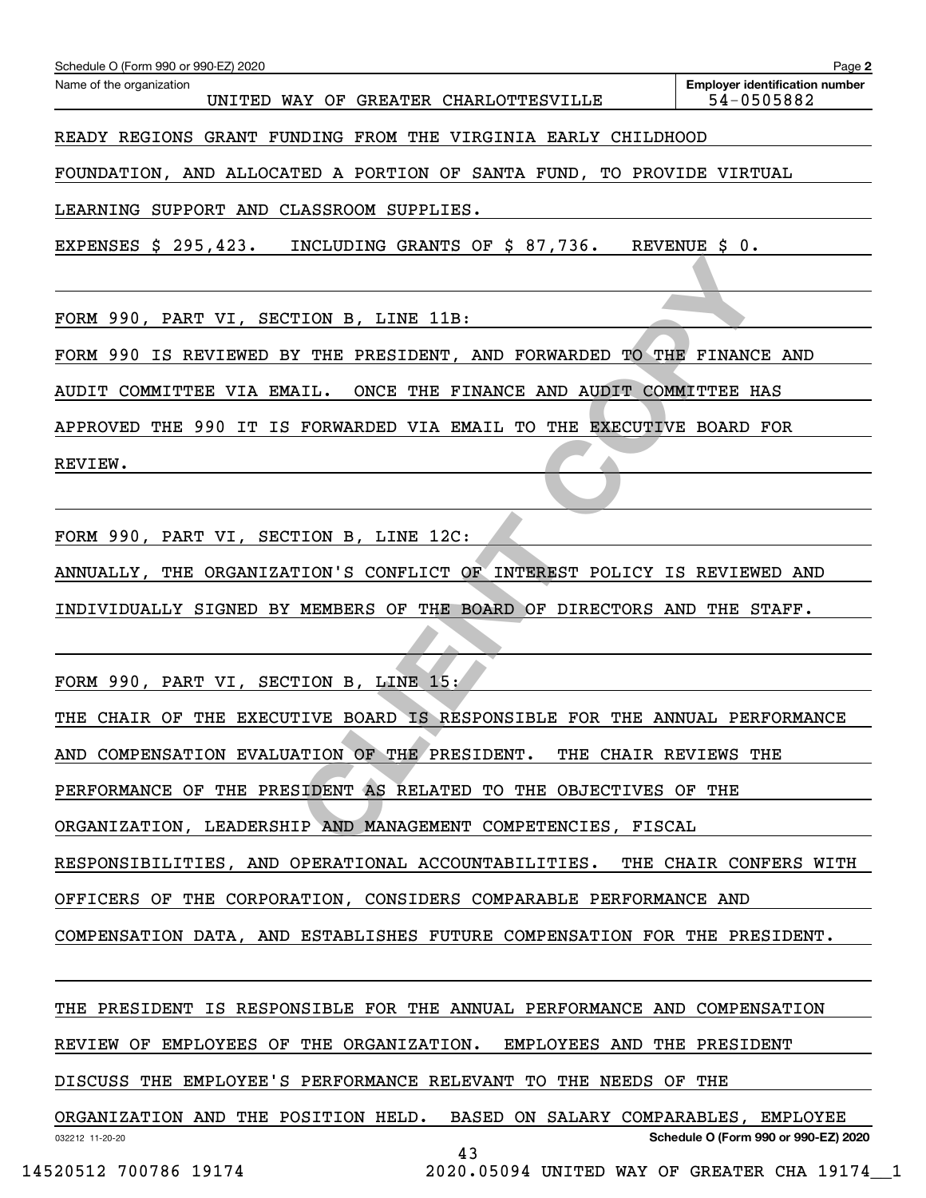Schedule O (Form 990 or 990-EZ) 2020 Page **2**

Name of the organization: UNITED WAY OF GREATER CHARLOTTESVILLE

**Employer identification number** 54-0505882

READY REGIONS GRANT FUNDING FROM THE VIRGINIA EARLY CHILDHOOD FOUNDATION, AND ALLOCATED A PORTION OF SANTA FUND, TO PROVIDE VIRTUAL LEARNING SUPPORT AND CLASSROOM SUPPLIES.

EXPENSES $ 295,423. INCLUDING GRANTS OF $ 87,736. REVENUE $ 0.

FORM 990, PART VI, SECTION B, LINE 11B:

FORM 990 IS REVIEWED BY THE PRESIDENT, AND FORWARDED TO THE FINANCE AND AUDIT COMMITTEE VIA EMAIL. ONCE THE FINANCE AND AUDIT COMMITTEE HAS APPROVED THE 990 IT IS FORWARDED VIA EMAIL TO THE EXECUTIVE BOARD FOR REVIEW.

FORM 990, PART VI, SECTION B, LINE 12C:

ANNUALLY, THE ORGANIZATION'S CONFLICT OF INTEREST POLICY IS REVIEWED AND INDIVIDUALLY SIGNED BY MEMBERS OF THE BOARD OF DIRECTORS AND THE STAFF.

FORM 990, PART VI, SECTION B, LINE 15:

THE CHAIR OF THE EXECUTIVE BOARD IS RESPONSIBLE FOR THE ANNUAL PERFORMANCE AND COMPENSATION EVALUATION OF THE PRESIDENT. THE CHAIR REVIEWS THE PERFORMANCE OF THE PRESIDENT AS RELATED TO THE OBJECTIVES OF THE ORGANIZATION, LEADERSHIP AND MANAGEMENT COMPETENCIES, FISCAL RESPONSIBILITIES, AND OPERATIONAL ACCOUNTABILITIES. THE CHAIR CONFERS WITH OFFICERS OF THE CORPORATION, CONSIDERS COMPARABLE PERFORMANCE AND COMPENSATION DATA, AND ESTABLISHES FUTURE COMPENSATION FOR THE PRESIDENT.

THE PRESIDENT IS RESPONSIBLE FOR THE ANNUAL PERFORMANCE AND COMPENSATION REVIEW OF EMPLOYEES OF THE ORGANIZATION. EMPLOYEES AND THE PRESIDENT DISCUSS THE EMPLOYEE'S PERFORMANCE RELEVANT TO THE NEEDS OF THE ORGANIZATION AND THE POSITION HELD. BASED ON SALARY COMPARABLES, EMPLOYEE

032212 11-20-20 **Schedule O (Form 990 or 990-EZ) 2020**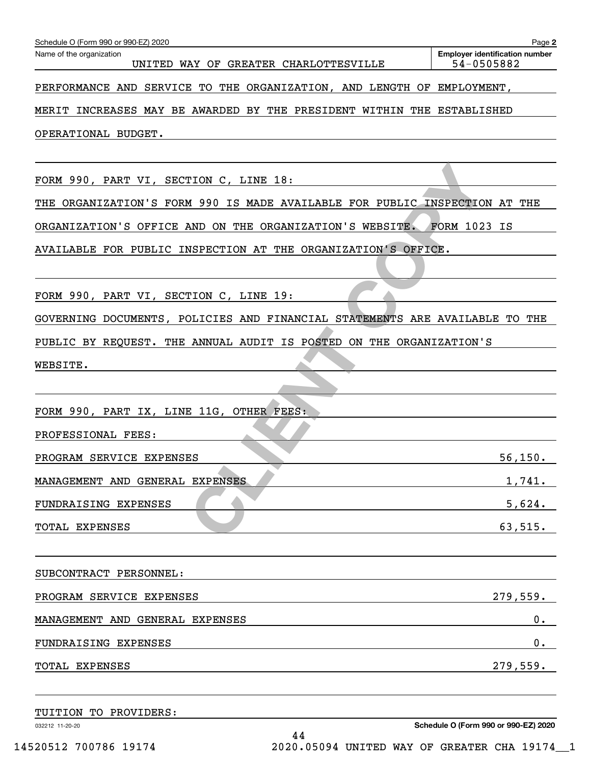Name of the organization: UNITED WAY OF GREATER CHARLOTTESVILLE

Employer identification number: 54-0505882

PERFORMANCE AND SERVICE TO THE ORGANIZATION, AND LENGTH OF EMPLOYMENT, MERIT INCREASES MAY BE AWARDED BY THE PRESIDENT WITHIN THE ESTABLISHED OPERATIONAL BUDGET.

FORM 990, PART VI, SECTION C, LINE 18:

THE ORGANIZATION'S FORM 990 IS MADE AVAILABLE FOR PUBLIC INSPECTION AT THE ORGANIZATION'S OFFICE AND ON THE ORGANIZATION'S WEBSITE. FORM 1023 IS AVAILABLE FOR PUBLIC INSPECTION AT THE ORGANIZATION'S OFFICE.

FORM 990, PART VI, SECTION C, LINE 19:

GOVERNING DOCUMENTS, POLICIES AND FINANCIAL STATEMENTS ARE AVAILABLE TO THE PUBLIC BY REQUEST. THE ANNUAL AUDIT IS POSTED ON THE ORGANIZATION'S WEBSITE.

FORM 990, PART IX, LINE 11G, OTHER FEES:

PROFESSIONAL FEES:

| | |
|---|---|
| PROGRAM SERVICE EXPENSES | 56,150. |
| MANAGEMENT AND GENERAL EXPENSES | 1,741. |
| FUNDRAISING EXPENSES | 5,624. |
| TOTAL EXPENSES | 63,515. |

SUBCONTRACT PERSONNEL:

| | |
|---|---|
| PROGRAM SERVICE EXPENSES | 279,559. |
| MANAGEMENT AND GENERAL EXPENSES | 0. |
| FUNDRAISING EXPENSES | 0. |
| TOTAL EXPENSES | 279,559. |

TUITION TO PROVIDERS: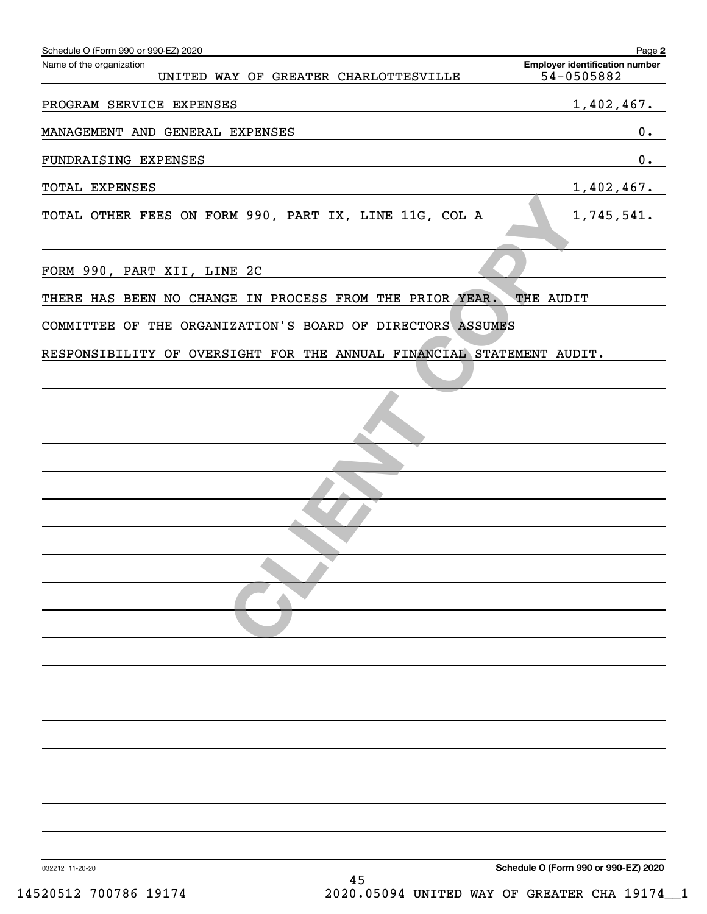Name of the organization: UNITED WAY OF GREATER CHARLOTTESVILLE

Employer identification number: 54-0505882

| | |
|---|---|
| PROGRAM SERVICE EXPENSES | 1,402,467. |
| MANAGEMENT AND GENERAL EXPENSES | 0. |
| FUNDRAISING EXPENSES | 0. |
| TOTAL EXPENSES | 1,402,467. |
| TOTAL OTHER FEES ON FORM 990, PART IX, LINE 11G, COL A | 1,745,541. |

FORM 990, PART XII, LINE 2C

THERE HAS BEEN NO CHANGE IN PROCESS FROM THE PRIOR YEAR. THE AUDIT COMMITTEE OF THE ORGANIZATION'S BOARD OF DIRECTORS ASSUMES RESPONSIBILITY OF OVERSIGHT FOR THE ANNUAL FINANCIAL STATEMENT AUDIT.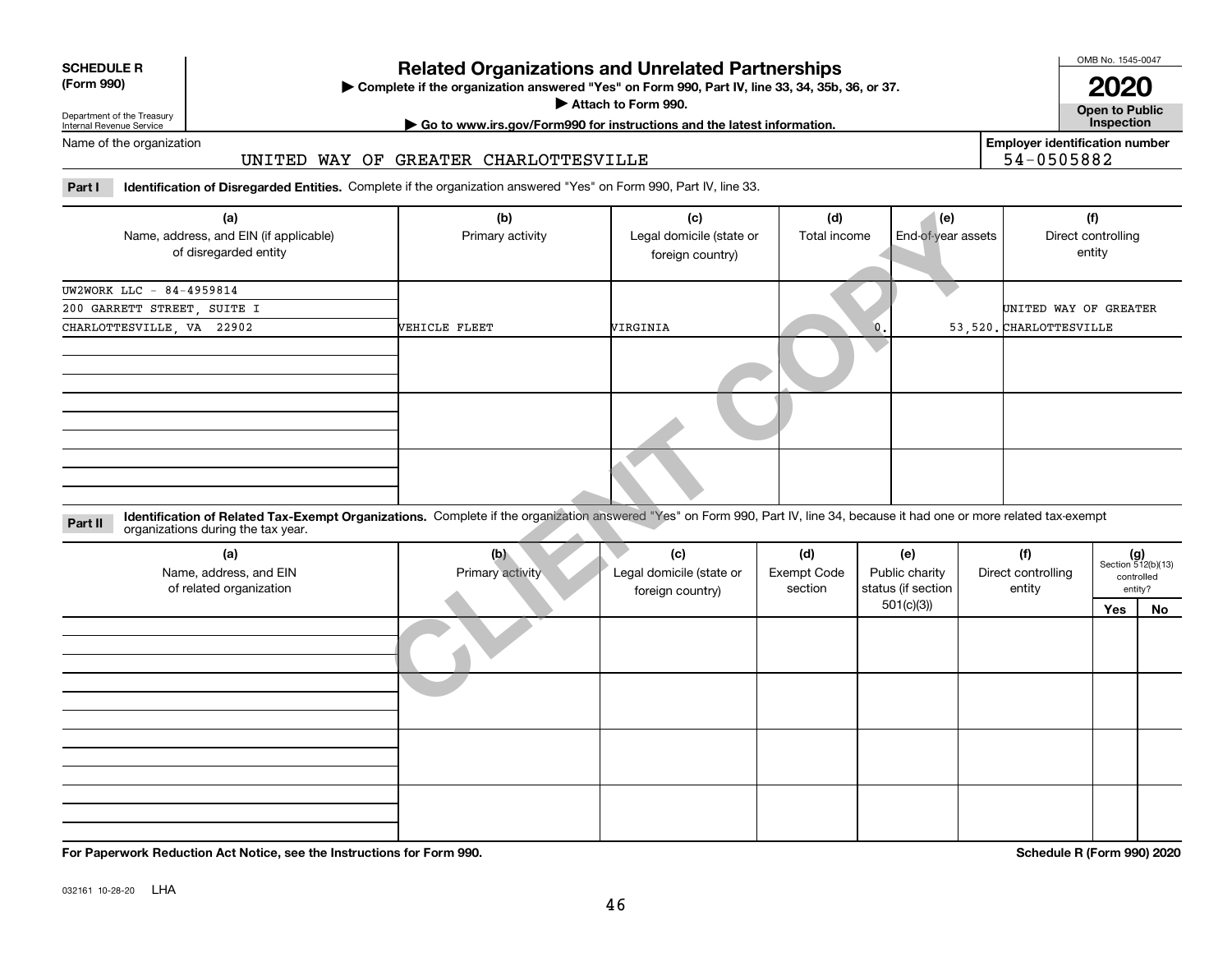**SCHEDULE R (Form 990)**

Department of the Treasury
Internal Revenue Service

# Related Organizations and Unrelated Partnerships

▶ Complete if the organization answered "Yes" on Form 990, Part IV, line 33, 34, 35b, 36, or 37.
▶ Attach to Form 990.
▶ Go to www.irs.gov/Form990 for instructions and the latest information.

OMB No. 1545-0047

**2020**

**Open to Public Inspection**

Name of the organization: UNITED WAY OF GREATER CHARLOTTESVILLE

Employer identification number: 54-0505882

**Part I Identification of Disregarded Entities.** Complete if the organization answered "Yes" on Form 990, Part IV, line 33.

| (a) Name, address, and EIN (if applicable) of disregarded entity | (b) Primary activity | (c) Legal domicile (state or foreign country) | (d) Total income | (e) End-of-year assets | (f) Direct controlling entity |
|---|---|---|---|---|---|
| UW2WORK LLC - 84-4959814<br>200 GARRETT STREET, SUITE I<br>CHARLOTTESVILLE, VA 22902 | VEHICLE FLEET | VIRGINIA | 0. | 53,520. | UNITED WAY OF GREATER CHARLOTTESVILLE |
| | | | | | |
| | | | | | |
| | | | | | |

**Part II Identification of Related Tax-Exempt Organizations.** Complete if the organization answered "Yes" on Form 990, Part IV, line 34, because it had one or more related tax-exempt organizations during the tax year.

| (a) Name, address, and EIN of related organization | (b) Primary activity | (c) Legal domicile (state or foreign country) | (d) Exempt Code section | (e) Public charity status (if section 501(c)(3)) | (f) Direct controlling entity | (g) Section 512(b)(13) controlled entity? Yes | No |
|---|---|---|---|---|---|---|---|
| | | | | | | | |
| | | | | | | | |
| | | | | | | | |
| | | | | | | | |

**For Paperwork Reduction Act Notice, see the Instructions for Form 990.**

**Schedule R (Form 990) 2020**

032161 10-28-20 LHA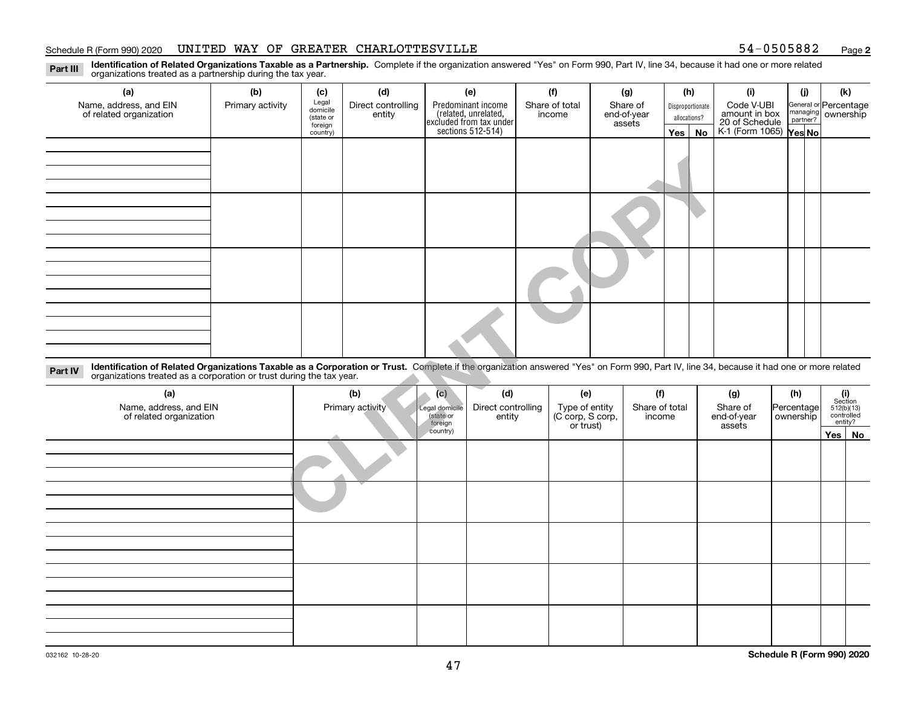Schedule R (Form 990) 2020 UNITED WAY OF GREATER CHARLOTTESVILLE 54-0505882 Page **2**

**Part III** **Identification of Related Organizations Taxable as a Partnership.** Complete if the organization answered "Yes" on Form 990, Part IV, line 34, because it had one or more related organizations treated as a partnership during the tax year.

| (a) Name, address, and EIN of related organization | (b) Primary activity | (c) Legal domicile (state or foreign country) | (d) Direct controlling entity | (e) Predominant income (related, unrelated, excluded from tax under sections 512-514) | (f) Share of total income | (g) Share of end-of-year assets | (h) Disproportionate allocations? Yes | (h) No | (i) Code V-UBI amount in box 20 of Schedule K-1 (Form 1065) | (j) General or managing partner? Yes | (j) No | (k) Percentage ownership |
|---|---|---|---|---|---|---|---|---|---|---|---|---|
| | | | | | | | | | | | | |
| | | | | | | | | | | | | |
| | | | | | | | | | | | | |
| | | | | | | | | | | | | |

**Part IV** **Identification of Related Organizations Taxable as a Corporation or Trust.** Complete if the organization answered "Yes" on Form 990, Part IV, line 34, because it had one or more related organizations treated as a corporation or trust during the tax year.

| (a) Name, address, and EIN of related organization | (b) Primary activity | (c) Legal domicile (state or foreign country) | (d) Direct controlling entity | (e) Type of entity (C corp, S corp, or trust) | (f) Share of total income | (g) Share of end-of-year assets | (h) Percentage ownership | (i) Section 512(b)(13) controlled entity? Yes | (i) No |
|---|---|---|---|---|---|---|---|---|---|
| | | | | | | | | | |
| | | | | | | | | | |
| | | | | | | | | | |
| | | | | | | | | | |
| | | | | | | | | | |

CLIENT COPY

032162 10-28-20 **Schedule R (Form 990) 2020**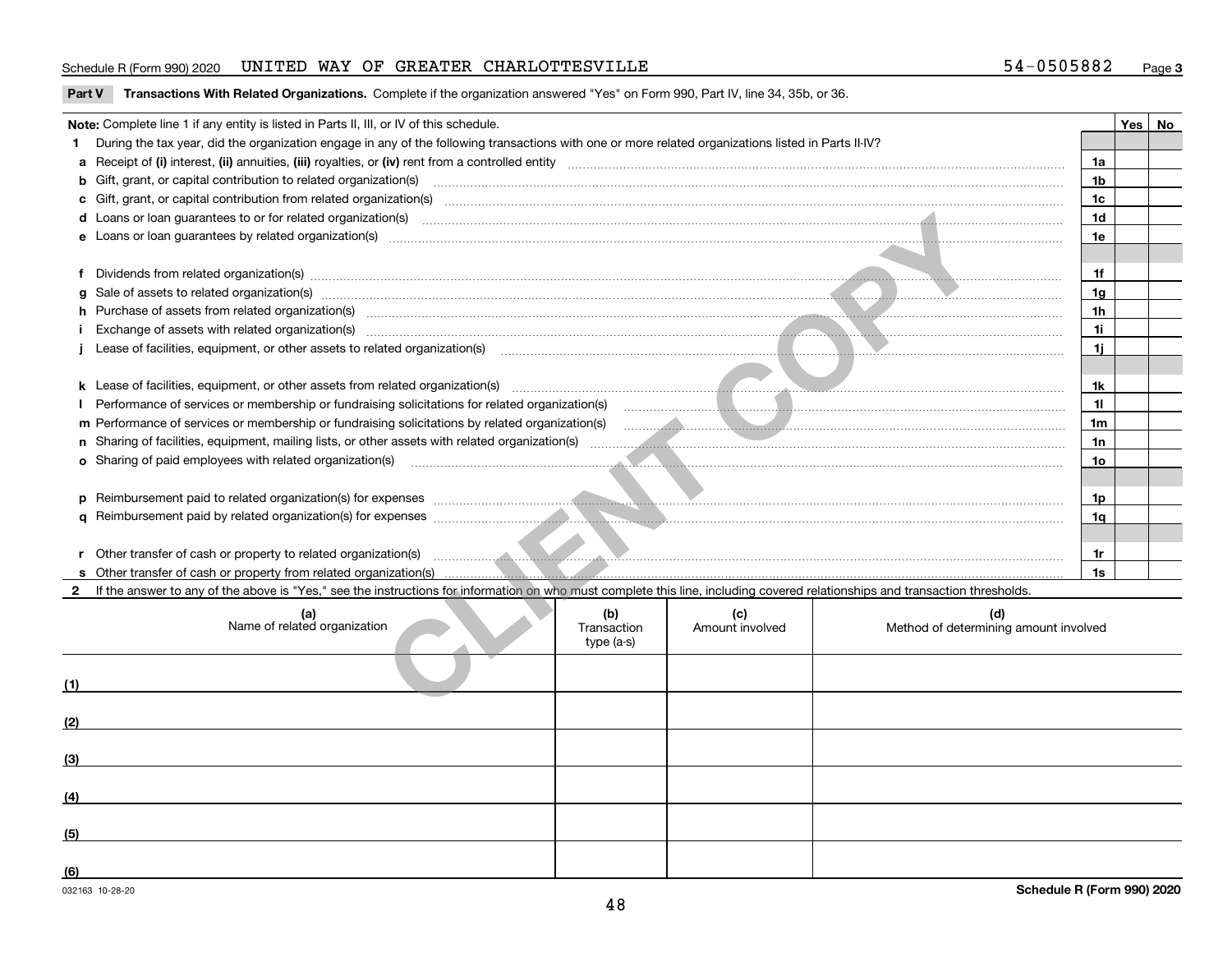Schedule R (Form 990) 2020 UNITED WAY OF GREATER CHARLOTTESVILLE 54-0505882 Page 3

**Part V Transactions With Related Organizations.** Complete if the organization answered "Yes" on Form 990, Part IV, line 34, 35b, or 36.

| Note: Complete line 1 if any entity is listed in Parts II, III, or IV of this schedule. | | Yes | No |
|---|---|---|---|
| **1** During the tax year, did the organization engage in any of the following transactions with one or more related organizations listed in Parts II-IV? | | | |
| **a** Receipt of **(i)** interest, **(ii)** annuities, **(iii)** royalties, or **(iv)** rent from a controlled entity | 1a | | |
| **b** Gift, grant, or capital contribution to related organization(s) | 1b | | |
| **c** Gift, grant, or capital contribution from related organization(s) | 1c | | |
| **d** Loans or loan guarantees to or for related organization(s) | 1d | | |
| **e** Loans or loan guarantees by related organization(s) | 1e | | |
| **f** Dividends from related organization(s) | 1f | | |
| **g** Sale of assets to related organization(s) | 1g | | |
| **h** Purchase of assets from related organization(s) | 1h | | |
| **i** Exchange of assets with related organization(s) | 1i | | |
| **j** Lease of facilities, equipment, or other assets to related organization(s) | 1j | | |
| **k** Lease of facilities, equipment, or other assets from related organization(s) | 1k | | |
| **l** Performance of services or membership or fundraising solicitations for related organization(s) | 1l | | |
| **m** Performance of services or membership or fundraising solicitations by related organization(s) | 1m | | |
| **n** Sharing of facilities, equipment, mailing lists, or other assets with related organization(s) | 1n | | |
| **o** Sharing of paid employees with related organization(s) | 1o | | |
| **p** Reimbursement paid to related organization(s) for expenses | 1p | | |
| **q** Reimbursement paid by related organization(s) for expenses | 1q | | |
| **r** Other transfer of cash or property to related organization(s) | 1r | | |
| **s** Other transfer of cash or property from related organization(s) | 1s | | |

**2** If the answer to any of the above is "Yes," see the instructions for information on who must complete this line, including covered relationships and transaction thresholds.

| | (a) Name of related organization | (b) Transaction type (a-s) | (c) Amount involved | (d) Method of determining amount involved |
|---|---|---|---|---|
| (1) | | | | |
| (2) | | | | |
| (3) | | | | |
| (4) | | | | |
| (5) | | | | |
| (6) | | | | |

032163 10-28-20

Schedule R (Form 990) 2020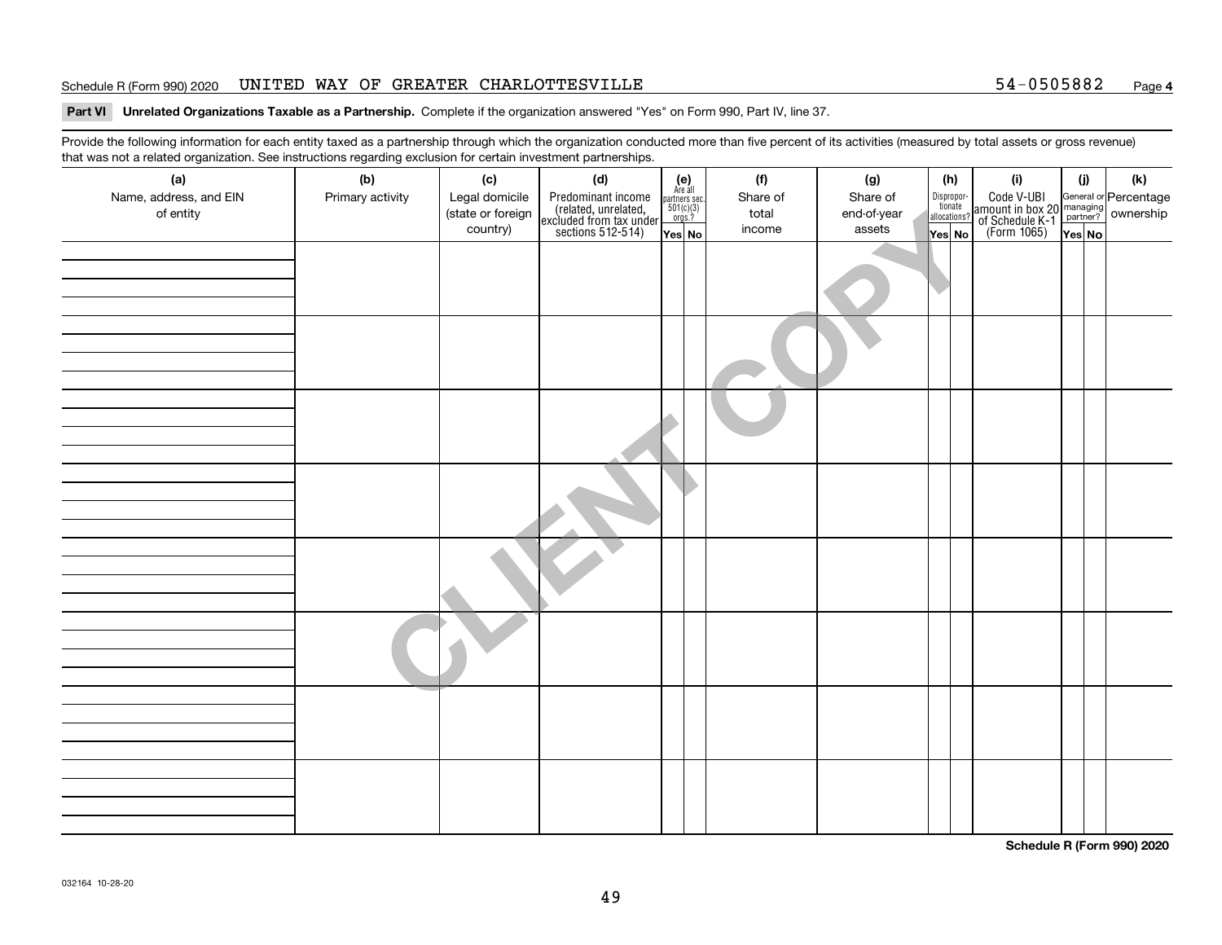Schedule R (Form 990) 2020 UNITED WAY OF GREATER CHARLOTTESVILLE 54-0505882 Page **4**

**Part VI Unrelated Organizations Taxable as a Partnership.** Complete if the organization answered "Yes" on Form 990, Part IV, line 37.

Provide the following information for each entity taxed as a partnership through which the organization conducted more than five percent of its activities (measured by total assets or gross revenue) that was not a related organization. See instructions regarding exclusion for certain investment partnerships.

| (a) Name, address, and EIN of entity | (b) Primary activity | (c) Legal domicile (state or foreign country) | (d) Predominant income (related, unrelated, excluded from tax under sections 512-514) | (e) Are all partners sec. 501(c)(3) orgs.? | | (f) Share of total income | (g) Share of end-of-year assets | (h) Disproportionate allocations? | | (i) Code V-UBI amount in box 20 of Schedule K-1 (Form 1065) | (j) General or managing partner? | | (k) Percentage ownership |
|---|---|---|---|---|---|---|---|---|---|---|---|---|---|
| | | | | Yes | No | | | Yes | No | | Yes | No | |
| | | | | | | | | | | | | | |
| | | | | | | | | | | | | | |
| | | | | | | | | | | | | | |
| | | | | | | | | | | | | | |
| | | | | | | | | | | | | | |
| | | | | | | | | | | | | | |
| | | | | | | | | | | | | | |
| | | | | | | | | | | | | | |

CLIENT COPY

**Schedule R (Form 990) 2020**

032164 10-28-20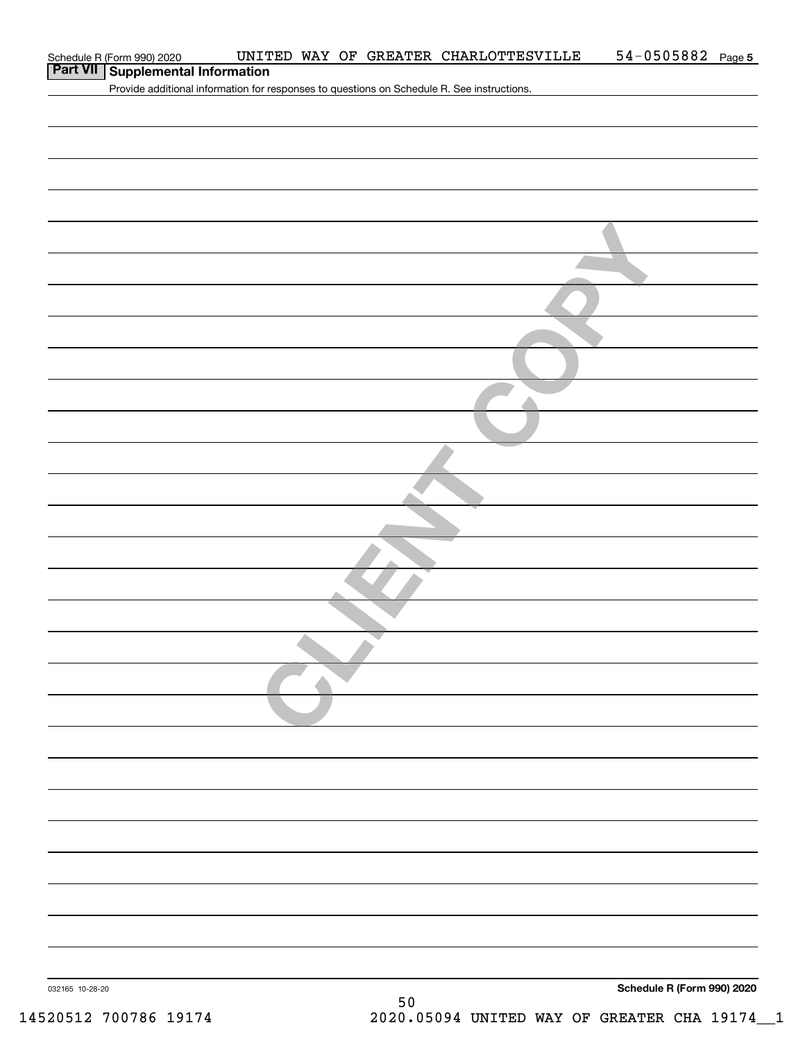Schedule R (Form 990) 2020 UNITED WAY OF GREATER CHARLOTTESVILLE 54-0505882 Page **5**

## Part VII Supplemental Information

Provide additional information for responses to questions on Schedule R. See instructions.

CLIENT COPY

032165 10-28-20

**Schedule R (Form 990) 2020**

14520512 700786 19174 2020.05094 UNITED WAY OF GREATER CHA 19174__1